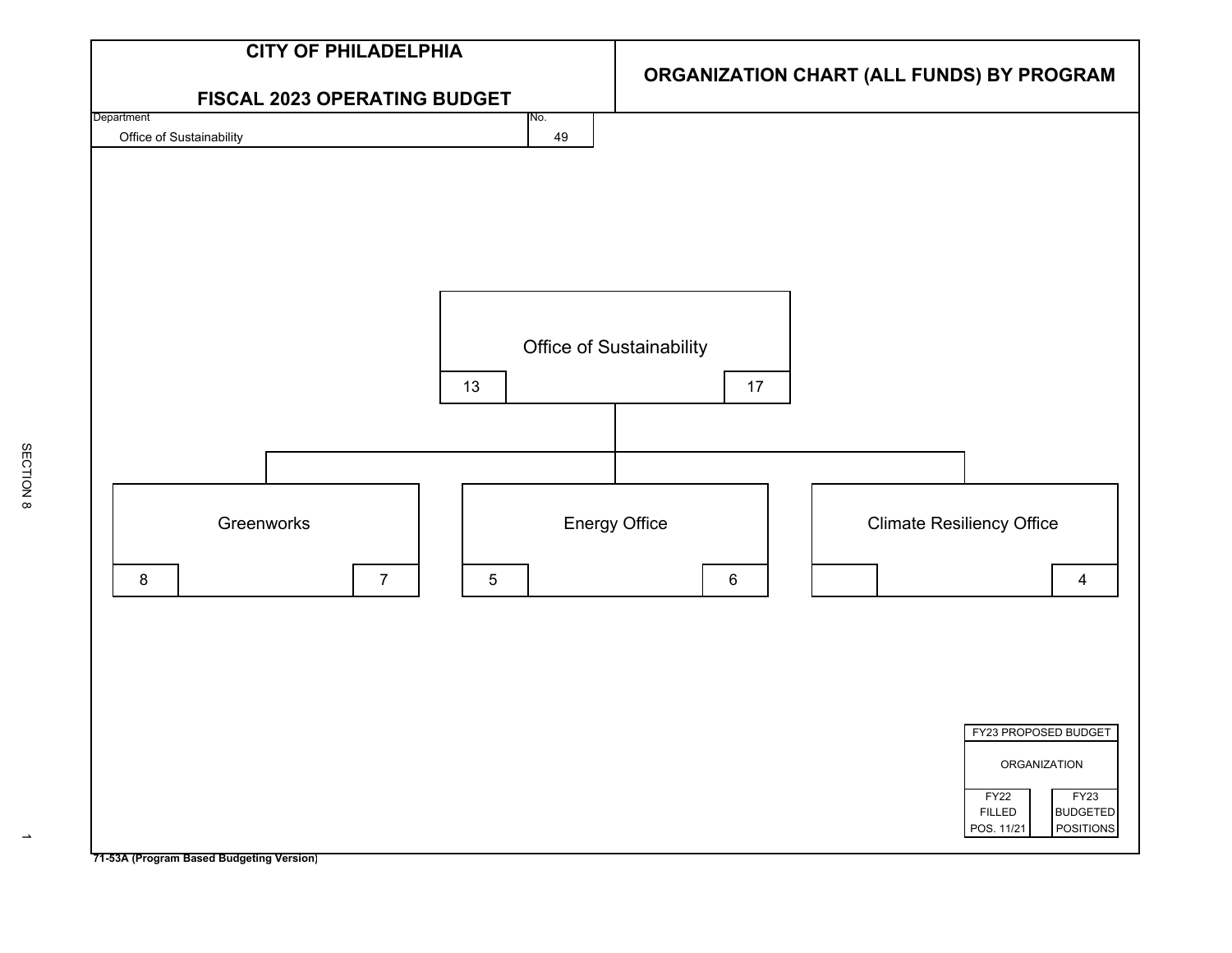# CITY OF PHILADELPHIA

## FISCAL 2023 OPERATING BUDGET

## ORGANIZATION CHART (ALL FUNDS) BY PROGRAM

| Department | No. |
|---|---|
| Office of Sustainability | 49 |

| Organization | FY22 Filled Pos. 11/21 | FY23 Budgeted Positions |
|---|---|---|
| Office of Sustainability | 13 | 17 |
| Greenworks | 8 | 7 |
| Energy Office | 5 | 6 |
| Climate Resiliency Office | | 4 |

FY23 PROPOSED BUDGET

ORGANIZATION

| FY22 FILLED POS. 11/21 | FY23 BUDGETED POSITIONS |
|---|---|

71-53A (Program Based Budgeting Version)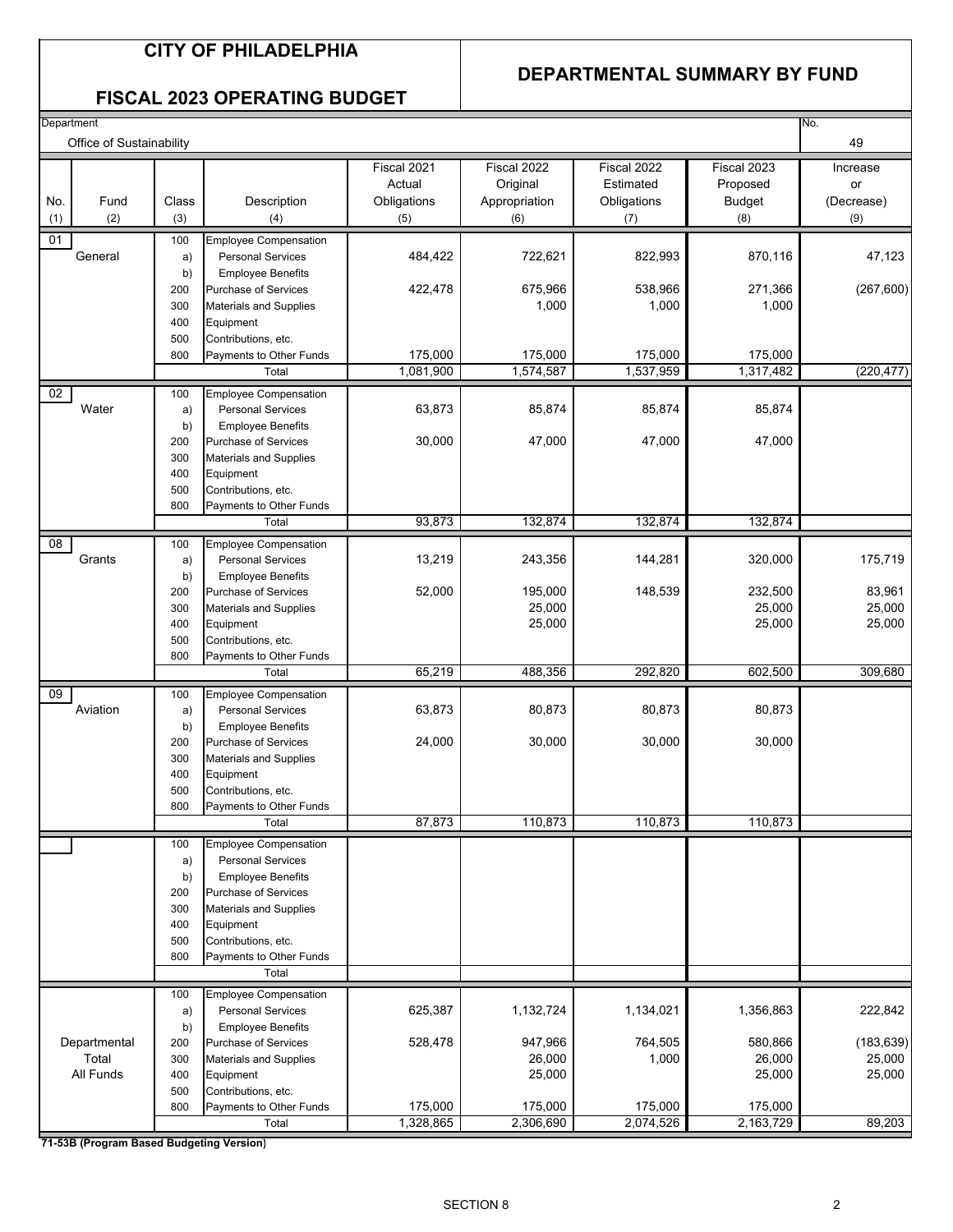# CITY OF PHILADELPHIA

## FISCAL 2023 OPERATING BUDGET

## DEPARTMENTAL SUMMARY BY FUND

Department: Office of Sustainability — No. 49

| No. (1) | Fund (2) | Class (3) | Description (4) | Fiscal 2021 Actual Obligations (5) | Fiscal 2022 Original Appropriation (6) | Fiscal 2022 Estimated Obligations (7) | Fiscal 2023 Proposed Budget (8) | Increase or (Decrease) (9) |
|---|---|---|---|---|---|---|---|---|
| 01 | General | 100 | Employee Compensation | | | | | |
| | | a) | Personal Services | 484,422 | 722,621 | 822,993 | 870,116 | 47,123 |
| | | b) | Employee Benefits | | | | | |
| | | 200 | Purchase of Services | 422,478 | 675,966 | 538,966 | 271,366 | (267,600) |
| | | 300 | Materials and Supplies | | 1,000 | 1,000 | 1,000 | |
| | | 400 | Equipment | | | | | |
| | | 500 | Contributions, etc. | | | | | |
| | | 800 | Payments to Other Funds | 175,000 | 175,000 | 175,000 | 175,000 | |
| | | | Total | 1,081,900 | 1,574,587 | 1,537,959 | 1,317,482 | (220,477) |
| 02 | Water | 100 | Employee Compensation | | | | | |
| | | a) | Personal Services | 63,873 | 85,874 | 85,874 | 85,874 | |
| | | b) | Employee Benefits | | | | | |
| | | 200 | Purchase of Services | 30,000 | 47,000 | 47,000 | 47,000 | |
| | | 300 | Materials and Supplies | | | | | |
| | | 400 | Equipment | | | | | |
| | | 500 | Contributions, etc. | | | | | |
| | | 800 | Payments to Other Funds | | | | | |
| | | | Total | 93,873 | 132,874 | 132,874 | 132,874 | |
| 08 | Grants | 100 | Employee Compensation | | | | | |
| | | a) | Personal Services | 13,219 | 243,356 | 144,281 | 320,000 | 175,719 |
| | | b) | Employee Benefits | | | | | |
| | | 200 | Purchase of Services | 52,000 | 195,000 | 148,539 | 232,500 | 83,961 |
| | | 300 | Materials and Supplies | | 25,000 | | 25,000 | 25,000 |
| | | 400 | Equipment | | 25,000 | | 25,000 | 25,000 |
| | | 500 | Contributions, etc. | | | | | |
| | | 800 | Payments to Other Funds | | | | | |
| | | | Total | 65,219 | 488,356 | 292,820 | 602,500 | 309,680 |
| 09 | Aviation | 100 | Employee Compensation | | | | | |
| | | a) | Personal Services | 63,873 | 80,873 | 80,873 | 80,873 | |
| | | b) | Employee Benefits | | | | | |
| | | 200 | Purchase of Services | 24,000 | 30,000 | 30,000 | 30,000 | |
| | | 300 | Materials and Supplies | | | | | |
| | | 400 | Equipment | | | | | |
| | | 500 | Contributions, etc. | | | | | |
| | | 800 | Payments to Other Funds | | | | | |
| | | | Total | 87,873 | 110,873 | 110,873 | 110,873 | |
| | | 100 | Employee Compensation | | | | | |
| | | a) | Personal Services | | | | | |
| | | b) | Employee Benefits | | | | | |
| | | 200 | Purchase of Services | | | | | |
| | | 300 | Materials and Supplies | | | | | |
| | | 400 | Equipment | | | | | |
| | | 500 | Contributions, etc. | | | | | |
| | | 800 | Payments to Other Funds | | | | | |
| | | | Total | | | | | |
| | Departmental Total All Funds | 100 | Employee Compensation | | | | | |
| | | a) | Personal Services | 625,387 | 1,132,724 | 1,134,021 | 1,356,863 | 222,842 |
| | | b) | Employee Benefits | | | | | |
| | | 200 | Purchase of Services | 528,478 | 947,966 | 764,505 | 580,866 | (183,639) |
| | | 300 | Materials and Supplies | | 26,000 | 1,000 | 26,000 | 25,000 |
| | | 400 | Equipment | | 25,000 | | 25,000 | 25,000 |
| | | 500 | Contributions, etc. | | | | | |
| | | 800 | Payments to Other Funds | 175,000 | 175,000 | 175,000 | 175,000 | |
| | | | Total | 1,328,865 | 2,306,690 | 2,074,526 | 2,163,729 | 89,203 |

**71-53B (Program Based Budgeting Version)**

SECTION 8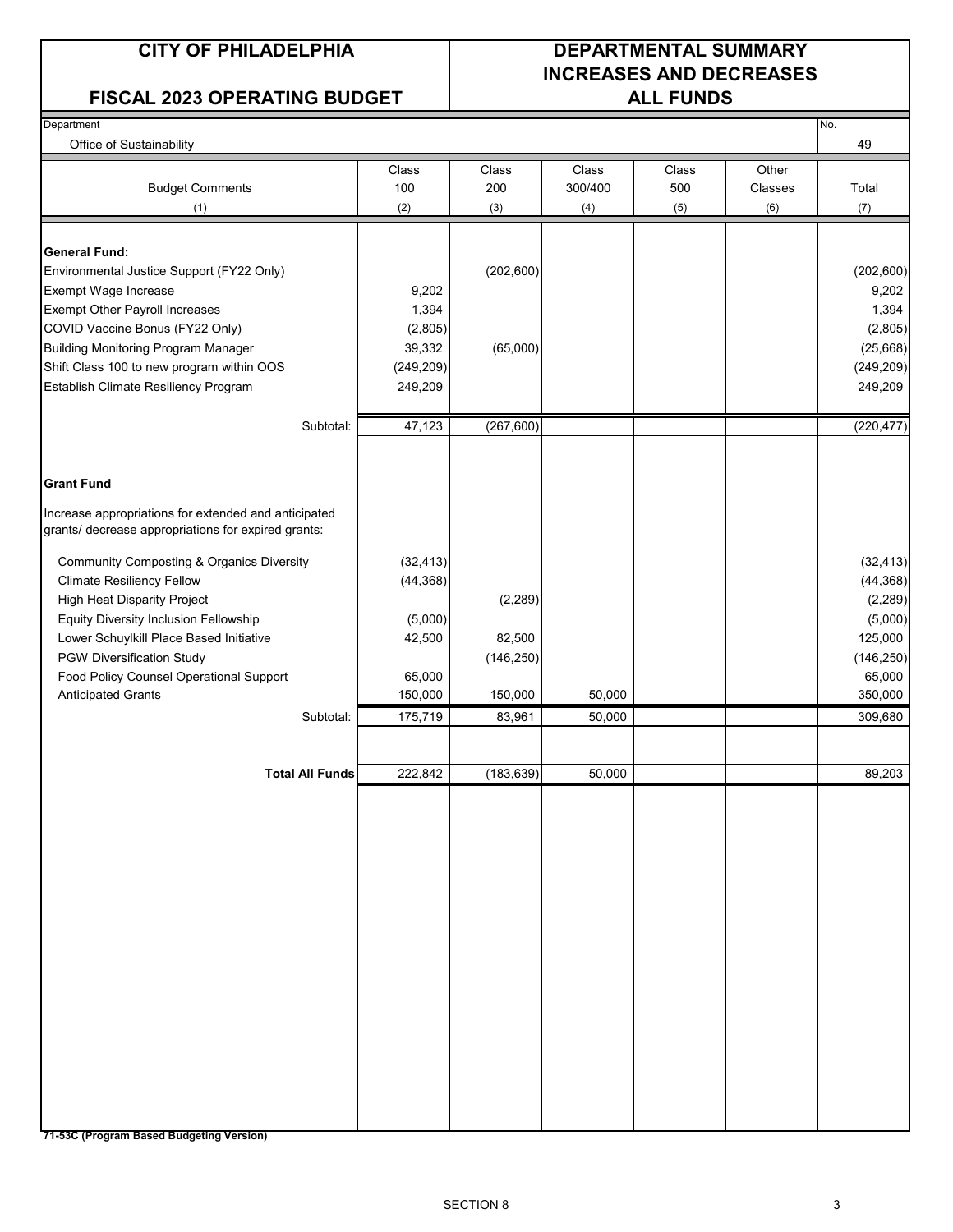# CITY OF PHILADELPHIA

## FISCAL 2023 OPERATING BUDGET

## DEPARTMENTAL SUMMARY INCREASES AND DECREASES ALL FUNDS

| Department | | | | | | No. |
|---|---|---|---|---|---|---|
| Office of Sustainability | | | | | | 49 |

| Budget Comments (1) | Class 100 (2) | Class 200 (3) | Class 300/400 (4) | Class 500 (5) | Other Classes (6) | Total (7) |
|---|---|---|---|---|---|---|
| **General Fund:** | | | | | | |
| Environmental Justice Support (FY22 Only) | | (202,600) | | | | (202,600) |
| Exempt Wage Increase | 9,202 | | | | | 9,202 |
| Exempt Other Payroll Increases | 1,394 | | | | | 1,394 |
| COVID Vaccine Bonus (FY22 Only) | (2,805) | | | | | (2,805) |
| Building Monitoring Program Manager | 39,332 | (65,000) | | | | (25,668) |
| Shift Class 100 to new program within OOS | (249,209) | | | | | (249,209) |
| Establish Climate Resiliency Program | 249,209 | | | | | 249,209 |
| Subtotal: | 47,123 | (267,600) | | | | (220,477) |
| **Grant Fund** | | | | | | |
| Increase appropriations for extended and anticipated grants/ decrease appropriations for expired grants: | | | | | | |
| Community Composting & Organics Diversity | (32,413) | | | | | (32,413) |
| Climate Resiliency Fellow | (44,368) | | | | | (44,368) |
| High Heat Disparity Project | | (2,289) | | | | (2,289) |
| Equity Diversity Inclusion Fellowship | (5,000) | | | | | (5,000) |
| Lower Schuylkill Place Based Initiative | 42,500 | 82,500 | | | | 125,000 |
| PGW Diversification Study | | (146,250) | | | | (146,250) |
| Food Policy Counsel Operational Support | 65,000 | | | | | 65,000 |
| Anticipated Grants | 150,000 | 150,000 | 50,000 | | | 350,000 |
| Subtotal: | 175,719 | 83,961 | 50,000 | | | 309,680 |
| **Total All Funds** | 222,842 | (183,639) | 50,000 | | | 89,203 |

**71-53C (Program Based Budgeting Version)**

SECTION 8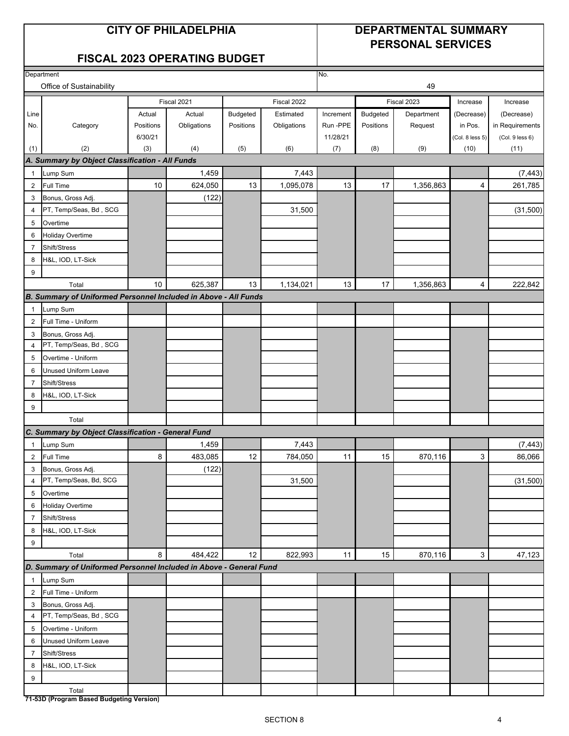# CITY OF PHILADELPHIA

## FISCAL 2023 OPERATING BUDGET

## DEPARTMENTAL SUMMARY PERSONAL SERVICES

Department: Office of Sustainability

No. 49

| Line No. | Category | Fiscal 2021 Actual Positions 6/30/21 | Fiscal 2021 Actual Obligations | Fiscal 2022 Budgeted Positions | Fiscal 2022 Estimated Obligations | Increment Run -PPE 11/28/21 | Fiscal 2023 Budgeted Positions | Fiscal 2023 Department Request | Increase (Decrease) in Pos. (Col. 8 less 5) | Increase (Decrease) in Requirements (Col. 9 less 6) |
|---|---|---|---|---|---|---|---|---|---|---|
| (1) | (2) | (3) | (4) | (5) | (6) | (7) | (8) | (9) | (10) | (11) |
| **A. Summary by Object Classification - All Funds** | | | | | | | | | | |
| 1 | Lump Sum | | 1,459 | | 7,443 | | | | | (7,443) |
| 2 | Full Time | 10 | 624,050 | 13 | 1,095,078 | 13 | 17 | 1,356,863 | 4 | 261,785 |
| 3 | Bonus, Gross Adj. | | (122) | | | | | | | |
| 4 | PT, Temp/Seas, Bd , SCG | | | | 31,500 | | | | | (31,500) |
| 5 | Overtime | | | | | | | | | |
| 6 | Holiday Overtime | | | | | | | | | |
| 7 | Shift/Stress | | | | | | | | | |
| 8 | H&L, IOD, LT-Sick | | | | | | | | | |
| 9 | | | | | | | | | | |
| | Total | 10 | 625,387 | 13 | 1,134,021 | 13 | 17 | 1,356,863 | 4 | 222,842 |
| **B. Summary of Uniformed Personnel Included in Above - All Funds** | | | | | | | | | | |
| 1 | Lump Sum | | | | | | | | | |
| 2 | Full Time - Uniform | | | | | | | | | |
| 3 | Bonus, Gross Adj. | | | | | | | | | |
| 4 | PT, Temp/Seas, Bd , SCG | | | | | | | | | |
| 5 | Overtime - Uniform | | | | | | | | | |
| 6 | Unused Uniform Leave | | | | | | | | | |
| 7 | Shift/Stress | | | | | | | | | |
| 8 | H&L, IOD, LT-Sick | | | | | | | | | |
| 9 | | | | | | | | | | |
| | Total | | | | | | | | | |
| **C. Summary by Object Classification - General Fund** | | | | | | | | | | |
| 1 | Lump Sum | | 1,459 | | 7,443 | | | | | (7,443) |
| 2 | Full Time | 8 | 483,085 | 12 | 784,050 | 11 | 15 | 870,116 | 3 | 86,066 |
| 3 | Bonus, Gross Adj. | | (122) | | | | | | | |
| 4 | PT, Temp/Seas, Bd, SCG | | | | 31,500 | | | | | (31,500) |
| 5 | Overtime | | | | | | | | | |
| 6 | Holiday Overtime | | | | | | | | | |
| 7 | Shift/Stress | | | | | | | | | |
| 8 | H&L, IOD, LT-Sick | | | | | | | | | |
| 9 | | | | | | | | | | |
| | Total | 8 | 484,422 | 12 | 822,993 | 11 | 15 | 870,116 | 3 | 47,123 |
| **D. Summary of Uniformed Personnel Included in Above - General Fund** | | | | | | | | | | |
| 1 | Lump Sum | | | | | | | | | |
| 2 | Full Time - Uniform | | | | | | | | | |
| 3 | Bonus, Gross Adj. | | | | | | | | | |
| 4 | PT, Temp/Seas, Bd , SCG | | | | | | | | | |
| 5 | Overtime - Uniform | | | | | | | | | |
| 6 | Unused Uniform Leave | | | | | | | | | |
| 7 | Shift/Stress | | | | | | | | | |
| 8 | H&L, IOD, LT-Sick | | | | | | | | | |
| 9 | | | | | | | | | | |
| | Total | | | | | | | | | |

**71-53D (Program Based Budgeting Version)**

SECTION 8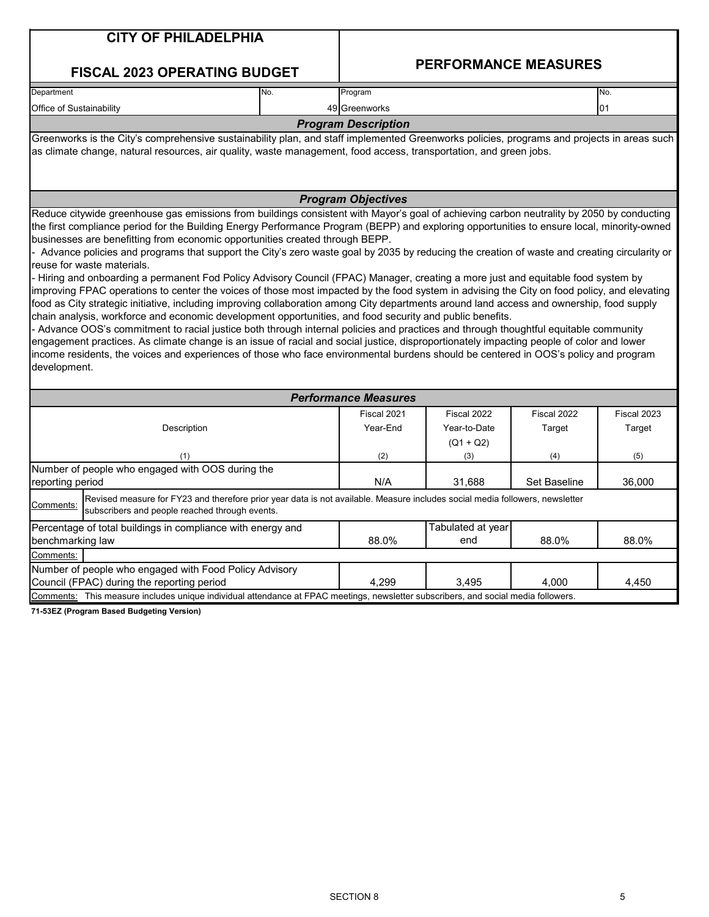# CITY OF PHILADELPHIA

## FISCAL 2023 OPERATING BUDGET

## PERFORMANCE MEASURES

| Department | No. | Program | No. |
|---|---|---|---|
| Office of Sustainability | 49 | Greenworks | 01 |

### *Program Description*

Greenworks is the City's comprehensive sustainability plan, and staff implemented Greenworks policies, programs and projects in areas such as climate change, natural resources, air quality, waste management, food access, transportation, and green jobs.

### *Program Objectives*

Reduce citywide greenhouse gas emissions from buildings consistent with Mayor's goal of achieving carbon neutrality by 2050 by conducting the first compliance period for the Building Energy Performance Program (BEPP) and exploring opportunities to ensure local, minority-owned businesses are benefitting from economic opportunities created through BEPP.

- Advance policies and programs that support the City's zero waste goal by 2035 by reducing the creation of waste and creating circularity or reuse for waste materials.
- Hiring and onboarding a permanent Fod Policy Advisory Council (FPAC) Manager, creating a more just and equitable food system by improving FPAC operations to center the voices of those most impacted by the food system in advising the City on food policy, and elevating food as City strategic initiative, including improving collaboration among City departments around land access and ownership, food supply chain analysis, workforce and economic development opportunities, and food security and public benefits.
- Advance OOS's commitment to racial justice both through internal policies and practices and through thoughtful equitable community engagement practices. As climate change is an issue of racial and social justice, disproportionately impacting people of color and lower income residents, the voices and experiences of those who face environmental burdens should be centered in OOS's policy and program development.

### *Performance Measures*

| Description<br>(1) | Fiscal 2021 Year-End<br>(2) | Fiscal 2022 Year-to-Date (Q1 + Q2)<br>(3) | Fiscal 2022 Target<br>(4) | Fiscal 2023 Target<br>(5) |
|---|---|---|---|---|
| Number of people who engaged with OOS during the reporting period | N/A | 31,688 | Set Baseline | 36,000 |
| Comments: Revised measure for FY23 and therefore prior year data is not available. Measure includes social media followers, newsletter subscribers and people reached through events. | | | | |
| Percentage of total buildings in compliance with energy and benchmarking law | 88.0% | Tabulated at year end | 88.0% | 88.0% |
| Comments: | | | | |
| Number of people who engaged with Food Policy Advisory Council (FPAC) during the reporting period | 4,299 | 3,495 | 4,000 | 4,450 |
| Comments: This measure includes unique individual attendance at FPAC meetings, newsletter subscribers, and social media followers. | | | | |

**71-53EZ (Program Based Budgeting Version)**

SECTION 8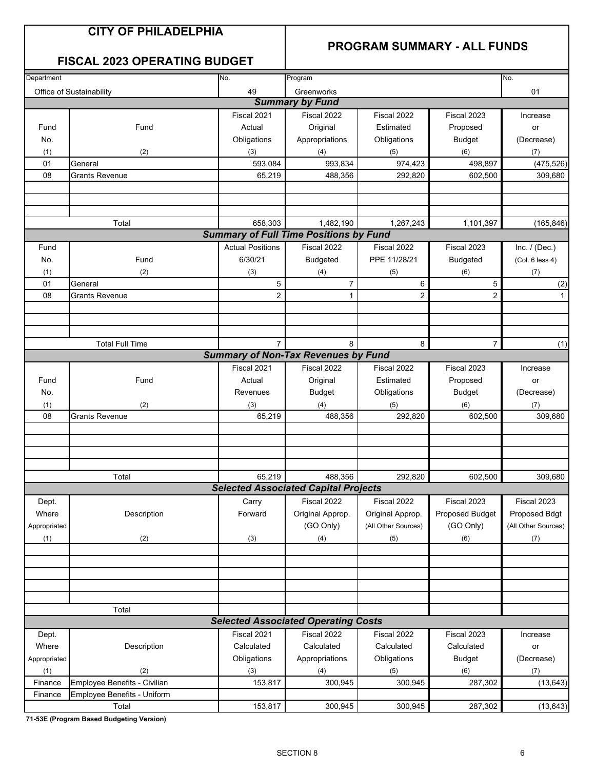# CITY OF PHILADELPHIA

## FISCAL 2023 OPERATING BUDGET

## PROGRAM SUMMARY - ALL FUNDS

| Department | No. | Program | No. |
|---|---|---|---|
| Office of Sustainability | 49 | Greenworks | 01 |

### Summary by Fund

| Fund No. (1) | Fund (2) | Fiscal 2021 Actual Obligations (3) | Fiscal 2022 Original Appropriations (4) | Fiscal 2022 Estimated Obligations (5) | Fiscal 2023 Proposed Budget (6) | Increase or (Decrease) (7) |
|---|---|---|---|---|---|---|
| 01 | General | 593,084 | 993,834 | 974,423 | 498,897 | (475,526) |
| 08 | Grants Revenue | 65,219 | 488,356 | 292,820 | 602,500 | 309,680 |
| | Total | 658,303 | 1,482,190 | 1,267,243 | 1,101,397 | (165,846) |

### Summary of Full Time Positions by Fund

| Fund No. (1) | Fund (2) | Actual Positions 6/30/21 (3) | Fiscal 2022 Budgeted (4) | Fiscal 2022 PPE 11/28/21 (5) | Fiscal 2023 Budgeted (6) | Inc. / (Dec.) (Col. 6 less 4) (7) |
|---|---|---|---|---|---|---|
| 01 | General | 5 | 7 | 6 | 5 | (2) |
| 08 | Grants Revenue | 2 | 1 | 2 | 2 | 1 |
| | Total Full Time | 7 | 8 | 8 | 7 | (1) |

### Summary of Non-Tax Revenues by Fund

| Fund No. (1) | Fund (2) | Fiscal 2021 Actual Revenues (3) | Fiscal 2022 Original Budget (4) | Fiscal 2022 Estimated Obligations (5) | Fiscal 2023 Proposed Budget (6) | Increase or (Decrease) (7) |
|---|---|---|---|---|---|---|
| 08 | Grants Revenue | 65,219 | 488,356 | 292,820 | 602,500 | 309,680 |
| | Total | 65,219 | 488,356 | 292,820 | 602,500 | 309,680 |

### Selected Associated Capital Projects

| Dept. Where Appropriated (1) | Description (2) | Carry Forward (3) | Fiscal 2022 Original Approp. (GO Only) (4) | Fiscal 2022 Original Approp. (All Other Sources) (5) | Fiscal 2023 Proposed Budget (GO Only) (6) | Fiscal 2023 Proposed Bdgt (All Other Sources) (7) |
|---|---|---|---|---|---|---|
| | Total | | | | | |

### Selected Associated Operating Costs

| Dept. Where Appropriated (1) | Description (2) | Fiscal 2021 Calculated Obligations (3) | Fiscal 2022 Calculated Appropriations (4) | Fiscal 2022 Calculated Obligations (5) | Fiscal 2023 Calculated Budget (6) | Increase or (Decrease) (7) |
|---|---|---|---|---|---|---|
| Finance | Employee Benefits - Civilian | 153,817 | 300,945 | 300,945 | 287,302 | (13,643) |
| Finance | Employee Benefits - Uniform | | | | | |
| | Total | 153,817 | 300,945 | 300,945 | 287,302 | (13,643) |

**71-53E (Program Based Budgeting Version)**

SECTION 8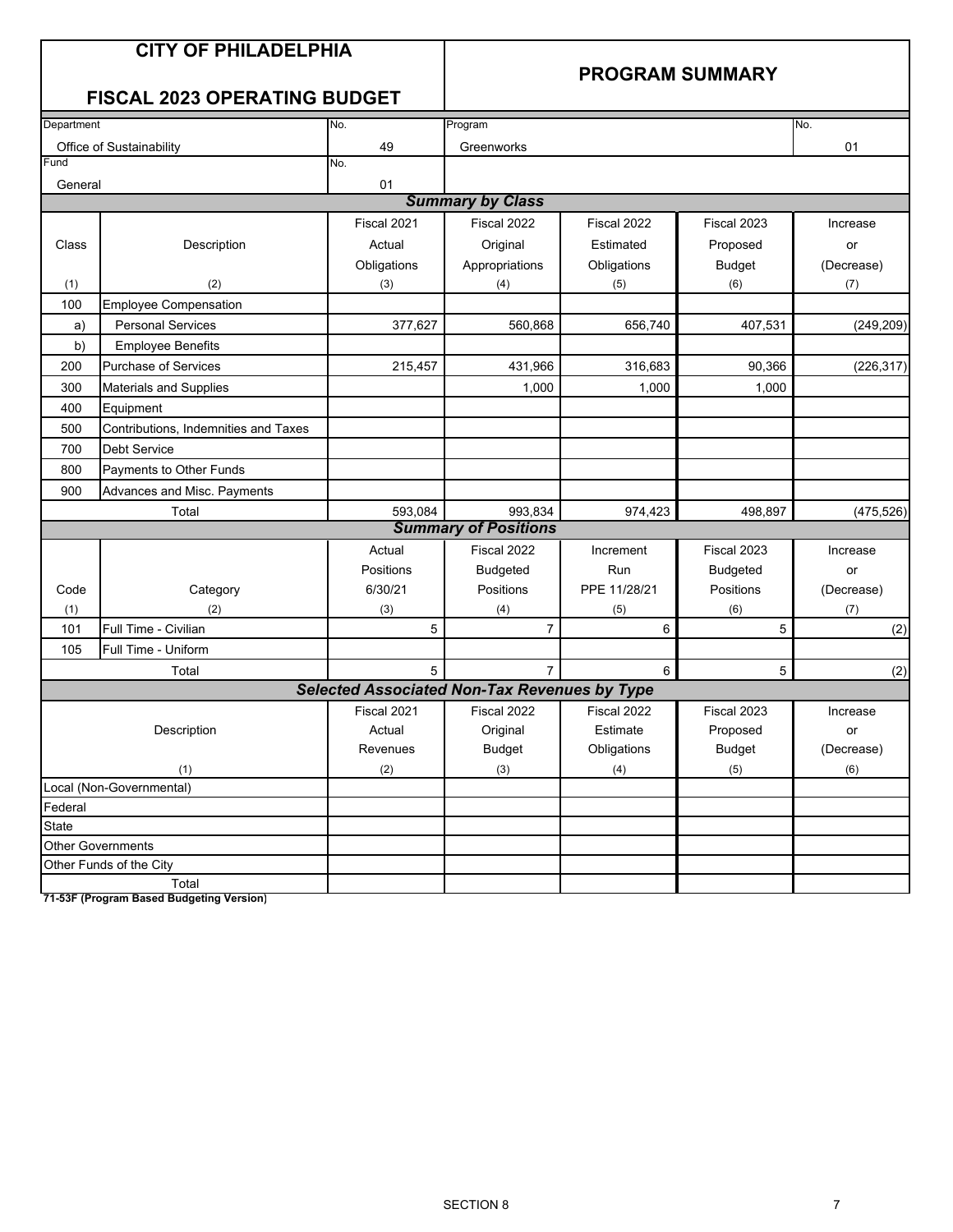# CITY OF PHILADELPHIA

## FISCAL 2023 OPERATING BUDGET

## PROGRAM SUMMARY

| Department | No. | Program | No. |
|---|---|---|---|
| Office of Sustainability | 49 | Greenworks | 01 |
| Fund | No. | | |
| General | 01 | | |

### *Summary by Class*

| Class | Description | Fiscal 2021 Actual Obligations | Fiscal 2022 Original Appropriations | Fiscal 2022 Estimated Obligations | Fiscal 2023 Proposed Budget | Increase or (Decrease) |
|---|---|---|---|---|---|---|
| (1) | (2) | (3) | (4) | (5) | (6) | (7) |
| 100 | Employee Compensation | | | | | |
| a) | Personal Services | 377,627 | 560,868 | 656,740 | 407,531 | (249,209) |
| b) | Employee Benefits | | | | | |
| 200 | Purchase of Services | 215,457 | 431,966 | 316,683 | 90,366 | (226,317) |
| 300 | Materials and Supplies | | 1,000 | 1,000 | 1,000 | |
| 400 | Equipment | | | | | |
| 500 | Contributions, Indemnities and Taxes | | | | | |
| 700 | Debt Service | | | | | |
| 800 | Payments to Other Funds | | | | | |
| 900 | Advances and Misc. Payments | | | | | |
| | Total | 593,084 | 993,834 | 974,423 | 498,897 | (475,526) |

### *Summary of Positions*

| Code | Category | Actual Positions 6/30/21 | Fiscal 2022 Budgeted Positions | Increment Run PPE 11/28/21 | Fiscal 2023 Budgeted Positions | Increase or (Decrease) |
|---|---|---|---|---|---|---|
| (1) | (2) | (3) | (4) | (5) | (6) | (7) |
| 101 | Full Time - Civilian | 5 | 7 | 6 | 5 | (2) |
| 105 | Full Time - Uniform | | | | | |
| | Total | 5 | 7 | 6 | 5 | (2) |

### *Selected Associated Non-Tax Revenues by Type*

| Description | Fiscal 2021 Actual Revenues | Fiscal 2022 Original Budget | Fiscal 2022 Estimate Obligations | Fiscal 2023 Proposed Budget | Increase or (Decrease) |
|---|---|---|---|---|---|
| (1) | (2) | (3) | (4) | (5) | (6) |
| Local (Non-Governmental) | | | | | |
| Federal | | | | | |
| State | | | | | |
| Other Governments | | | | | |
| Other Funds of the City | | | | | |
| Total | | | | | |

**71-53F (Program Based Budgeting Version)**

SECTION 8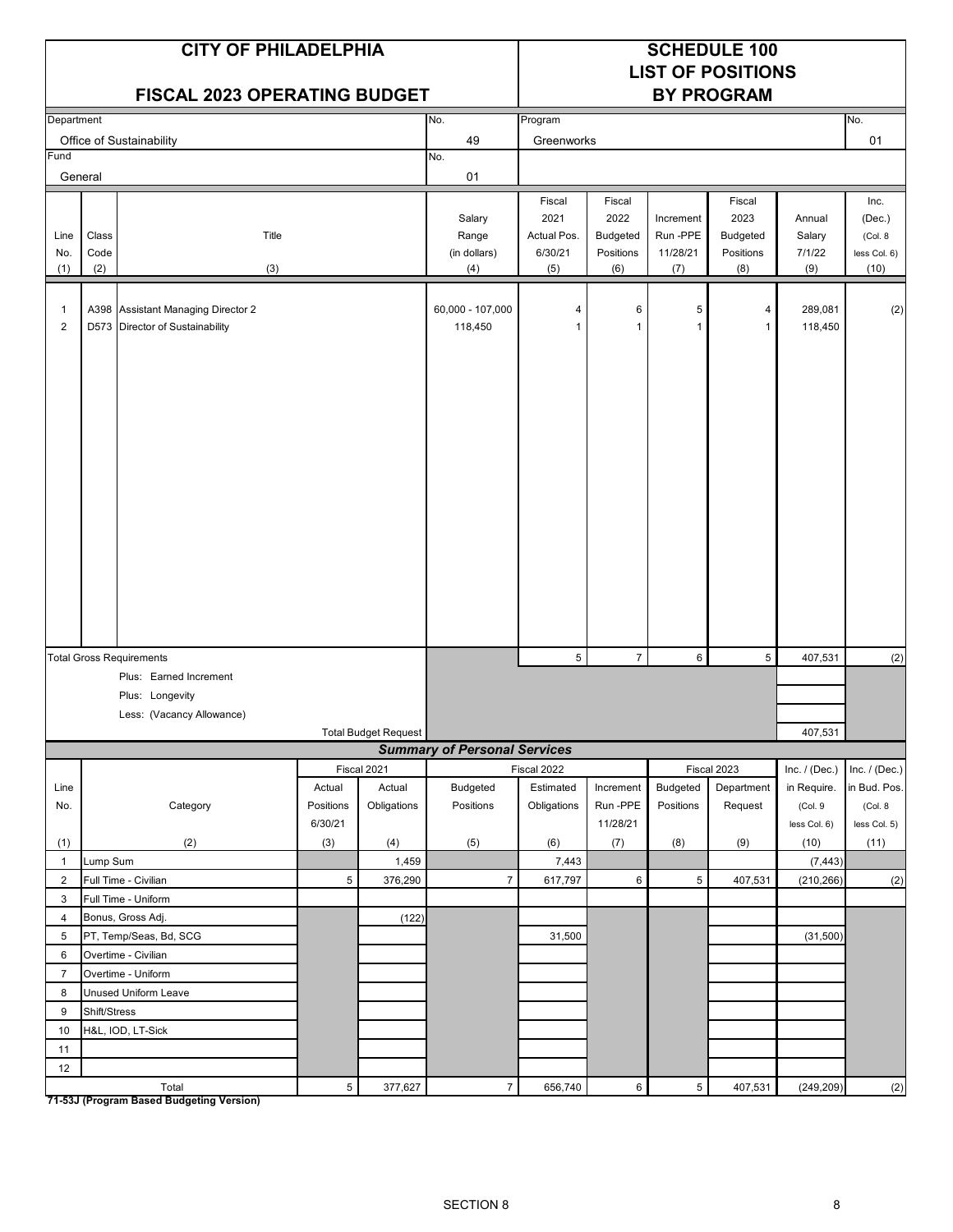# CITY OF PHILADELPHIA

## FISCAL 2023 OPERATING BUDGET

## SCHEDULE 100 LIST OF POSITIONS BY PROGRAM

| Department | No. | Program | No. |
|---|---|---|---|
| Office of Sustainability | 49 | Greenworks | 01 |
| **Fund** | **No.** | | |
| General | 01 | | |

| Line No. (1) | Class Code (2) | Title (3) | Salary Range (in dollars) (4) | Fiscal 2021 Actual Pos. 6/30/21 (5) | Fiscal 2022 Budgeted Positions (6) | Increment Run -PPE 11/28/21 (7) | Fiscal 2023 Budgeted Positions (8) | Annual Salary 7/1/22 (9) | Inc. (Dec.) (Col. 8 less Col. 6) (10) |
|---|---|---|---|---|---|---|---|---|---|
| 1 | A398 | Assistant Managing Director 2 | 60,000 - 107,000 | 4 | 6 | 5 | 4 | 289,081 | (2) |
| 2 | D573 | Director of Sustainability | 118,450 | 1 | 1 | 1 | 1 | 118,450 | |
| | | Total Gross Requirements | | 5 | 7 | 6 | 5 | 407,531 | (2) |
| | | Plus: Earned Increment | | | | | | | |
| | | Plus: Longevity | | | | | | | |
| | | Less: (Vacancy Allowance) | | | | | | | |
| | | Total Budget Request | | | | | | 407,531 | |

### *Summary of Personal Services*

| Line No. (1) | Category (2) | Fiscal 2021 Actual Positions 6/30/21 (3) | Fiscal 2021 Actual Obligations (4) | Fiscal 2022 Budgeted Positions (5) | Fiscal 2022 Estimated Obligations (6) | Fiscal 2022 Increment Run -PPE 11/28/21 (7) | Fiscal 2023 Budgeted Positions (8) | Fiscal 2023 Department Request (9) | Inc. / (Dec.) in Require. (Col. 9 less Col. 6) (10) | Inc. / (Dec.) in Bud. Pos. (Col. 8 less Col. 5) (11) |
|---|---|---|---|---|---|---|---|---|---|---|
| 1 | Lump Sum | | 1,459 | | 7,443 | | | | (7,443) | |
| 2 | Full Time - Civilian | 5 | 376,290 | 7 | 617,797 | 6 | 5 | 407,531 | (210,266) | (2) |
| 3 | Full Time - Uniform | | | | | | | | | |
| 4 | Bonus, Gross Adj. | | (122) | | | | | | | |
| 5 | PT, Temp/Seas, Bd, SCG | | | | 31,500 | | | | (31,500) | |
| 6 | Overtime - Civilian | | | | | | | | | |
| 7 | Overtime - Uniform | | | | | | | | | |
| 8 | Unused Uniform Leave | | | | | | | | | |
| 9 | Shift/Stress | | | | | | | | | |
| 10 | H&L, IOD, LT-Sick | | | | | | | | | |
| 11 | | | | | | | | | | |
| 12 | | | | | | | | | | |
| | Total | 5 | 377,627 | 7 | 656,740 | 6 | 5 | 407,531 | (249,209) | (2) |

**71-53J (Program Based Budgeting Version)**

SECTION 8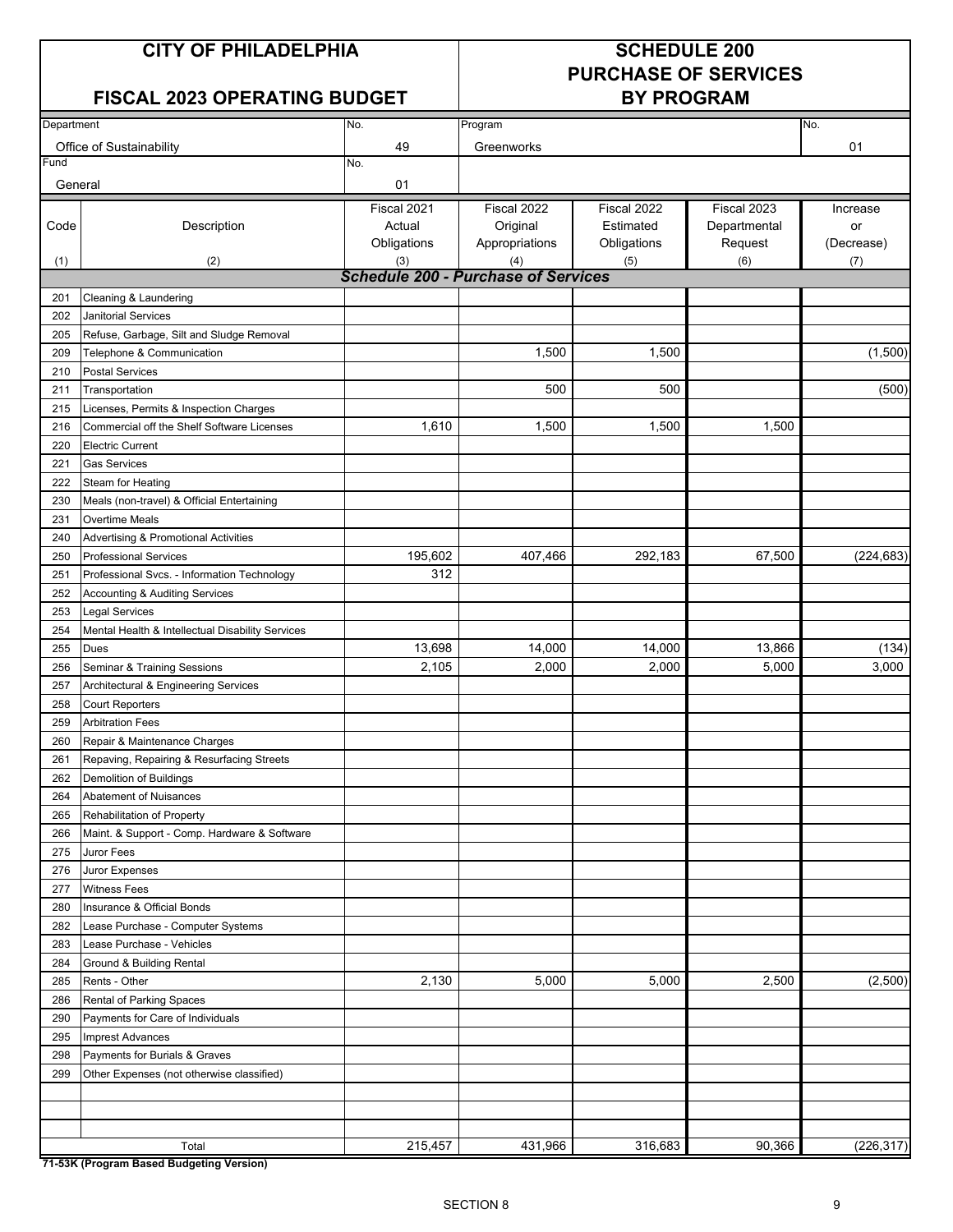# CITY OF PHILADELPHIA

## FISCAL 2023 OPERATING BUDGET

## SCHEDULE 200 PURCHASE OF SERVICES BY PROGRAM

| Department | No. | Program | No. |
|---|---|---|---|
| Office of Sustainability | 49 | Greenworks | 01 |
| **Fund** | **No.** | | |
| General | 01 | | |

| Code (1) | Description (2) | Fiscal 2021 Actual Obligations (3) | Fiscal 2022 Original Appropriations (4) | Fiscal 2022 Estimated Obligations (5) | Fiscal 2023 Departmental Request (6) | Increase or (Decrease) (7) |
|---|---|---|---|---|---|---|
| | ***Schedule 200 - Purchase of Services*** | | | | | |
| 201 | Cleaning & Laundering | | | | | |
| 202 | Janitorial Services | | | | | |
| 205 | Refuse, Garbage, Silt and Sludge Removal | | | | | |
| 209 | Telephone & Communication | | 1,500 | 1,500 | | (1,500) |
| 210 | Postal Services | | | | | |
| 211 | Transportation | | 500 | 500 | | (500) |
| 215 | Licenses, Permits & Inspection Charges | | | | | |
| 216 | Commercial off the Shelf Software Licenses | 1,610 | 1,500 | 1,500 | 1,500 | |
| 220 | Electric Current | | | | | |
| 221 | Gas Services | | | | | |
| 222 | Steam for Heating | | | | | |
| 230 | Meals (non-travel) & Official Entertaining | | | | | |
| 231 | Overtime Meals | | | | | |
| 240 | Advertising & Promotional Activities | | | | | |
| 250 | Professional Services | 195,602 | 407,466 | 292,183 | 67,500 | (224,683) |
| 251 | Professional Svcs. - Information Technology | 312 | | | | |
| 252 | Accounting & Auditing Services | | | | | |
| 253 | Legal Services | | | | | |
| 254 | Mental Health & Intellectual Disability Services | | | | | |
| 255 | Dues | 13,698 | 14,000 | 14,000 | 13,866 | (134) |
| 256 | Seminar & Training Sessions | 2,105 | 2,000 | 2,000 | 5,000 | 3,000 |
| 257 | Architectural & Engineering Services | | | | | |
| 258 | Court Reporters | | | | | |
| 259 | Arbitration Fees | | | | | |
| 260 | Repair & Maintenance Charges | | | | | |
| 261 | Repaving, Repairing & Resurfacing Streets | | | | | |
| 262 | Demolition of Buildings | | | | | |
| 264 | Abatement of Nuisances | | | | | |
| 265 | Rehabilitation of Property | | | | | |
| 266 | Maint. & Support - Comp. Hardware & Software | | | | | |
| 275 | Juror Fees | | | | | |
| 276 | Juror Expenses | | | | | |
| 277 | Witness Fees | | | | | |
| 280 | Insurance & Official Bonds | | | | | |
| 282 | Lease Purchase - Computer Systems | | | | | |
| 283 | Lease Purchase - Vehicles | | | | | |
| 284 | Ground & Building Rental | | | | | |
| 285 | Rents - Other | 2,130 | 5,000 | 5,000 | 2,500 | (2,500) |
| 286 | Rental of Parking Spaces | | | | | |
| 290 | Payments for Care of Individuals | | | | | |
| 295 | Imprest Advances | | | | | |
| 298 | Payments for Burials & Graves | | | | | |
| 299 | Other Expenses (not otherwise classified) | | | | | |
| | | | | | | |
| | | | | | | |
| | | | | | | |
| | Total | 215,457 | 431,966 | 316,683 | 90,366 | (226,317) |

**71-53K (Program Based Budgeting Version)**

SECTION 8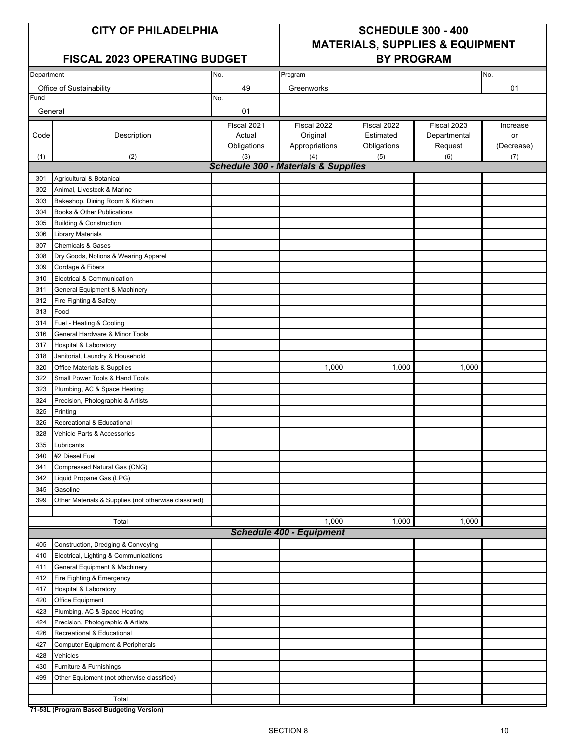# CITY OF PHILADELPHIA

## FISCAL 2023 OPERATING BUDGET

# SCHEDULE 300 - 400
## MATERIALS, SUPPLIES & EQUIPMENT
## BY PROGRAM

| Department | No. | Program | No. |
|---|---|---|---|
| Office of Sustainability | 49 | Greenworks | 01 |
| **Fund** | **No.** | | |
| General | 01 | | |

| Code (1) | Description (2) | Fiscal 2021 Actual Obligations (3) | Fiscal 2022 Original Appropriations (4) | Fiscal 2022 Estimated Obligations (5) | Fiscal 2023 Departmental Request (6) | Increase or (Decrease) (7) |
|---|---|---|---|---|---|---|
| | ***Schedule 300 - Materials & Supplies*** | | | | | |
| 301 | Agricultural & Botanical | | | | | |
| 302 | Animal, Livestock & Marine | | | | | |
| 303 | Bakeshop, Dining Room & Kitchen | | | | | |
| 304 | Books & Other Publications | | | | | |
| 305 | Building & Construction | | | | | |
| 306 | Library Materials | | | | | |
| 307 | Chemicals & Gases | | | | | |
| 308 | Dry Goods, Notions & Wearing Apparel | | | | | |
| 309 | Cordage & Fibers | | | | | |
| 310 | Electrical & Communication | | | | | |
| 311 | General Equipment & Machinery | | | | | |
| 312 | Fire Fighting & Safety | | | | | |
| 313 | Food | | | | | |
| 314 | Fuel - Heating & Cooling | | | | | |
| 316 | General Hardware & Minor Tools | | | | | |
| 317 | Hospital & Laboratory | | | | | |
| 318 | Janitorial, Laundry & Household | | | | | |
| 320 | Office Materials & Supplies | | 1,000 | 1,000 | 1,000 | |
| 322 | Small Power Tools & Hand Tools | | | | | |
| 323 | Plumbing, AC & Space Heating | | | | | |
| 324 | Precision, Photographic & Artists | | | | | |
| 325 | Printing | | | | | |
| 326 | Recreational & Educational | | | | | |
| 328 | Vehicle Parts & Accessories | | | | | |
| 335 | Lubricants | | | | | |
| 340 | #2 Diesel Fuel | | | | | |
| 341 | Compressed Natural Gas (CNG) | | | | | |
| 342 | Liquid Propane Gas (LPG) | | | | | |
| 345 | Gasoline | | | | | |
| 399 | Other Materials & Supplies (not otherwise classified) | | | | | |
| | Total | | 1,000 | 1,000 | 1,000 | |
| | ***Schedule 400 - Equipment*** | | | | | |
| 405 | Construction, Dredging & Conveying | | | | | |
| 410 | Electrical, Lighting & Communications | | | | | |
| 411 | General Equipment & Machinery | | | | | |
| 412 | Fire Fighting & Emergency | | | | | |
| 417 | Hospital & Laboratory | | | | | |
| 420 | Office Equipment | | | | | |
| 423 | Plumbing, AC & Space Heating | | | | | |
| 424 | Precision, Photographic & Artists | | | | | |
| 426 | Recreational & Educational | | | | | |
| 427 | Computer Equipment & Peripherals | | | | | |
| 428 | Vehicles | | | | | |
| 430 | Furniture & Furnishings | | | | | |
| 499 | Other Equipment (not otherwise classified) | | | | | |
| | Total | | | | | |

**71-53L (Program Based Budgeting Version)**

SECTION 8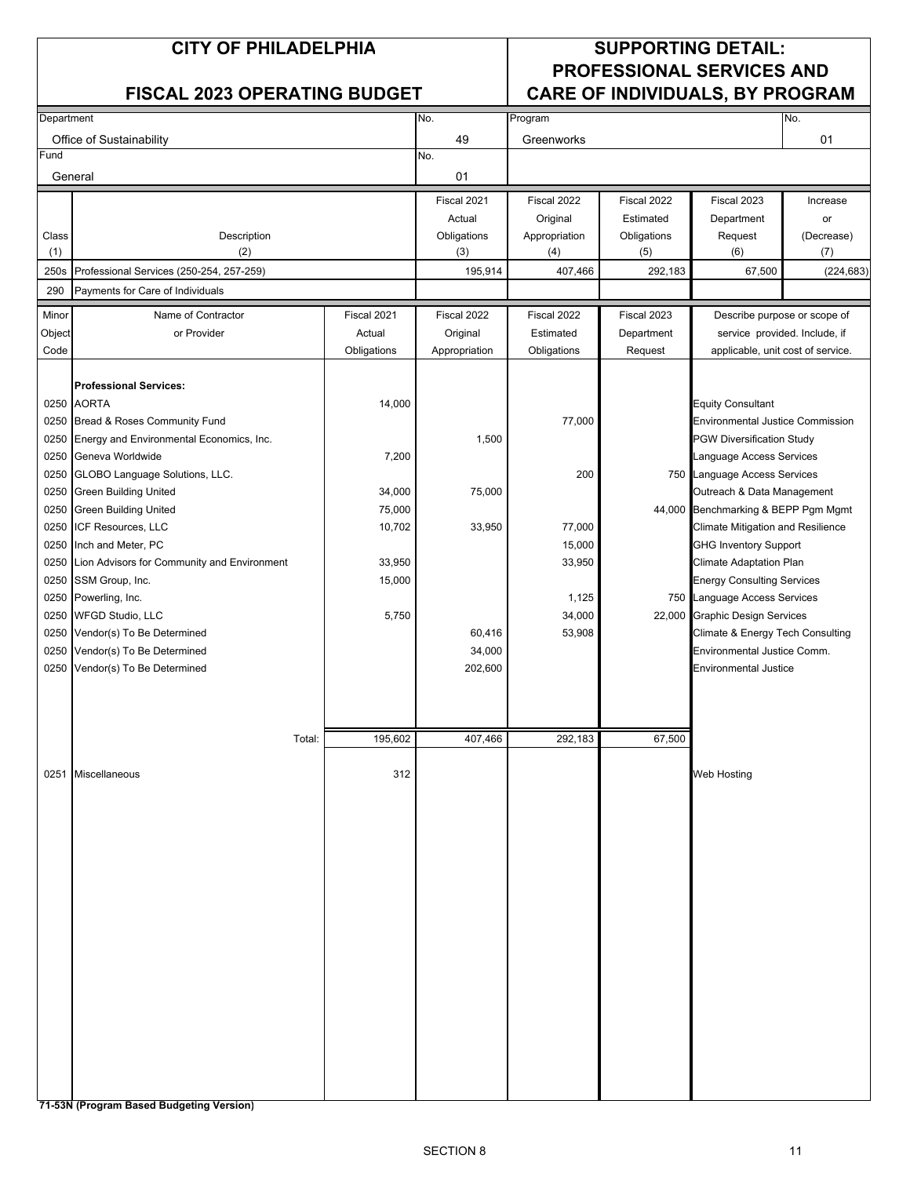# CITY OF PHILADELPHIA

## FISCAL 2023 OPERATING BUDGET

## SUPPORTING DETAIL: PROFESSIONAL SERVICES AND CARE OF INDIVIDUALS, BY PROGRAM

| Department | No. | Program | No. |
|---|---|---|---|
| Office of Sustainability | 49 | Greenworks | 01 |
| **Fund** | **No.** | | |
| General | 01 | | |

| Class (1) | Description (2) | Fiscal 2021 Actual Obligations (3) | Fiscal 2022 Original Appropriation (4) | Fiscal 2022 Estimated Obligations (5) | Fiscal 2023 Department Request (6) | Increase or (Decrease) (7) |
|---|---|---|---|---|---|---|
| 250s | Professional Services (250-254, 257-259) | 195,914 | 407,466 | 292,183 | 67,500 | (224,683) |
| 290 | Payments for Care of Individuals | | | | | |

| Minor Object Code | Name of Contractor or Provider | Fiscal 2021 Actual Obligations | Fiscal 2022 Original Appropriation | Fiscal 2022 Estimated Obligations | Fiscal 2023 Department Request | Describe purpose or scope of service provided. Include, if applicable, unit cost of service. |
|---|---|---|---|---|---|---|
| | **Professional Services:** | | | | | |
| 0250 | AORTA | 14,000 | | | | Equity Consultant |
| 0250 | Bread & Roses Community Fund | | | 77,000 | | Environmental Justice Commission |
| 0250 | Energy and Environmental Economics, Inc. | | 1,500 | | | PGW Diversification Study |
| 0250 | Geneva Worldwide | 7,200 | | | | Language Access Services |
| 0250 | GLOBO Language Solutions, LLC. | | | 200 | 750 | Language Access Services |
| 0250 | Green Building United | 34,000 | 75,000 | | | Outreach & Data Management |
| 0250 | Green Building United | 75,000 | | | 44,000 | Benchmarking & BEPP Pgm Mgmt |
| 0250 | ICF Resources, LLC | 10,702 | 33,950 | 77,000 | | Climate Mitigation and Resilience |
| 0250 | Inch and Meter, PC | | | 15,000 | | GHG Inventory Support |
| 0250 | Lion Advisors for Community and Environment | 33,950 | | 33,950 | | Climate Adaptation Plan |
| 0250 | SSM Group, Inc. | 15,000 | | | | Energy Consulting Services |
| 0250 | Powerling, Inc. | | | 1,125 | 750 | Language Access Services |
| 0250 | WFGD Studio, LLC | 5,750 | | 34,000 | 22,000 | Graphic Design Services |
| 0250 | Vendor(s) To Be Determined | | 60,416 | 53,908 | | Climate & Energy Tech Consulting |
| 0250 | Vendor(s) To Be Determined | | 34,000 | | | Environmental Justice Comm. |
| 0250 | Vendor(s) To Be Determined | | 202,600 | | | Environmental Justice |
| | Total: | 195,602 | 407,466 | 292,183 | 67,500 | |
| 0251 | Miscellaneous | 312 | | | | Web Hosting |

71-53N (Program Based Budgeting Version)

SECTION 8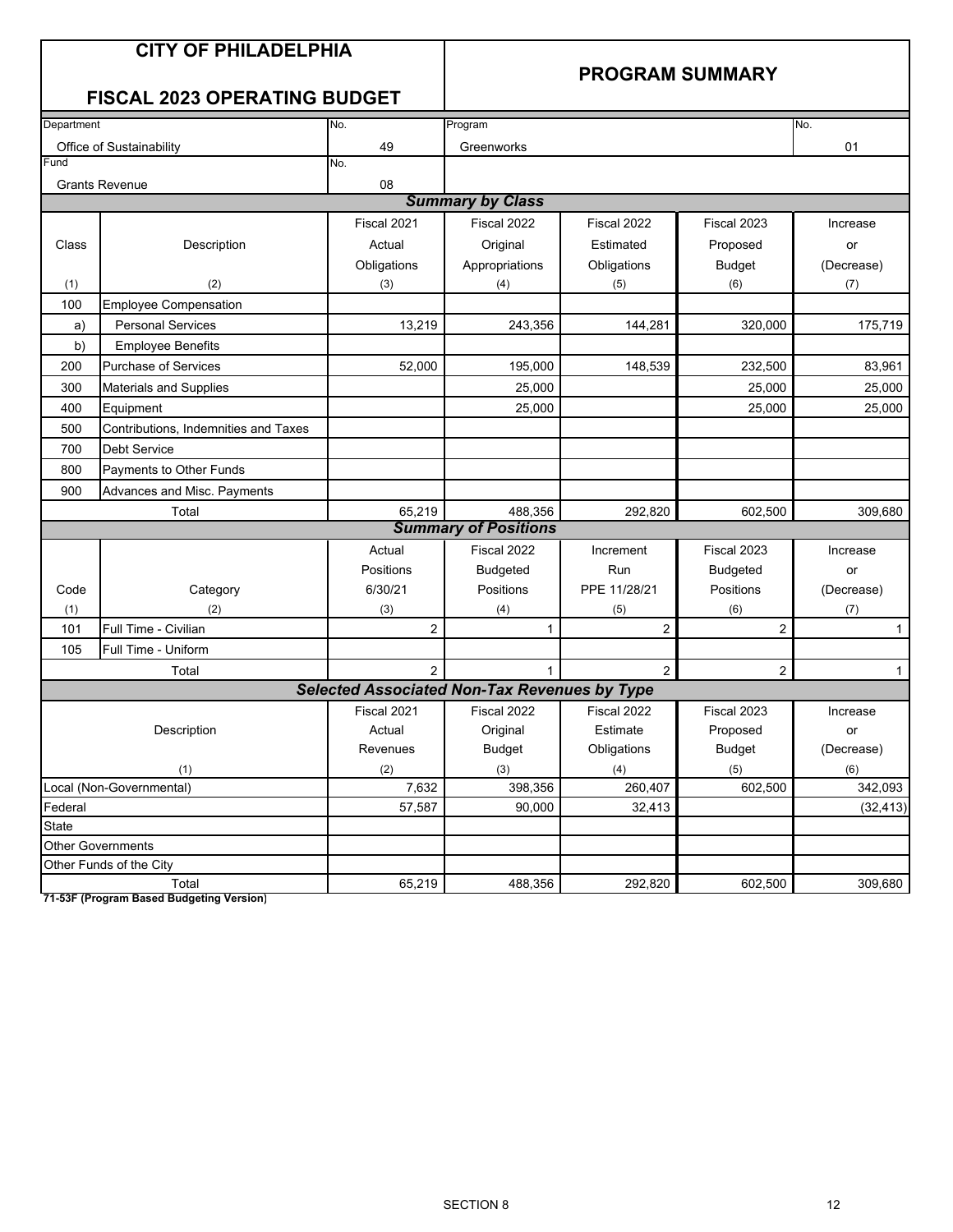# CITY OF PHILADELPHIA

## FISCAL 2023 OPERATING BUDGET

## PROGRAM SUMMARY

| Department | No. | Program | No. |
|---|---|---|---|
| Office of Sustainability | 49 | Greenworks | 01 |
| **Fund** | **No.** | | |
| Grants Revenue | 08 | | |

### Summary by Class

| Class (1) | Description (2) | Fiscal 2021 Actual Obligations (3) | Fiscal 2022 Original Appropriations (4) | Fiscal 2022 Estimated Obligations (5) | Fiscal 2023 Proposed Budget (6) | Increase or (Decrease) (7) |
|---|---|---|---|---|---|---|
| 100 | Employee Compensation | | | | | |
| a) | Personal Services | 13,219 | 243,356 | 144,281 | 320,000 | 175,719 |
| b) | Employee Benefits | | | | | |
| 200 | Purchase of Services | 52,000 | 195,000 | 148,539 | 232,500 | 83,961 |
| 300 | Materials and Supplies | | 25,000 | | 25,000 | 25,000 |
| 400 | Equipment | | 25,000 | | 25,000 | 25,000 |
| 500 | Contributions, Indemnities and Taxes | | | | | |
| 700 | Debt Service | | | | | |
| 800 | Payments to Other Funds | | | | | |
| 900 | Advances and Misc. Payments | | | | | |
| | Total | 65,219 | 488,356 | 292,820 | 602,500 | 309,680 |

### Summary of Positions

| Code (1) | Category (2) | Actual Positions 6/30/21 (3) | Fiscal 2022 Budgeted Positions (4) | Increment Run PPE 11/28/21 (5) | Fiscal 2023 Budgeted Positions (6) | Increase or (Decrease) (7) |
|---|---|---|---|---|---|---|
| 101 | Full Time - Civilian | 2 | 1 | 2 | 2 | 1 |
| 105 | Full Time - Uniform | | | | | |
| | Total | 2 | 1 | 2 | 2 | 1 |

### Selected Associated Non-Tax Revenues by Type

| Description (1) | Fiscal 2021 Actual Revenues (2) | Fiscal 2022 Original Budget (3) | Fiscal 2022 Estimate Obligations (4) | Fiscal 2023 Proposed Budget (5) | Increase or (Decrease) (6) |
|---|---|---|---|---|---|
| Local (Non-Governmental) | 7,632 | 398,356 | 260,407 | 602,500 | 342,093 |
| Federal | 57,587 | 90,000 | 32,413 | | (32,413) |
| State | | | | | |
| Other Governments | | | | | |
| Other Funds of the City | | | | | |
| Total | 65,219 | 488,356 | 292,820 | 602,500 | 309,680 |

**71-53F (Program Based Budgeting Version)**

SECTION 8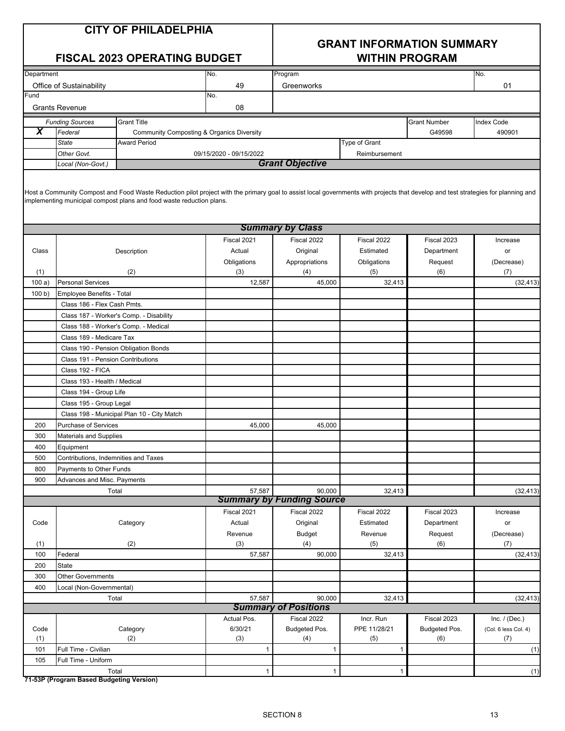# CITY OF PHILADELPHIA

## FISCAL 2023 OPERATING BUDGET

## GRANT INFORMATION SUMMARY WITHIN PROGRAM

| Department | No. | Program | No. |
|---|---|---|---|
| Office of Sustainability | 49 | Greenworks | 01 |
| **Fund** | **No.** | | |
| Grants Revenue | 08 | | |

| | Funding Sources | Grant Title | Grant Number | Index Code |
|---|---|---|---|---|
| **X** | *Federal* | Community Composting & Organics Diversity | G49598 | 490901 |
| | *State* | **Award Period** | **Type of Grant** | |
| | *Other Govt.* | 09/15/2020 - 09/15/2022 | Reimbursement | |
| | *Local (Non-Govt.)* | | | |

### *Grant Objective*

Host a Community Compost and Food Waste Reduction pilot project with the primary goal to assist local governments with projects that develop and test strategies for planning and implementing municipal compost plans and food waste reduction plans.

### *Summary by Class*

| Class (1) | Description (2) | Fiscal 2021 Actual Obligations (3) | Fiscal 2022 Original Appropriations (4) | Fiscal 2022 Estimated Obligations (5) | Fiscal 2023 Department Request (6) | Increase or (Decrease) (7) |
|---|---|---|---|---|---|---|
| 100 a) | Personal Services | 12,587 | 45,000 | 32,413 | | (32,413) |
| 100 b) | Employee Benefits - Total | | | | | |
| | Class 186 - Flex Cash Pmts. | | | | | |
| | Class 187 - Worker's Comp. - Disability | | | | | |
| | Class 188 - Worker's Comp. - Medical | | | | | |
| | Class 189 - Medicare Tax | | | | | |
| | Class 190 - Pension Obligation Bonds | | | | | |
| | Class 191 - Pension Contributions | | | | | |
| | Class 192 - FICA | | | | | |
| | Class 193 - Health / Medical | | | | | |
| | Class 194 - Group Life | | | | | |
| | Class 195 - Group Legal | | | | | |
| | Class 198 - Municipal Plan 10 - City Match | | | | | |
| 200 | Purchase of Services | 45,000 | 45,000 | | | |
| 300 | Materials and Supplies | | | | | |
| 400 | Equipment | | | | | |
| 500 | Contributions, Indemnities and Taxes | | | | | |
| 800 | Payments to Other Funds | | | | | |
| 900 | Advances and Misc. Payments | | | | | |
| | Total | 57,587 | 90,000 | 32,413 | | (32,413) |

### *Summary by Funding Source*

| Code (1) | Category (2) | Fiscal 2021 Actual Revenue (3) | Fiscal 2022 Original Budget (4) | Fiscal 2022 Estimated Revenue (5) | Fiscal 2023 Department Request (6) | Increase or (Decrease) (7) |
|---|---|---|---|---|---|---|
| 100 | Federal | 57,587 | 90,000 | 32,413 | | (32,413) |
| 200 | State | | | | | |
| 300 | Other Governments | | | | | |
| 400 | Local (Non-Governmental) | | | | | |
| | Total | 57,587 | 90,000 | 32,413 | | (32,413) |

### *Summary of Positions*

| Code (1) | Category (2) | Actual Pos. 6/30/21 (3) | Fiscal 2022 Budgeted Pos. (4) | Incr. Run PPE 11/28/21 (5) | Fiscal 2023 Budgeted Pos. (6) | Inc. / (Dec.) (Col. 6 less Col. 4) (7) |
|---|---|---|---|---|---|---|
| 101 | Full Time - Civilian | 1 | 1 | 1 | | (1) |
| 105 | Full Time - Uniform | | | | | |
| | Total | 1 | 1 | 1 | | (1) |

**71-53P (Program Based Budgeting Version)**

SECTION 8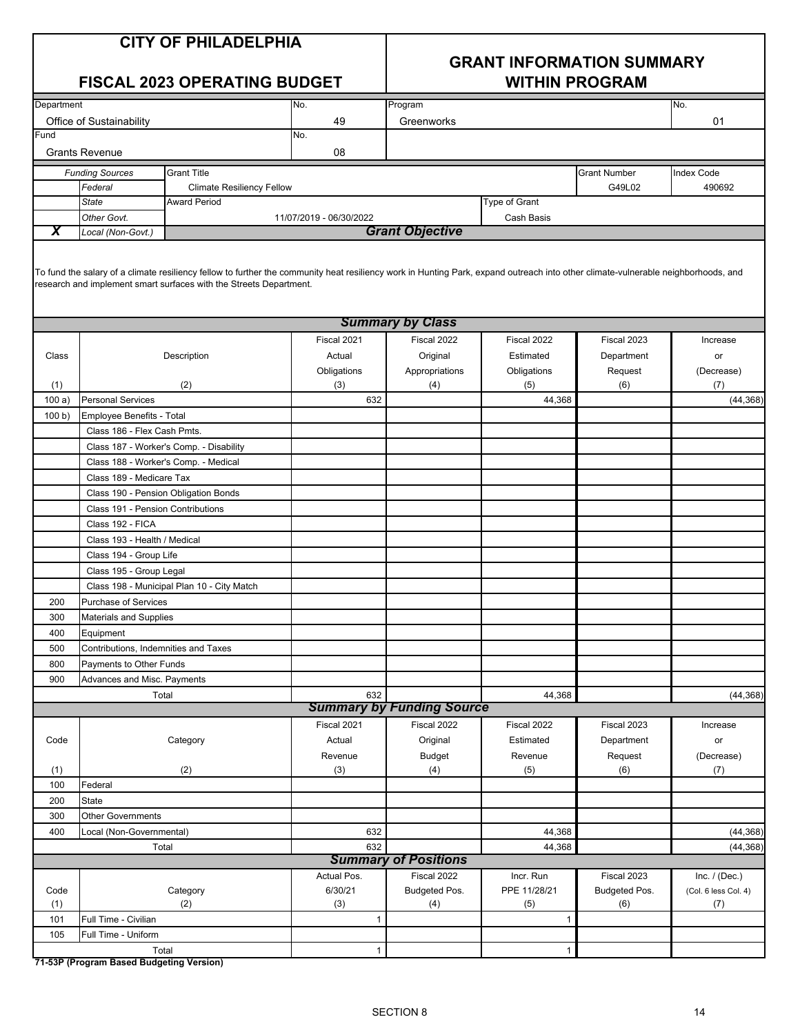# CITY OF PHILADELPHIA

## FISCAL 2023 OPERATING BUDGET

## GRANT INFORMATION SUMMARY WITHIN PROGRAM

| Department | No. | Program | No. |
|---|---|---|---|
| Office of Sustainability | 49 | Greenworks | 01 |
| **Fund** | **No.** | | |
| Grants Revenue | 08 | | |

| | Funding Sources | Grant Title | | Grant Number | Index Code |
|---|---|---|---|---|---|
| | Federal | Climate Resiliency Fellow | | G49L02 | 490692 |
| | State | Award Period | Type of Grant | | |
| | Other Govt. | 11/07/2019 - 06/30/2022 | Cash Basis | | |
| X | Local (Non-Govt.) | | | | |

### Grant Objective

To fund the salary of a climate resiliency fellow to further the community heat resiliency work in Hunting Park, expand outreach into other climate-vulnerable neighborhoods, and research and implement smart surfaces with the Streets Department.

### Summary by Class

| Class (1) | Description (2) | Fiscal 2021 Actual Obligations (3) | Fiscal 2022 Original Appropriations (4) | Fiscal 2022 Estimated Obligations (5) | Fiscal 2023 Department Request (6) | Increase or (Decrease) (7) |
|---|---|---|---|---|---|---|
| 100 a) | Personal Services | 632 | | 44,368 | | (44,368) |
| 100 b) | Employee Benefits - Total | | | | | |
| | Class 186 - Flex Cash Pmts. | | | | | |
| | Class 187 - Worker's Comp. - Disability | | | | | |
| | Class 188 - Worker's Comp. - Medical | | | | | |
| | Class 189 - Medicare Tax | | | | | |
| | Class 190 - Pension Obligation Bonds | | | | | |
| | Class 191 - Pension Contributions | | | | | |
| | Class 192 - FICA | | | | | |
| | Class 193 - Health / Medical | | | | | |
| | Class 194 - Group Life | | | | | |
| | Class 195 - Group Legal | | | | | |
| | Class 198 - Municipal Plan 10 - City Match | | | | | |
| 200 | Purchase of Services | | | | | |
| 300 | Materials and Supplies | | | | | |
| 400 | Equipment | | | | | |
| 500 | Contributions, Indemnities and Taxes | | | | | |
| 800 | Payments to Other Funds | | | | | |
| 900 | Advances and Misc. Payments | | | | | |
| | Total | 632 | | 44,368 | | (44,368) |

### Summary by Funding Source

| Code (1) | Category (2) | Fiscal 2021 Actual Revenue (3) | Fiscal 2022 Original Budget (4) | Fiscal 2022 Estimated Revenue (5) | Fiscal 2023 Department Request (6) | Increase or (Decrease) (7) |
|---|---|---|---|---|---|---|
| 100 | Federal | | | | | |
| 200 | State | | | | | |
| 300 | Other Governments | | | | | |
| 400 | Local (Non-Governmental) | 632 | | 44,368 | | (44,368) |
| | Total | 632 | | 44,368 | | (44,368) |

### Summary of Positions

| Code (1) | Category (2) | Actual Pos. 6/30/21 (3) | Fiscal 2022 Budgeted Pos. (4) | Incr. Run PPE 11/28/21 (5) | Fiscal 2023 Budgeted Pos. (6) | Inc. / (Dec.) (Col. 6 less Col. 4) (7) |
|---|---|---|---|---|---|---|
| 101 | Full Time - Civilian | 1 | | 1 | | |
| 105 | Full Time - Uniform | | | | | |
| | Total | 1 | | 1 | | |

**71-53P (Program Based Budgeting Version)**

SECTION 8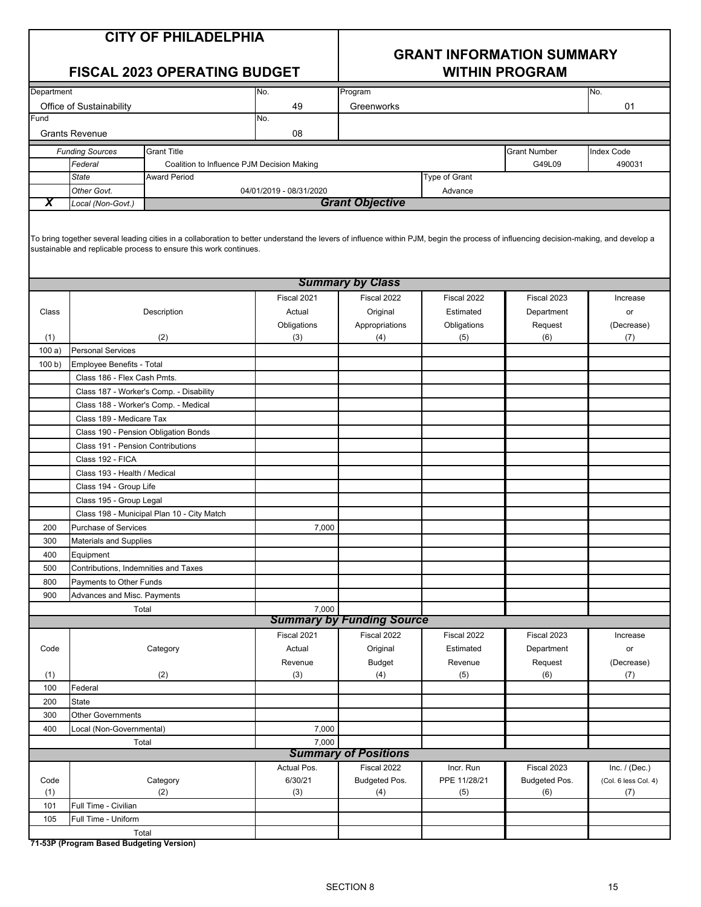# CITY OF PHILADELPHIA

## FISCAL 2023 OPERATING BUDGET

## GRANT INFORMATION SUMMARY WITHIN PROGRAM

| Department | No. | Program | No. |
|---|---|---|---|
| Office of Sustainability | 49 | Greenworks | 01 |
| **Fund** | **No.** | | |
| Grants Revenue | 08 | | |

| | Funding Sources | Grant Title | Grant Number | Index Code |
|---|---|---|---|---|
| | *Federal* | Coalition to Influence PJM Decision Making | G49L09 | 490031 |
| | *State* | **Award Period** | **Type of Grant** | |
| | *Other Govt.* | 04/01/2019 - 08/31/2020 | Advance | |
| **X** | *Local (Non-Govt.)* | | | |

### *Grant Objective*

To bring together several leading cities in a collaboration to better understand the levers of influence within PJM, begin the process of influencing decision-making, and develop a sustainable and replicable process to ensure this work continues.

### *Summary by Class*

| Class (1) | Description (2) | Fiscal 2021 Actual Obligations (3) | Fiscal 2022 Original Appropriations (4) | Fiscal 2022 Estimated Obligations (5) | Fiscal 2023 Department Request (6) | Increase or (Decrease) (7) |
|---|---|---|---|---|---|---|
| 100 a) | Personal Services | | | | | |
| 100 b) | Employee Benefits - Total | | | | | |
| | Class 186 - Flex Cash Pmts. | | | | | |
| | Class 187 - Worker's Comp. - Disability | | | | | |
| | Class 188 - Worker's Comp. - Medical | | | | | |
| | Class 189 - Medicare Tax | | | | | |
| | Class 190 - Pension Obligation Bonds | | | | | |
| | Class 191 - Pension Contributions | | | | | |
| | Class 192 - FICA | | | | | |
| | Class 193 - Health / Medical | | | | | |
| | Class 194 - Group Life | | | | | |
| | Class 195 - Group Legal | | | | | |
| | Class 198 - Municipal Plan 10 - City Match | | | | | |
| 200 | Purchase of Services | 7,000 | | | | |
| 300 | Materials and Supplies | | | | | |
| 400 | Equipment | | | | | |
| 500 | Contributions, Indemnities and Taxes | | | | | |
| 800 | Payments to Other Funds | | | | | |
| 900 | Advances and Misc. Payments | | | | | |
| | Total | 7,000 | | | | |

### *Summary by Funding Source*

| Code (1) | Category (2) | Fiscal 2021 Actual Revenue (3) | Fiscal 2022 Original Budget (4) | Fiscal 2022 Estimated Revenue (5) | Fiscal 2023 Department Request (6) | Increase or (Decrease) (7) |
|---|---|---|---|---|---|---|
| 100 | Federal | | | | | |
| 200 | State | | | | | |
| 300 | Other Governments | | | | | |
| 400 | Local (Non-Governmental) | 7,000 | | | | |
| | Total | 7,000 | | | | |

### *Summary of Positions*

| Code (1) | Category (2) | Actual Pos. 6/30/21 (3) | Fiscal 2022 Budgeted Pos. (4) | Incr. Run PPE 11/28/21 (5) | Fiscal 2023 Budgeted Pos. (6) | Inc. / (Dec.) (Col. 6 less Col. 4) (7) |
|---|---|---|---|---|---|---|
| 101 | Full Time - Civilian | | | | | |
| 105 | Full Time - Uniform | | | | | |
| | Total | | | | | |

**71-53P (Program Based Budgeting Version)**

SECTION 8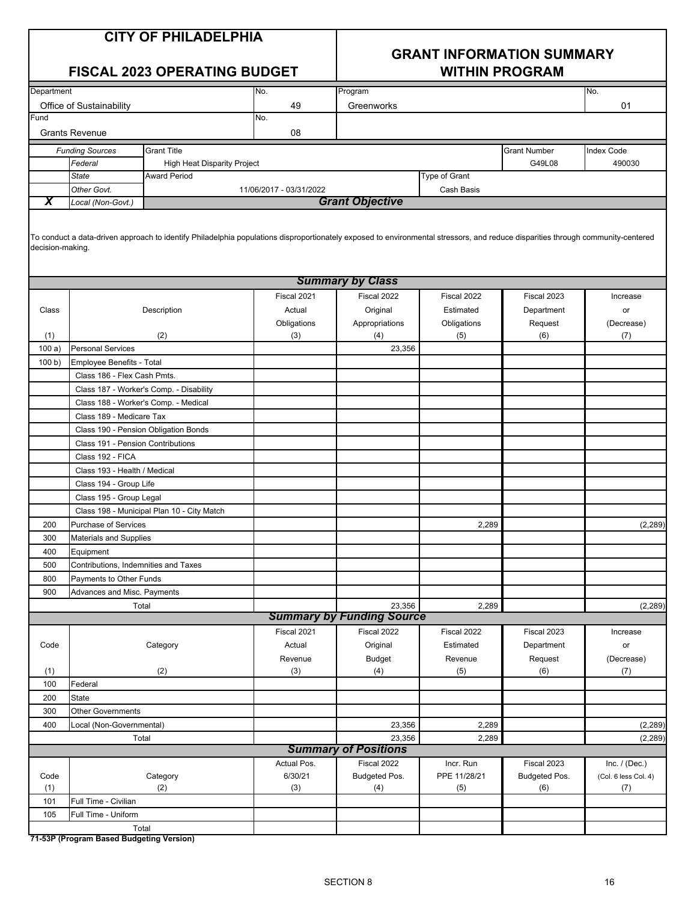# CITY OF PHILADELPHIA

## FISCAL 2023 OPERATING BUDGET

## GRANT INFORMATION SUMMARY WITHIN PROGRAM

| Department | No. | Program | No. |
|---|---|---|---|
| Office of Sustainability | 49 | Greenworks | 01 |

| Fund | No. |
|---|---|
| Grants Revenue | 08 |

| | Funding Sources | Grant Title | | Grant Number | Index Code |
|---|---|---|---|---|---|
| | Federal | High Heat Disparity Project | | G49L08 | 490030 |
| | State | Award Period | Type of Grant | | |
| | Other Govt. | 11/06/2017 - 03/31/2022 | Cash Basis | | |
| X | Local (Non-Govt.) | | | | |

### Grant Objective

To conduct a data-driven approach to identify Philadelphia populations disproportionately exposed to environmental stressors, and reduce disparities through community-centered decision-making.

### Summary by Class

| Class (1) | Description (2) | Fiscal 2021 Actual Obligations (3) | Fiscal 2022 Original Appropriations (4) | Fiscal 2022 Estimated Obligations (5) | Fiscal 2023 Department Request (6) | Increase or (Decrease) (7) |
|---|---|---|---|---|---|---|
| 100 a) | Personal Services | | 23,356 | | | |
| 100 b) | Employee Benefits - Total | | | | | |
| | Class 186 - Flex Cash Pmts. | | | | | |
| | Class 187 - Worker's Comp. - Disability | | | | | |
| | Class 188 - Worker's Comp. - Medical | | | | | |
| | Class 189 - Medicare Tax | | | | | |
| | Class 190 - Pension Obligation Bonds | | | | | |
| | Class 191 - Pension Contributions | | | | | |
| | Class 192 - FICA | | | | | |
| | Class 193 - Health / Medical | | | | | |
| | Class 194 - Group Life | | | | | |
| | Class 195 - Group Legal | | | | | |
| | Class 198 - Municipal Plan 10 - City Match | | | | | |
| 200 | Purchase of Services | | | 2,289 | | (2,289) |
| 300 | Materials and Supplies | | | | | |
| 400 | Equipment | | | | | |
| 500 | Contributions, Indemnities and Taxes | | | | | |
| 800 | Payments to Other Funds | | | | | |
| 900 | Advances and Misc. Payments | | | | | |
| | Total | | 23,356 | 2,289 | | (2,289) |

### Summary by Funding Source

| Code (1) | Category (2) | Fiscal 2021 Actual Revenue (3) | Fiscal 2022 Original Budget (4) | Fiscal 2022 Estimated Revenue (5) | Fiscal 2023 Department Request (6) | Increase or (Decrease) (7) |
|---|---|---|---|---|---|---|
| 100 | Federal | | | | | |
| 200 | State | | | | | |
| 300 | Other Governments | | | | | |
| 400 | Local (Non-Governmental) | | 23,356 | 2,289 | | (2,289) |
| | Total | | 23,356 | 2,289 | | (2,289) |

### Summary of Positions

| Code (1) | Category (2) | Actual Pos. 6/30/21 (3) | Fiscal 2022 Budgeted Pos. (4) | Incr. Run PPE 11/28/21 (5) | Fiscal 2023 Budgeted Pos. (6) | Inc. / (Dec.) (Col. 6 less Col. 4) (7) |
|---|---|---|---|---|---|---|
| 101 | Full Time - Civilian | | | | | |
| 105 | Full Time - Uniform | | | | | |
| | Total | | | | | |

**71-53P (Program Based Budgeting Version)**

SECTION 8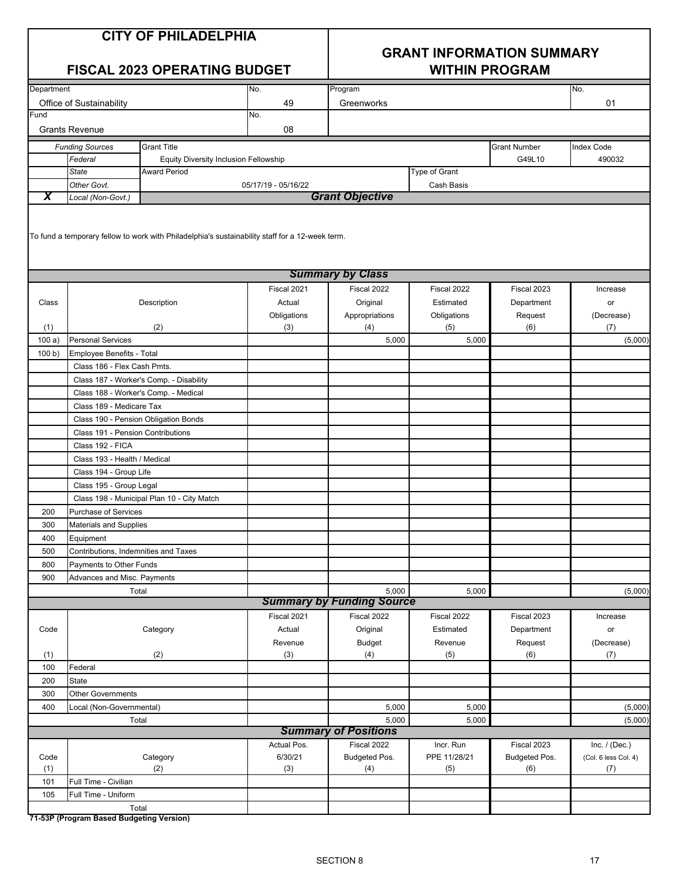# CITY OF PHILADELPHIA

## FISCAL 2023 OPERATING BUDGET

## GRANT INFORMATION SUMMARY WITHIN PROGRAM

| Department | No. | Program | No. |
|---|---|---|---|
| Office of Sustainability | 49 | Greenworks | 01 |
| **Fund** | **No.** | | |
| Grants Revenue | 08 | | |

| | Funding Sources | Grant Title | Grant Number | Index Code |
|---|---|---|---|---|
| | Federal | Equity Diversity Inclusion Fellowship | G49L10 | 490032 |
| | State | Award Period | Type of Grant | |
| | Other Govt. | 05/17/19 - 05/16/22 | Cash Basis | |
| X | Local (Non-Govt.) | | | |

### Grant Objective

To fund a temporary fellow to work with Philadelphia's sustainability staff for a 12-week term.

### Summary by Class

| Class (1) | Description (2) | Fiscal 2021 Actual Obligations (3) | Fiscal 2022 Original Appropriations (4) | Fiscal 2022 Estimated Obligations (5) | Fiscal 2023 Department Request (6) | Increase or (Decrease) (7) |
|---|---|---|---|---|---|---|
| 100 a) | Personal Services | | 5,000 | 5,000 | | (5,000) |
| 100 b) | Employee Benefits - Total | | | | | |
| | Class 186 - Flex Cash Pmts. | | | | | |
| | Class 187 - Worker's Comp. - Disability | | | | | |
| | Class 188 - Worker's Comp. - Medical | | | | | |
| | Class 189 - Medicare Tax | | | | | |
| | Class 190 - Pension Obligation Bonds | | | | | |
| | Class 191 - Pension Contributions | | | | | |
| | Class 192 - FICA | | | | | |
| | Class 193 - Health / Medical | | | | | |
| | Class 194 - Group Life | | | | | |
| | Class 195 - Group Legal | | | | | |
| | Class 198 - Municipal Plan 10 - City Match | | | | | |
| 200 | Purchase of Services | | | | | |
| 300 | Materials and Supplies | | | | | |
| 400 | Equipment | | | | | |
| 500 | Contributions, Indemnities and Taxes | | | | | |
| 800 | Payments to Other Funds | | | | | |
| 900 | Advances and Misc. Payments | | | | | |
| | Total | | 5,000 | 5,000 | | (5,000) |

### Summary by Funding Source

| Code (1) | Category (2) | Fiscal 2021 Actual Revenue (3) | Fiscal 2022 Original Budget (4) | Fiscal 2022 Estimated Revenue (5) | Fiscal 2023 Department Request (6) | Increase or (Decrease) (7) |
|---|---|---|---|---|---|---|
| 100 | Federal | | | | | |
| 200 | State | | | | | |
| 300 | Other Governments | | | | | |
| 400 | Local (Non-Governmental) | | 5,000 | 5,000 | | (5,000) |
| | Total | | 5,000 | 5,000 | | (5,000) |

### Summary of Positions

| Code (1) | Category (2) | Actual Pos. 6/30/21 (3) | Fiscal 2022 Budgeted Pos. (4) | Incr. Run PPE 11/28/21 (5) | Fiscal 2023 Budgeted Pos. (6) | Inc. / (Dec.) (Col. 6 less Col. 4) (7) |
|---|---|---|---|---|---|---|
| 101 | Full Time - Civilian | | | | | |
| 105 | Full Time - Uniform | | | | | |
| | Total | | | | | |

**71-53P (Program Based Budgeting Version)**

SECTION 8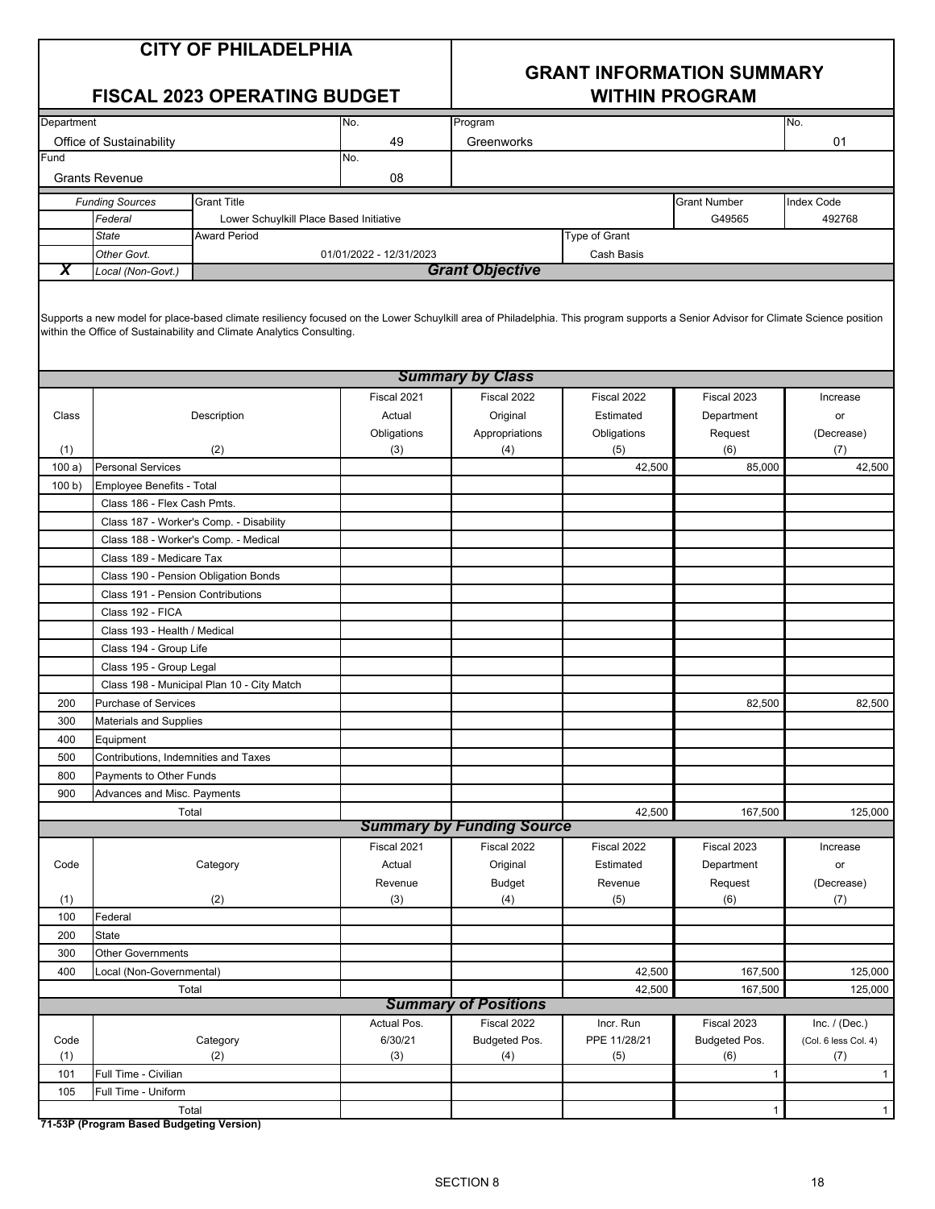# CITY OF PHILADELPHIA

## FISCAL 2023 OPERATING BUDGET

## GRANT INFORMATION SUMMARY WITHIN PROGRAM

| Department | No. | Program | No. |
|---|---|---|---|
| Office of Sustainability | 49 | Greenworks | 01 |
| **Fund** | **No.** | | |
| Grants Revenue | 08 | | |

| | Funding Sources | Grant Title | Grant Number | Index Code |
|---|---|---|---|---|
| | Federal | Lower Schuylkill Place Based Initiative | G49565 | 492768 |
| | State | **Award Period** | **Type of Grant** | |
| | Other Govt. | 01/01/2022 - 12/31/2023 | Cash Basis | |
| X | Local (Non-Govt.) | | | |

### Grant Objective

Supports a new model for place-based climate resiliency focused on the Lower Schuylkill area of Philadelphia. This program supports a Senior Advisor for Climate Science position within the Office of Sustainability and Climate Analytics Consulting.

### Summary by Class

| Class (1) | Description (2) | Fiscal 2021 Actual Obligations (3) | Fiscal 2022 Original Appropriations (4) | Fiscal 2022 Estimated Obligations (5) | Fiscal 2023 Department Request (6) | Increase or (Decrease) (7) |
|---|---|---|---|---|---|---|
| 100 a) | Personal Services | | | 42,500 | 85,000 | 42,500 |
| 100 b) | Employee Benefits - Total | | | | | |
| | Class 186 - Flex Cash Pmts. | | | | | |
| | Class 187 - Worker's Comp. - Disability | | | | | |
| | Class 188 - Worker's Comp. - Medical | | | | | |
| | Class 189 - Medicare Tax | | | | | |
| | Class 190 - Pension Obligation Bonds | | | | | |
| | Class 191 - Pension Contributions | | | | | |
| | Class 192 - FICA | | | | | |
| | Class 193 - Health / Medical | | | | | |
| | Class 194 - Group Life | | | | | |
| | Class 195 - Group Legal | | | | | |
| | Class 198 - Municipal Plan 10 - City Match | | | | | |
| 200 | Purchase of Services | | | | 82,500 | 82,500 |
| 300 | Materials and Supplies | | | | | |
| 400 | Equipment | | | | | |
| 500 | Contributions, Indemnities and Taxes | | | | | |
| 800 | Payments to Other Funds | | | | | |
| 900 | Advances and Misc. Payments | | | | | |
| | Total | | | 42,500 | 167,500 | 125,000 |

### Summary by Funding Source

| Code (1) | Category (2) | Fiscal 2021 Actual Revenue (3) | Fiscal 2022 Original Budget (4) | Fiscal 2022 Estimated Revenue (5) | Fiscal 2023 Department Request (6) | Increase or (Decrease) (7) |
|---|---|---|---|---|---|---|
| 100 | Federal | | | | | |
| 200 | State | | | | | |
| 300 | Other Governments | | | | | |
| 400 | Local (Non-Governmental) | | | 42,500 | 167,500 | 125,000 |
| | Total | | | 42,500 | 167,500 | 125,000 |

### Summary of Positions

| Code (1) | Category (2) | Actual Pos. 6/30/21 (3) | Fiscal 2022 Budgeted Pos. (4) | Incr. Run PPE 11/28/21 (5) | Fiscal 2023 Budgeted Pos. (6) | Inc. / (Dec.) (Col. 6 less Col. 4) (7) |
|---|---|---|---|---|---|---|
| 101 | Full Time - Civilian | | | | 1 | 1 |
| 105 | Full Time - Uniform | | | | | |
| | Total | | | | 1 | 1 |

**71-53P (Program Based Budgeting Version)**

SECTION 8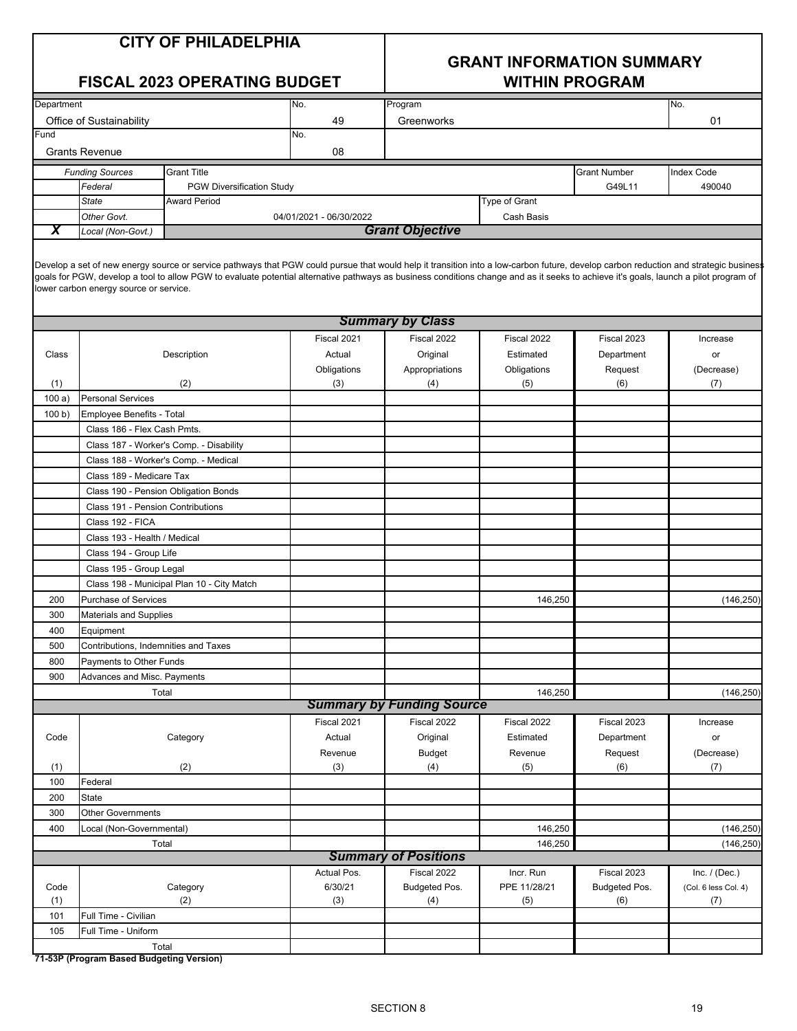# CITY OF PHILADELPHIA

## FISCAL 2023 OPERATING BUDGET

## GRANT INFORMATION SUMMARY WITHIN PROGRAM

| Department | No. | Program | No. |
|---|---|---|---|
| Office of Sustainability | 49 | Greenworks | 01 |

| Fund | No. |
|---|---|
| Grants Revenue | 08 |

| | Funding Sources | Grant Title | | Grant Number | Index Code |
|---|---|---|---|---|---|
| | Federal | PGW Diversification Study | | G49L11 | 490040 |
| | State | Award Period | Type of Grant | | |
| | Other Govt. | 04/01/2021 - 06/30/2022 | Cash Basis | | |
| X | Local (Non-Govt.) | | | | |

### Grant Objective

Develop a set of new energy source or service pathways that PGW could pursue that would help it transition into a low-carbon future, develop carbon reduction and strategic business goals for PGW, develop a tool to allow PGW to evaluate potential alternative pathways as business conditions change and as it seeks to achieve it's goals, launch a pilot program of lower carbon energy source or service.

### Summary by Class

| Class (1) | Description (2) | Fiscal 2021 Actual Obligations (3) | Fiscal 2022 Original Appropriations (4) | Fiscal 2022 Estimated Obligations (5) | Fiscal 2023 Department Request (6) | Increase or (Decrease) (7) |
|---|---|---|---|---|---|---|
| 100 a) | Personal Services | | | | | |
| 100 b) | Employee Benefits - Total | | | | | |
| | Class 186 - Flex Cash Pmts. | | | | | |
| | Class 187 - Worker's Comp. - Disability | | | | | |
| | Class 188 - Worker's Comp. - Medical | | | | | |
| | Class 189 - Medicare Tax | | | | | |
| | Class 190 - Pension Obligation Bonds | | | | | |
| | Class 191 - Pension Contributions | | | | | |
| | Class 192 - FICA | | | | | |
| | Class 193 - Health / Medical | | | | | |
| | Class 194 - Group Life | | | | | |
| | Class 195 - Group Legal | | | | | |
| | Class 198 - Municipal Plan 10 - City Match | | | | | |
| 200 | Purchase of Services | | | 146,250 | | (146,250) |
| 300 | Materials and Supplies | | | | | |
| 400 | Equipment | | | | | |
| 500 | Contributions, Indemnities and Taxes | | | | | |
| 800 | Payments to Other Funds | | | | | |
| 900 | Advances and Misc. Payments | | | | | |
| | Total | | | 146,250 | | (146,250) |

### Summary by Funding Source

| Code (1) | Category (2) | Fiscal 2021 Actual Revenue (3) | Fiscal 2022 Original Budget (4) | Fiscal 2022 Estimated Revenue (5) | Fiscal 2023 Department Request (6) | Increase or (Decrease) (7) |
|---|---|---|---|---|---|---|
| 100 | Federal | | | | | |
| 200 | State | | | | | |
| 300 | Other Governments | | | | | |
| 400 | Local (Non-Governmental) | | | 146,250 | | (146,250) |
| | Total | | | 146,250 | | (146,250) |

### Summary of Positions

| Code (1) | Category (2) | Actual Pos. 6/30/21 (3) | Fiscal 2022 Budgeted Pos. (4) | Incr. Run PPE 11/28/21 (5) | Fiscal 2023 Budgeted Pos. (6) | Inc. / (Dec.) (Col. 6 less Col. 4) (7) |
|---|---|---|---|---|---|---|
| 101 | Full Time - Civilian | | | | | |
| 105 | Full Time - Uniform | | | | | |
| | Total | | | | | |

**71-53P (Program Based Budgeting Version)**

SECTION 8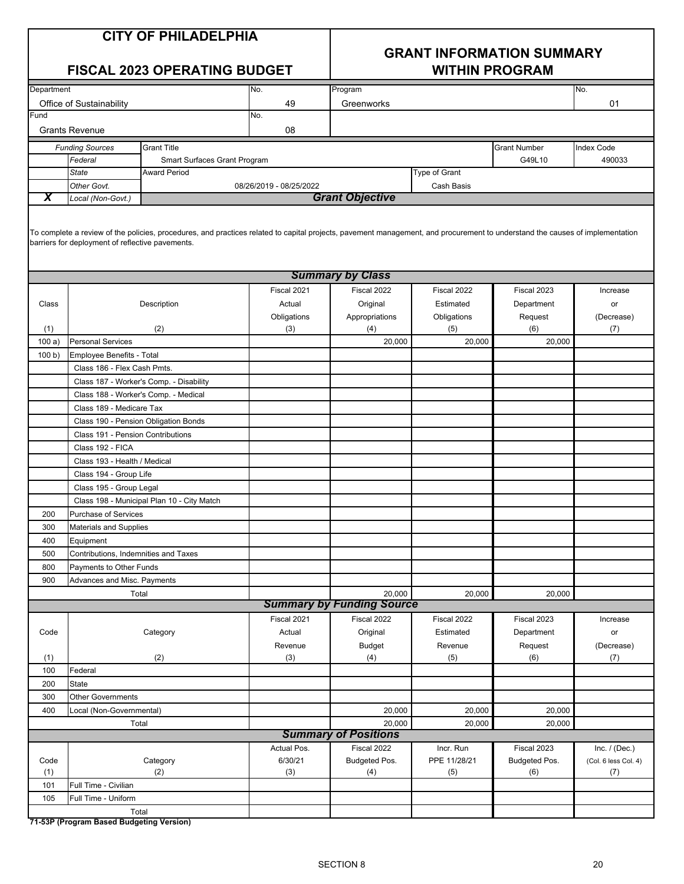# CITY OF PHILADELPHIA

## FISCAL 2023 OPERATING BUDGET

## GRANT INFORMATION SUMMARY WITHIN PROGRAM

| Department | No. | Program | No. |
|---|---|---|---|
| Office of Sustainability | 49 | Greenworks | 01 |

| Fund | No. |
|---|---|
| Grants Revenue | 08 |

| | Funding Sources | Grant Title | | Grant Number | Index Code |
|---|---|---|---|---|---|
| | Federal | Smart Surfaces Grant Program | | G49L10 | 490033 |
| | State | Award Period | Type of Grant | | |
| | Other Govt. | 08/26/2019 - 08/25/2022 | Cash Basis | | |
| X | Local (Non-Govt.) | | | | |

### *Grant Objective*

To complete a review of the policies, procedures, and practices related to capital projects, pavement management, and procurement to understand the causes of implementation barriers for deployment of reflective pavements.

### *Summary by Class*

| Class (1) | Description (2) | Fiscal 2021 Actual Obligations (3) | Fiscal 2022 Original Appropriations (4) | Fiscal 2022 Estimated Obligations (5) | Fiscal 2023 Department Request (6) | Increase or (Decrease) (7) |
|---|---|---|---|---|---|---|
| 100 a) | Personal Services | | 20,000 | 20,000 | 20,000 | |
| 100 b) | Employee Benefits - Total | | | | | |
| | Class 186 - Flex Cash Pmts. | | | | | |
| | Class 187 - Worker's Comp. - Disability | | | | | |
| | Class 188 - Worker's Comp. - Medical | | | | | |
| | Class 189 - Medicare Tax | | | | | |
| | Class 190 - Pension Obligation Bonds | | | | | |
| | Class 191 - Pension Contributions | | | | | |
| | Class 192 - FICA | | | | | |
| | Class 193 - Health / Medical | | | | | |
| | Class 194 - Group Life | | | | | |
| | Class 195 - Group Legal | | | | | |
| | Class 198 - Municipal Plan 10 - City Match | | | | | |
| 200 | Purchase of Services | | | | | |
| 300 | Materials and Supplies | | | | | |
| 400 | Equipment | | | | | |
| 500 | Contributions, Indemnities and Taxes | | | | | |
| 800 | Payments to Other Funds | | | | | |
| 900 | Advances and Misc. Payments | | | | | |
| | Total | | 20,000 | 20,000 | 20,000 | |

### *Summary by Funding Source*

| Code (1) | Category (2) | Fiscal 2021 Actual Revenue (3) | Fiscal 2022 Original Budget (4) | Fiscal 2022 Estimated Revenue (5) | Fiscal 2023 Department Request (6) | Increase or (Decrease) (7) |
|---|---|---|---|---|---|---|
| 100 | Federal | | | | | |
| 200 | State | | | | | |
| 300 | Other Governments | | | | | |
| 400 | Local (Non-Governmental) | | 20,000 | 20,000 | 20,000 | |
| | Total | | 20,000 | 20,000 | 20,000 | |

### *Summary of Positions*

| Code (1) | Category (2) | Actual Pos. 6/30/21 (3) | Fiscal 2022 Budgeted Pos. (4) | Incr. Run PPE 11/28/21 (5) | Fiscal 2023 Budgeted Pos. (6) | Inc. / (Dec.) (Col. 6 less Col. 4) (7) |
|---|---|---|---|---|---|---|
| 101 | Full Time - Civilian | | | | | |
| 105 | Full Time - Uniform | | | | | |
| | Total | | | | | |

**71-53P (Program Based Budgeting Version)**

SECTION 8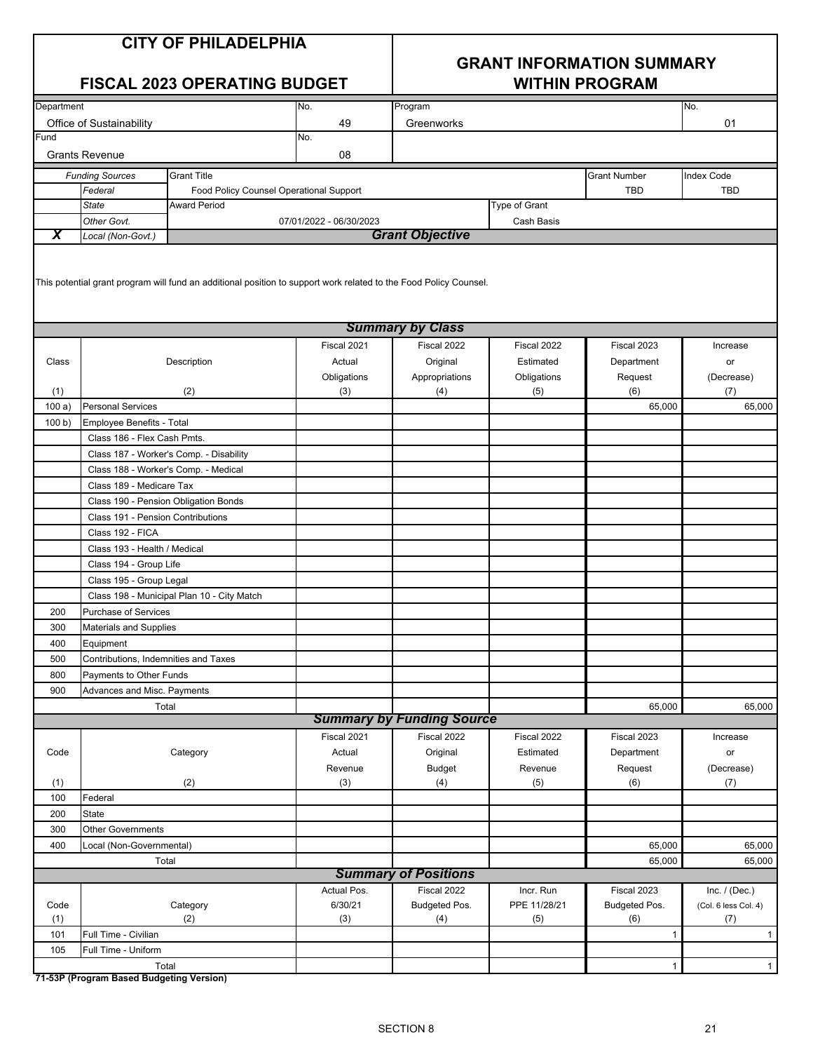# CITY OF PHILADELPHIA

## FISCAL 2023 OPERATING BUDGET

## GRANT INFORMATION SUMMARY WITHIN PROGRAM

| Department | No. | Program | No. |
|---|---|---|---|
| Office of Sustainability | 49 | Greenworks | 01 |

| Fund | No. |
|---|---|
| Grants Revenue | 08 |

| | Funding Sources | Grant Title | | Grant Number | Index Code |
|---|---|---|---|---|---|
| | Federal | Food Policy Counsel Operational Support | | TBD | TBD |
| | State | Award Period | Type of Grant | | |
| | Other Govt. | 07/01/2022 - 06/30/2023 | Cash Basis | | |
| X | Local (Non-Govt.) | | | | |

### Grant Objective

This potential grant program will fund an additional position to support work related to the Food Policy Counsel.

### Summary by Class

| Class (1) | Description (2) | Fiscal 2021 Actual Obligations (3) | Fiscal 2022 Original Appropriations (4) | Fiscal 2022 Estimated Obligations (5) | Fiscal 2023 Department Request (6) | Increase or (Decrease) (7) |
|---|---|---|---|---|---|---|
| 100 a) | Personal Services | | | | 65,000 | 65,000 |
| 100 b) | Employee Benefits - Total | | | | | |
| | Class 186 - Flex Cash Pmts. | | | | | |
| | Class 187 - Worker's Comp. - Disability | | | | | |
| | Class 188 - Worker's Comp. - Medical | | | | | |
| | Class 189 - Medicare Tax | | | | | |
| | Class 190 - Pension Obligation Bonds | | | | | |
| | Class 191 - Pension Contributions | | | | | |
| | Class 192 - FICA | | | | | |
| | Class 193 - Health / Medical | | | | | |
| | Class 194 - Group Life | | | | | |
| | Class 195 - Group Legal | | | | | |
| | Class 198 - Municipal Plan 10 - City Match | | | | | |
| 200 | Purchase of Services | | | | | |
| 300 | Materials and Supplies | | | | | |
| 400 | Equipment | | | | | |
| 500 | Contributions, Indemnities and Taxes | | | | | |
| 800 | Payments to Other Funds | | | | | |
| 900 | Advances and Misc. Payments | | | | | |
| | Total | | | | 65,000 | 65,000 |

### Summary by Funding Source

| Code (1) | Category (2) | Fiscal 2021 Actual Revenue (3) | Fiscal 2022 Original Budget (4) | Fiscal 2022 Estimated Revenue (5) | Fiscal 2023 Department Request (6) | Increase or (Decrease) (7) |
|---|---|---|---|---|---|---|
| 100 | Federal | | | | | |
| 200 | State | | | | | |
| 300 | Other Governments | | | | | |
| 400 | Local (Non-Governmental) | | | | 65,000 | 65,000 |
| | Total | | | | 65,000 | 65,000 |

### Summary of Positions

| Code (1) | Category (2) | Actual Pos. 6/30/21 (3) | Fiscal 2022 Budgeted Pos. (4) | Incr. Run PPE 11/28/21 (5) | Fiscal 2023 Budgeted Pos. (6) | Inc. / (Dec.) (Col. 6 less Col. 4) (7) |
|---|---|---|---|---|---|---|
| 101 | Full Time - Civilian | | | | 1 | 1 |
| 105 | Full Time - Uniform | | | | | |
| | Total | | | | 1 | 1 |

**71-53P (Program Based Budgeting Version)**

SECTION 8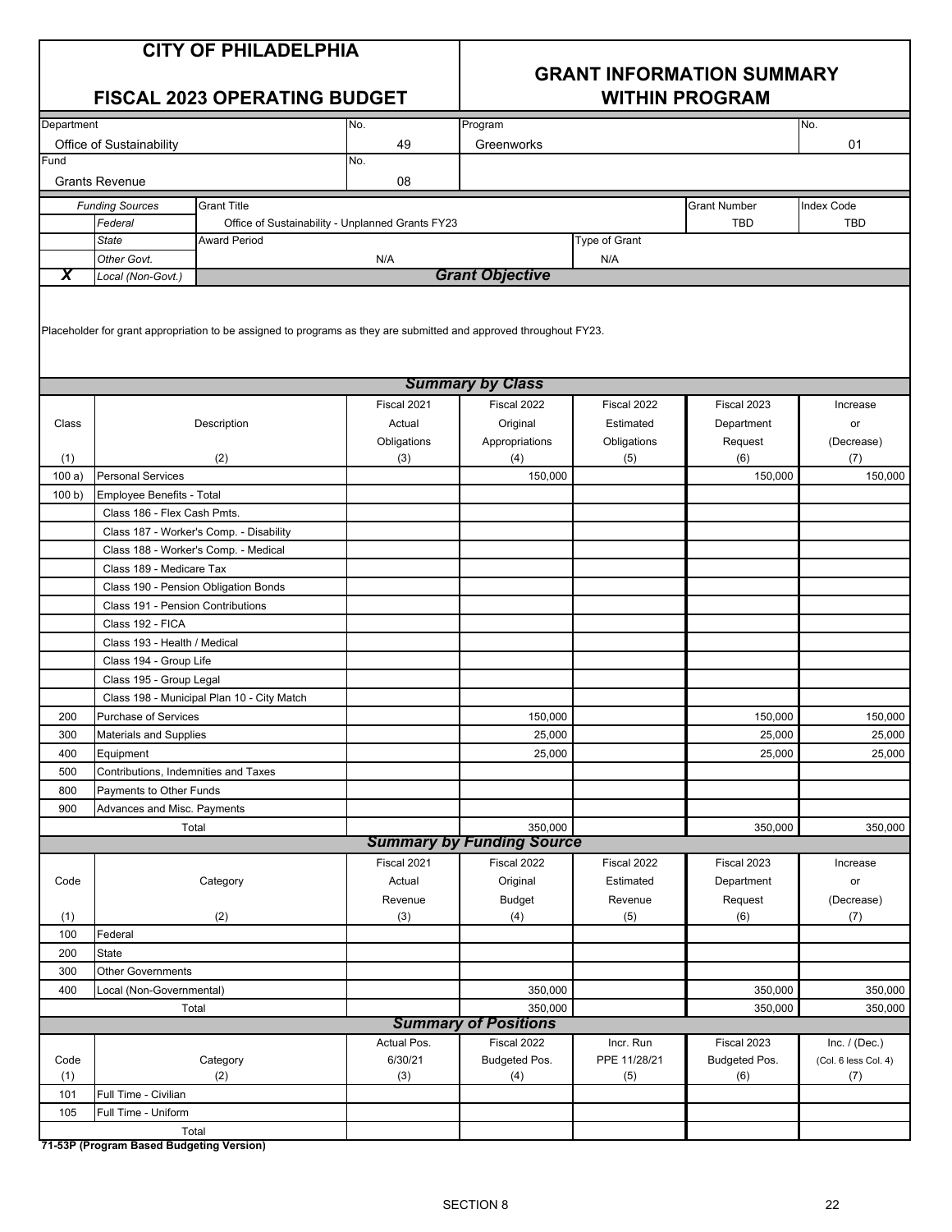# CITY OF PHILADELPHIA

## FISCAL 2023 OPERATING BUDGET

## GRANT INFORMATION SUMMARY WITHIN PROGRAM

| Department | No. | Program | No. |
|---|---|---|---|
| Office of Sustainability | 49 | Greenworks | 01 |
| **Fund** | **No.** | | |
| Grants Revenue | 08 | | |

| | Funding Sources | Grant Title | Grant Number | Index Code |
|---|---|---|---|---|
| | Federal | Office of Sustainability - Unplanned Grants FY23 | TBD | TBD |
| | State | Award Period: N/A | Type of Grant: N/A | |
| | Other Govt. | | | |
| X | Local (Non-Govt.) | | | |

### *Grant Objective*

Placeholder for grant appropriation to be assigned to programs as they are submitted and approved throughout FY23.

### *Summary by Class*

| Class (1) | Description (2) | Fiscal 2021 Actual Obligations (3) | Fiscal 2022 Original Appropriations (4) | Fiscal 2022 Estimated Obligations (5) | Fiscal 2023 Department Request (6) | Increase or (Decrease) (7) |
|---|---|---|---|---|---|---|
| 100 a) | Personal Services | | 150,000 | | 150,000 | 150,000 |
| 100 b) | Employee Benefits - Total | | | | | |
| | Class 186 - Flex Cash Pmts. | | | | | |
| | Class 187 - Worker's Comp. - Disability | | | | | |
| | Class 188 - Worker's Comp. - Medical | | | | | |
| | Class 189 - Medicare Tax | | | | | |
| | Class 190 - Pension Obligation Bonds | | | | | |
| | Class 191 - Pension Contributions | | | | | |
| | Class 192 - FICA | | | | | |
| | Class 193 - Health / Medical | | | | | |
| | Class 194 - Group Life | | | | | |
| | Class 195 - Group Legal | | | | | |
| | Class 198 - Municipal Plan 10 - City Match | | | | | |
| 200 | Purchase of Services | | 150,000 | | 150,000 | 150,000 |
| 300 | Materials and Supplies | | 25,000 | | 25,000 | 25,000 |
| 400 | Equipment | | 25,000 | | 25,000 | 25,000 |
| 500 | Contributions, Indemnities and Taxes | | | | | |
| 800 | Payments to Other Funds | | | | | |
| 900 | Advances and Misc. Payments | | | | | |
| | Total | | 350,000 | | 350,000 | 350,000 |

### *Summary by Funding Source*

| Code (1) | Category (2) | Fiscal 2021 Actual Revenue (3) | Fiscal 2022 Original Budget (4) | Fiscal 2022 Estimated Revenue (5) | Fiscal 2023 Department Request (6) | Increase or (Decrease) (7) |
|---|---|---|---|---|---|---|
| 100 | Federal | | | | | |
| 200 | State | | | | | |
| 300 | Other Governments | | | | | |
| 400 | Local (Non-Governmental) | | 350,000 | | 350,000 | 350,000 |
| | Total | | 350,000 | | 350,000 | 350,000 |

### *Summary of Positions*

| Code (1) | Category (2) | Actual Pos. 6/30/21 (3) | Fiscal 2022 Budgeted Pos. (4) | Incr. Run PPE 11/28/21 (5) | Fiscal 2023 Budgeted Pos. (6) | Inc. / (Dec.) (Col. 6 less Col. 4) (7) |
|---|---|---|---|---|---|---|
| 101 | Full Time - Civilian | | | | | |
| 105 | Full Time - Uniform | | | | | |
| | Total | | | | | |

**71-53P (Program Based Budgeting Version)**

SECTION 8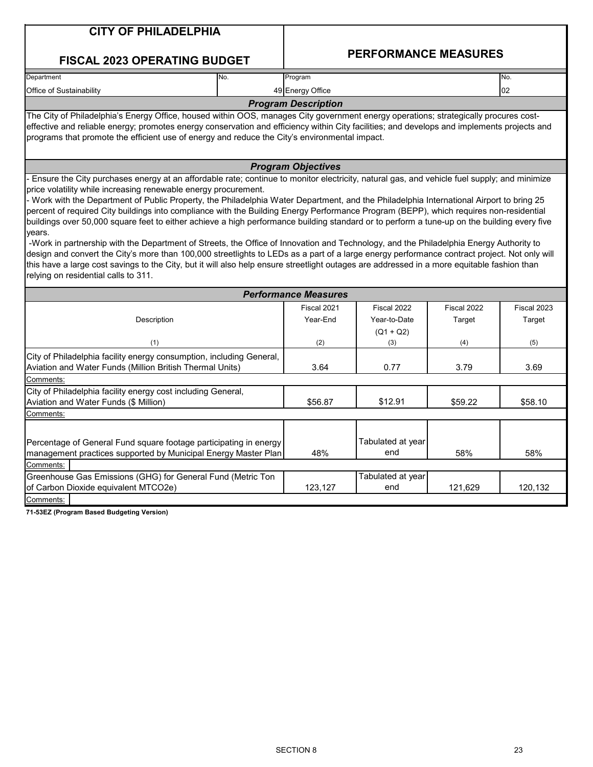# CITY OF PHILADELPHIA

## FISCAL 2023 OPERATING BUDGET

## PERFORMANCE MEASURES

| Department | No. | Program | No. |
|---|---|---|---|
| Office of Sustainability | 49 | Energy Office | 02 |

### *Program Description*

The City of Philadelphia's Energy Office, housed within OOS, manages City government energy operations; strategically procures cost-effective and reliable energy; promotes energy conservation and efficiency within City facilities; and develops and implements projects and programs that promote the efficient use of energy and reduce the City's environmental impact.

### *Program Objectives*

- Ensure the City purchases energy at an affordable rate; continue to monitor electricity, natural gas, and vehicle fuel supply; and minimize price volatility while increasing renewable energy procurement.
- Work with the Department of Public Property, the Philadelphia Water Department, and the Philadelphia International Airport to bring 25 percent of required City buildings into compliance with the Building Energy Performance Program (BEPP), which requires non-residential buildings over 50,000 square feet to either achieve a high performance building standard or to perform a tune-up on the building every five years.
- Work in partnership with the Department of Streets, the Office of Innovation and Technology, and the Philadelphia Energy Authority to design and convert the City's more than 100,000 streetlights to LEDs as a part of a large energy performance contract project. Not only will this have a large cost savings to the City, but it will also help ensure streetlight outages are addressed in a more equitable fashion than relying on residential calls to 311.

### *Performance Measures*

| Description (1) | Fiscal 2021 Year-End (2) | Fiscal 2022 Year-to-Date (Q1 + Q2) (3) | Fiscal 2022 Target (4) | Fiscal 2023 Target (5) |
|---|---|---|---|---|
| City of Philadelphia facility energy consumption, including General, Aviation and Water Funds (Million British Thermal Units) | 3.64 | 0.77 | 3.79 | 3.69 |
| Comments: | | | | |
| City of Philadelphia facility energy cost including General, Aviation and Water Funds ($ Million) | $56.87 | $12.91 | $59.22 | $58.10 |
| Comments: | | | | |
| Percentage of General Fund square footage participating in energy management practices supported by Municipal Energy Master Plan | 48% | Tabulated at year end | 58% | 58% |
| Comments: | | | | |
| Greenhouse Gas Emissions (GHG) for General Fund (Metric Ton of Carbon Dioxide equivalent MTCO2e) | 123,127 | Tabulated at year end | 121,629 | 120,132 |
| Comments: | | | | |

**71-53EZ (Program Based Budgeting Version)**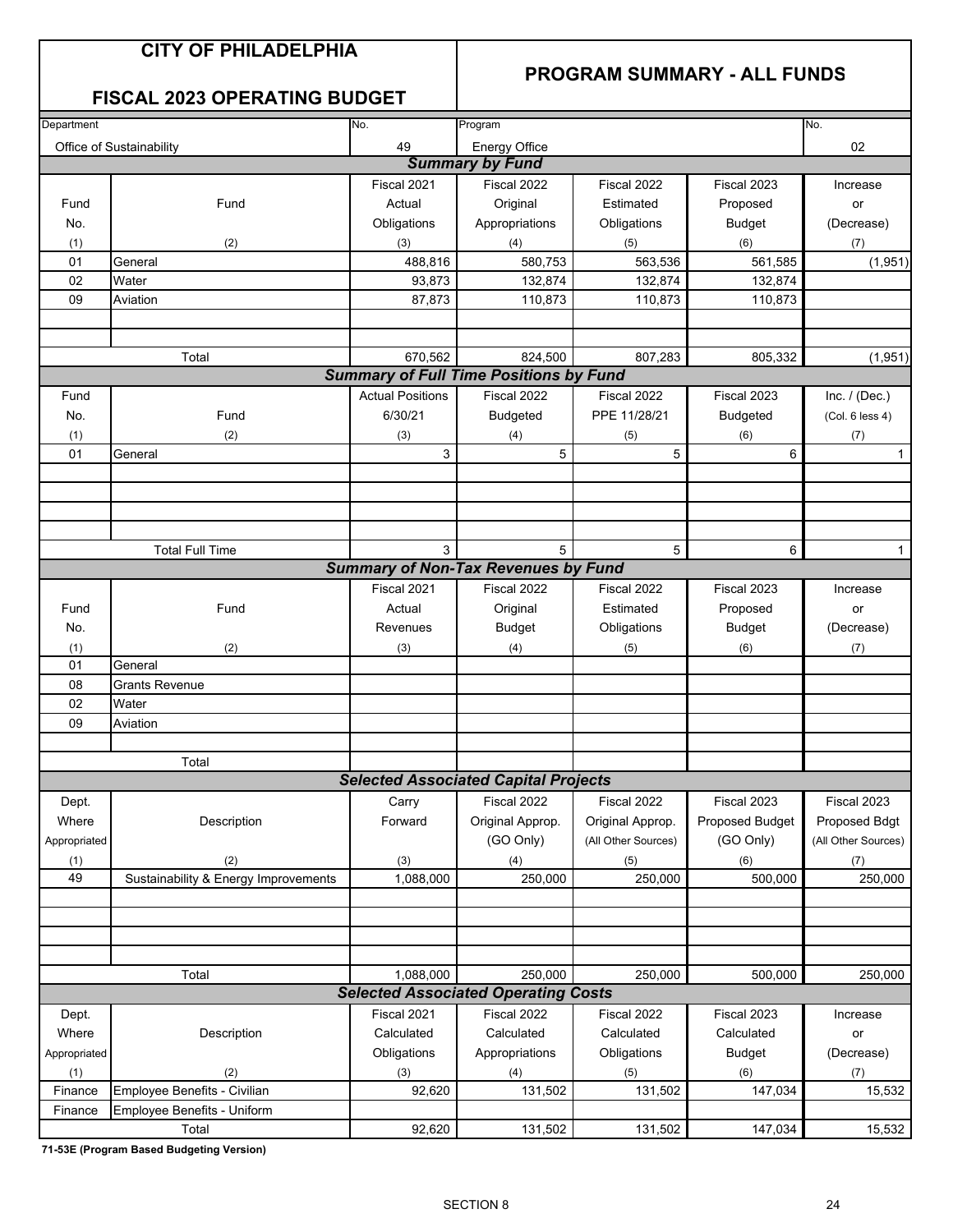# CITY OF PHILADELPHIA

## FISCAL 2023 OPERATING BUDGET

## PROGRAM SUMMARY - ALL FUNDS

| Department | No. | Program | No. |
|---|---|---|---|
| Office of Sustainability | 49 | Energy Office | 02 |

### Summary by Fund

| Fund No. (1) | Fund (2) | Fiscal 2021 Actual Obligations (3) | Fiscal 2022 Original Appropriations (4) | Fiscal 2022 Estimated Obligations (5) | Fiscal 2023 Proposed Budget (6) | Increase or (Decrease) (7) |
|---|---|---|---|---|---|---|
| 01 | General | 488,816 | 580,753 | 563,536 | 561,585 | (1,951) |
| 02 | Water | 93,873 | 132,874 | 132,874 | 132,874 | |
| 09 | Aviation | 87,873 | 110,873 | 110,873 | 110,873 | |
| | Total | 670,562 | 824,500 | 807,283 | 805,332 | (1,951) |

### Summary of Full Time Positions by Fund

| Fund No. (1) | Fund (2) | Actual Positions 6/30/21 (3) | Fiscal 2022 Budgeted (4) | Fiscal 2022 PPE 11/28/21 (5) | Fiscal 2023 Budgeted (6) | Inc. / (Dec.) (Col. 6 less 4) (7) |
|---|---|---|---|---|---|---|
| 01 | General | 3 | 5 | 5 | 6 | 1 |
| | Total Full Time | 3 | 5 | 5 | 6 | 1 |

### Summary of Non-Tax Revenues by Fund

| Fund No. (1) | Fund (2) | Fiscal 2021 Actual Revenues (3) | Fiscal 2022 Original Budget (4) | Fiscal 2022 Estimated Obligations (5) | Fiscal 2023 Proposed Budget (6) | Increase or (Decrease) (7) |
|---|---|---|---|---|---|---|
| 01 | General | | | | | |
| 08 | Grants Revenue | | | | | |
| 02 | Water | | | | | |
| 09 | Aviation | | | | | |
| | Total | | | | | |

### Selected Associated Capital Projects

| Dept. Where Appropriated (1) | Description (2) | Carry Forward (3) | Fiscal 2022 Original Approp. (GO Only) (4) | Fiscal 2022 Original Approp. (All Other Sources) (5) | Fiscal 2023 Proposed Budget (GO Only) (6) | Fiscal 2023 Proposed Bdgt (All Other Sources) (7) |
|---|---|---|---|---|---|---|
| 49 | Sustainability & Energy Improvements | 1,088,000 | 250,000 | 250,000 | 500,000 | 250,000 |
| | Total | 1,088,000 | 250,000 | 250,000 | 500,000 | 250,000 |

### Selected Associated Operating Costs

| Dept. Where Appropriated (1) | Description (2) | Fiscal 2021 Calculated Obligations (3) | Fiscal 2022 Calculated Appropriations (4) | Fiscal 2022 Calculated Obligations (5) | Fiscal 2023 Calculated Budget (6) | Increase or (Decrease) (7) |
|---|---|---|---|---|---|---|
| Finance | Employee Benefits - Civilian | 92,620 | 131,502 | 131,502 | 147,034 | 15,532 |
| Finance | Employee Benefits - Uniform | | | | | |
| | Total | 92,620 | 131,502 | 131,502 | 147,034 | 15,532 |

**71-53E (Program Based Budgeting Version)**

SECTION 8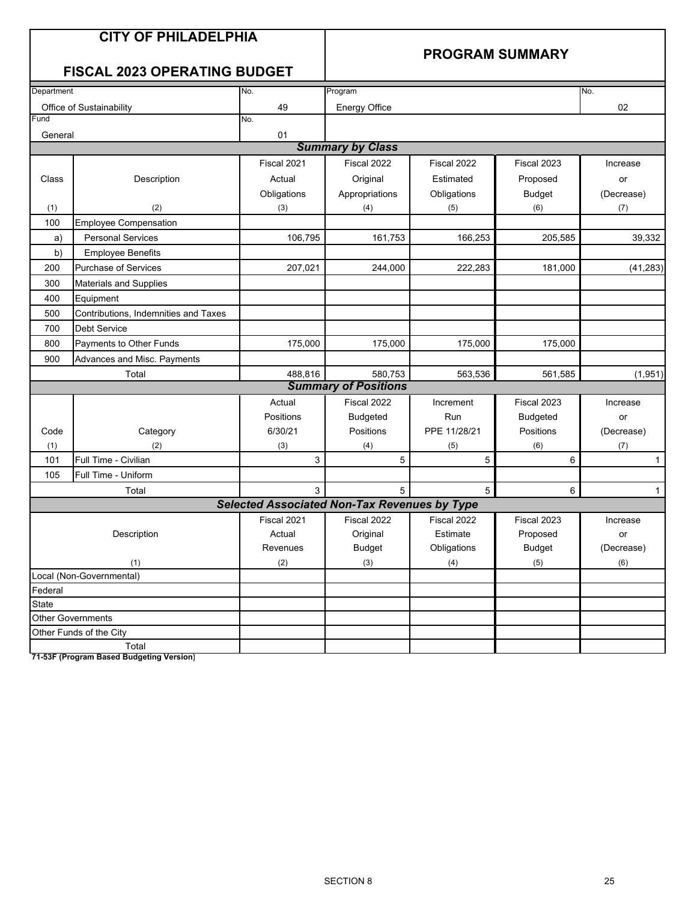# CITY OF PHILADELPHIA

## FISCAL 2023 OPERATING BUDGET

## PROGRAM SUMMARY

| Department | No. | Program | No. |
|---|---|---|---|
| Office of Sustainability | 49 | Energy Office | 02 |
| **Fund** | **No.** | | |
| General | 01 | | |

### *Summary by Class*

| Class (1) | Description (2) | Fiscal 2021 Actual Obligations (3) | Fiscal 2022 Original Appropriations (4) | Fiscal 2022 Estimated Obligations (5) | Fiscal 2023 Proposed Budget (6) | Increase or (Decrease) (7) |
|---|---|---|---|---|---|---|
| 100 | Employee Compensation | | | | | |
| a) | Personal Services | 106,795 | 161,753 | 166,253 | 205,585 | 39,332 |
| b) | Employee Benefits | | | | | |
| 200 | Purchase of Services | 207,021 | 244,000 | 222,283 | 181,000 | (41,283) |
| 300 | Materials and Supplies | | | | | |
| 400 | Equipment | | | | | |
| 500 | Contributions, Indemnities and Taxes | | | | | |
| 700 | Debt Service | | | | | |
| 800 | Payments to Other Funds | 175,000 | 175,000 | 175,000 | 175,000 | |
| 900 | Advances and Misc. Payments | | | | | |
| | Total | 488,816 | 580,753 | 563,536 | 561,585 | (1,951) |

### *Summary of Positions*

| Code (1) | Category (2) | Actual Positions 6/30/21 (3) | Fiscal 2022 Budgeted Positions (4) | Increment Run PPE 11/28/21 (5) | Fiscal 2023 Budgeted Positions (6) | Increase or (Decrease) (7) |
|---|---|---|---|---|---|---|
| 101 | Full Time - Civilian | 3 | 5 | 5 | 6 | 1 |
| 105 | Full Time - Uniform | | | | | |
| | Total | 3 | 5 | 5 | 6 | 1 |

### *Selected Associated Non-Tax Revenues by Type*

| Description (1) | Fiscal 2021 Actual Revenues (2) | Fiscal 2022 Original Budget (3) | Fiscal 2022 Estimate Obligations (4) | Fiscal 2023 Proposed Budget (5) | Increase or (Decrease) (6) |
|---|---|---|---|---|---|
| Local (Non-Governmental) | | | | | |
| Federal | | | | | |
| State | | | | | |
| Other Governments | | | | | |
| Other Funds of the City | | | | | |
| Total | | | | | |

**71-53F (Program Based Budgeting Version)**

SECTION 8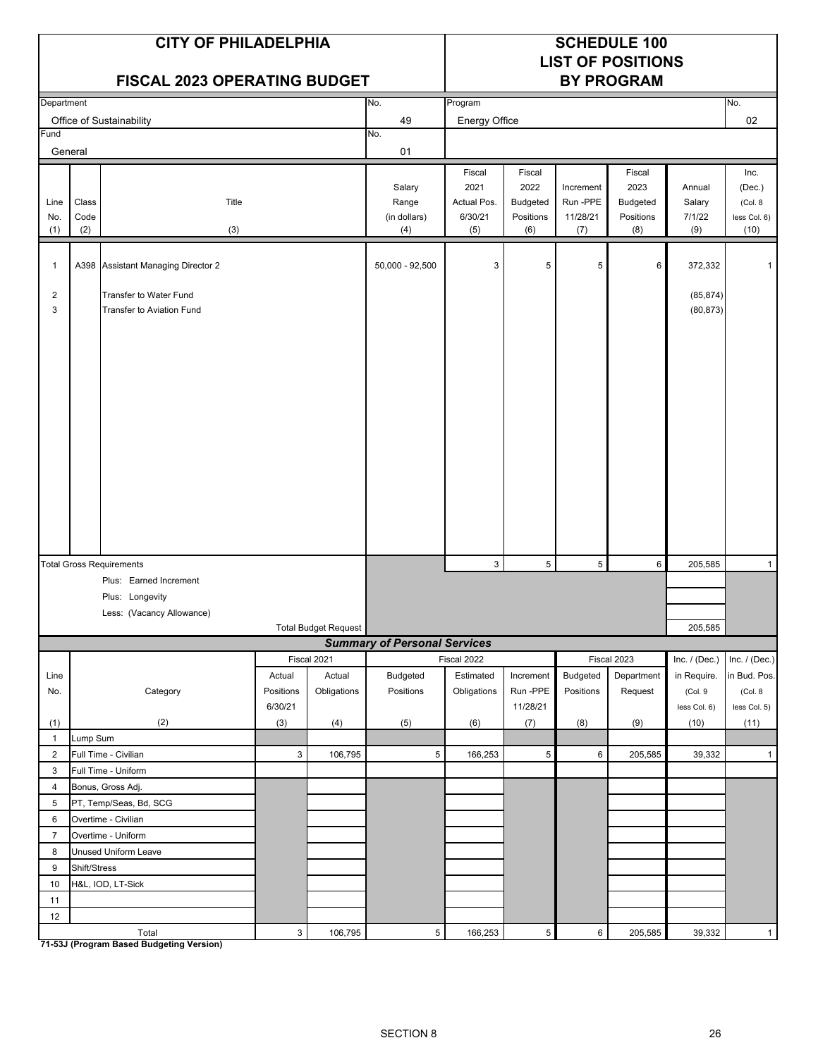# CITY OF PHILADELPHIA

## FISCAL 2023 OPERATING BUDGET

## SCHEDULE 100 LIST OF POSITIONS BY PROGRAM

| Department | No. | Program | No. |
|---|---|---|---|
| Office of Sustainability | 49 | Energy Office | 02 |
| Fund | No. | | |
| General | 01 | | |

| Line No. (1) | Class Code (2) | Title (3) | Salary Range (in dollars) (4) | Fiscal 2021 Actual Pos. 6/30/21 (5) | Fiscal 2022 Budgeted Positions (6) | Increment Run -PPE 11/28/21 (7) | Fiscal 2023 Budgeted Positions (8) | Annual Salary 7/1/22 (9) | Inc. (Dec.) (Col. 8 less Col. 6) (10) |
|---|---|---|---|---|---|---|---|---|---|
| 1 | A398 | Assistant Managing Director 2 | 50,000 - 92,500 | 3 | 5 | 5 | 6 | 372,332 | 1 |
| 2 | | Transfer to Water Fund | | | | | | (85,874) | |
| 3 | | Transfer to Aviation Fund | | | | | | (80,873) | |
| | | Total Gross Requirements | | 3 | 5 | 5 | 6 | 205,585 | 1 |
| | | Plus: Earned Increment | | | | | | | |
| | | Plus: Longevity | | | | | | | |
| | | Less: (Vacancy Allowance) | | | | | | | |
| | | Total Budget Request | | | | | | 205,585 | |

### *Summary of Personal Services*

| Line No. (1) | Category (2) | Fiscal 2021 Actual Positions 6/30/21 (3) | Fiscal 2021 Actual Obligations (4) | Fiscal 2022 Budgeted Positions (5) | Fiscal 2022 Estimated Obligations (6) | Fiscal 2022 Increment Run -PPE 11/28/21 (7) | Fiscal 2023 Budgeted Positions (8) | Fiscal 2023 Department Request (9) | Inc. / (Dec.) in Require. (Col. 9 less Col. 6) (10) | Inc. / (Dec.) in Bud. Pos. (Col. 8 less Col. 5) (11) |
|---|---|---|---|---|---|---|---|---|---|---|
| 1 | Lump Sum | | | | | | | | | |
| 2 | Full Time - Civilian | 3 | 106,795 | 5 | 166,253 | 5 | 6 | 205,585 | 39,332 | 1 |
| 3 | Full Time - Uniform | | | | | | | | | |
| 4 | Bonus, Gross Adj. | | | | | | | | | |
| 5 | PT, Temp/Seas, Bd, SCG | | | | | | | | | |
| 6 | Overtime - Civilian | | | | | | | | | |
| 7 | Overtime - Uniform | | | | | | | | | |
| 8 | Unused Uniform Leave | | | | | | | | | |
| 9 | Shift/Stress | | | | | | | | | |
| 10 | H&L, IOD, LT-Sick | | | | | | | | | |
| 11 | | | | | | | | | | |
| 12 | | | | | | | | | | |
| | Total | 3 | 106,795 | 5 | 166,253 | 5 | 6 | 205,585 | 39,332 | 1 |

**71-53J (Program Based Budgeting Version)**

SECTION 8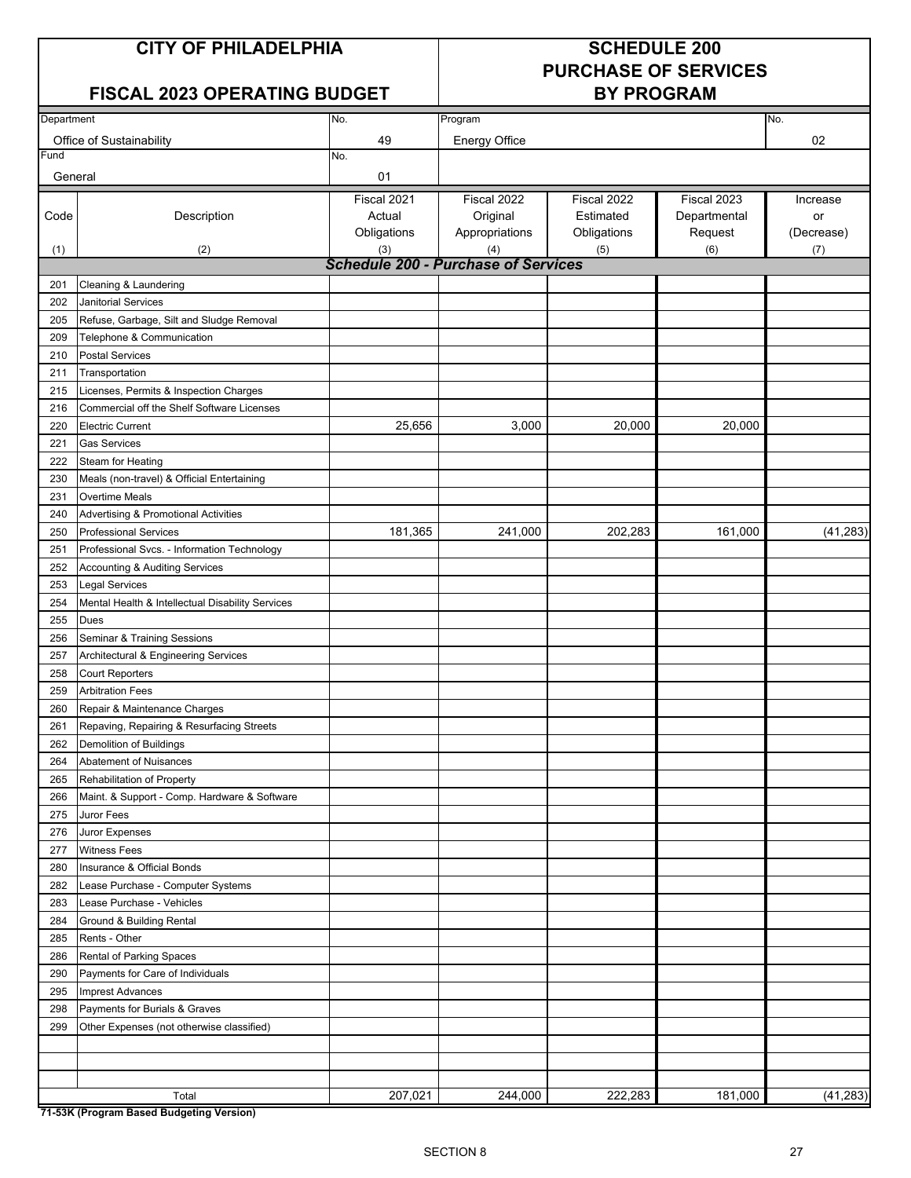# CITY OF PHILADELPHIA

## FISCAL 2023 OPERATING BUDGET

## SCHEDULE 200 PURCHASE OF SERVICES BY PROGRAM

| Department | No. | Program | No. |
|---|---|---|---|
| Office of Sustainability | 49 | Energy Office | 02 |
| **Fund** | **No.** | | |
| General | 01 | | |

| Code (1) | Description (2) | Fiscal 2021 Actual Obligations (3) | Fiscal 2022 Original Appropriations (4) | Fiscal 2022 Estimated Obligations (5) | Fiscal 2023 Departmental Request (6) | Increase or (Decrease) (7) |
|---|---|---|---|---|---|---|
| | ***Schedule 200 - Purchase of Services*** | | | | | |
| 201 | Cleaning & Laundering | | | | | |
| 202 | Janitorial Services | | | | | |
| 205 | Refuse, Garbage, Silt and Sludge Removal | | | | | |
| 209 | Telephone & Communication | | | | | |
| 210 | Postal Services | | | | | |
| 211 | Transportation | | | | | |
| 215 | Licenses, Permits & Inspection Charges | | | | | |
| 216 | Commercial off the Shelf Software Licenses | | | | | |
| 220 | Electric Current | 25,656 | 3,000 | 20,000 | 20,000 | |
| 221 | Gas Services | | | | | |
| 222 | Steam for Heating | | | | | |
| 230 | Meals (non-travel) & Official Entertaining | | | | | |
| 231 | Overtime Meals | | | | | |
| 240 | Advertising & Promotional Activities | | | | | |
| 250 | Professional Services | 181,365 | 241,000 | 202,283 | 161,000 | (41,283) |
| 251 | Professional Svcs. - Information Technology | | | | | |
| 252 | Accounting & Auditing Services | | | | | |
| 253 | Legal Services | | | | | |
| 254 | Mental Health & Intellectual Disability Services | | | | | |
| 255 | Dues | | | | | |
| 256 | Seminar & Training Sessions | | | | | |
| 257 | Architectural & Engineering Services | | | | | |
| 258 | Court Reporters | | | | | |
| 259 | Arbitration Fees | | | | | |
| 260 | Repair & Maintenance Charges | | | | | |
| 261 | Repaving, Repairing & Resurfacing Streets | | | | | |
| 262 | Demolition of Buildings | | | | | |
| 264 | Abatement of Nuisances | | | | | |
| 265 | Rehabilitation of Property | | | | | |
| 266 | Maint. & Support - Comp. Hardware & Software | | | | | |
| 275 | Juror Fees | | | | | |
| 276 | Juror Expenses | | | | | |
| 277 | Witness Fees | | | | | |
| 280 | Insurance & Official Bonds | | | | | |
| 282 | Lease Purchase - Computer Systems | | | | | |
| 283 | Lease Purchase - Vehicles | | | | | |
| 284 | Ground & Building Rental | | | | | |
| 285 | Rents - Other | | | | | |
| 286 | Rental of Parking Spaces | | | | | |
| 290 | Payments for Care of Individuals | | | | | |
| 295 | Imprest Advances | | | | | |
| 298 | Payments for Burials & Graves | | | | | |
| 299 | Other Expenses (not otherwise classified) | | | | | |
| | | | | | | |
| | | | | | | |
| | | | | | | |
| | Total | 207,021 | 244,000 | 222,283 | 181,000 | (41,283) |

**71-53K (Program Based Budgeting Version)**

SECTION 8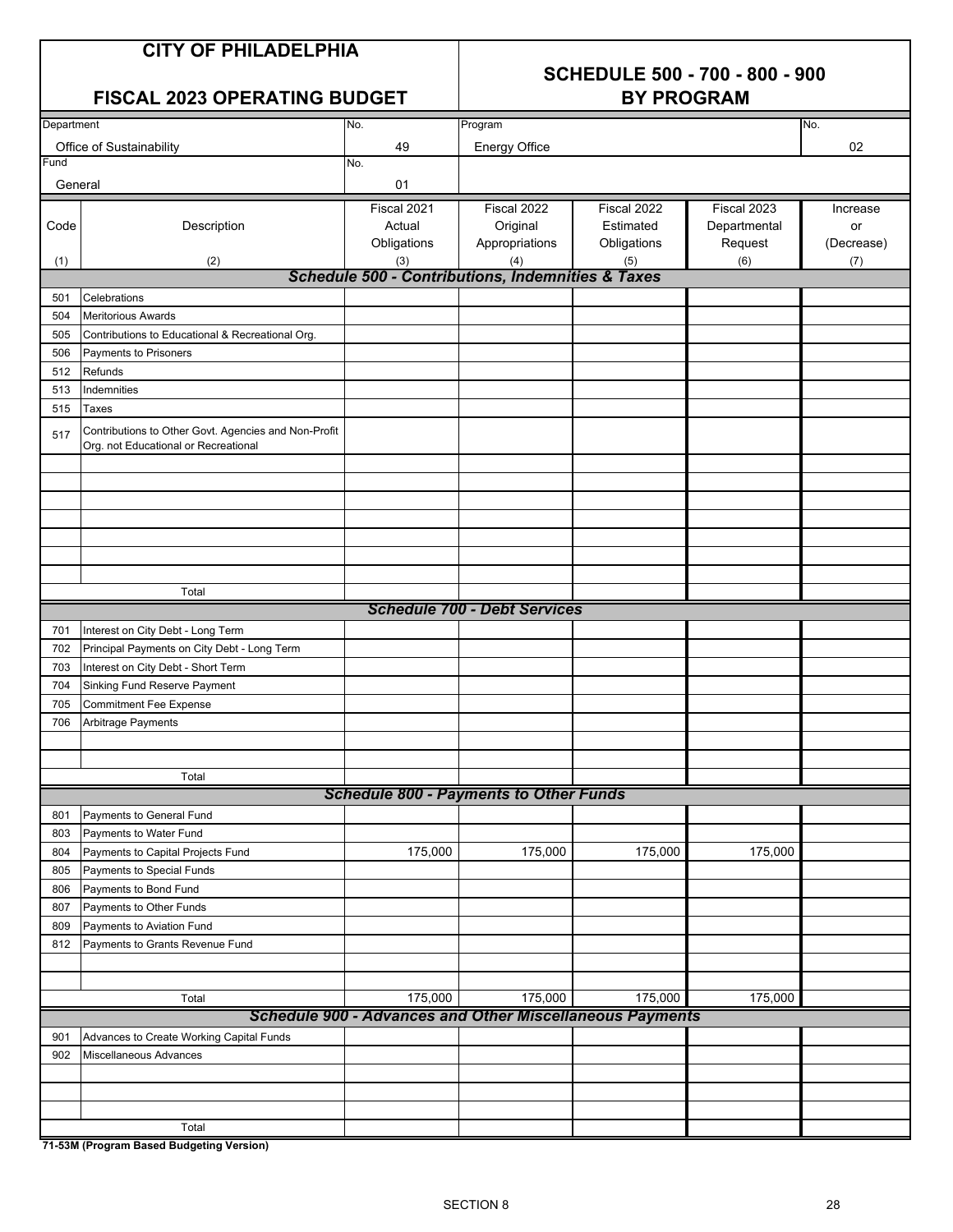# CITY OF PHILADELPHIA

## FISCAL 2023 OPERATING BUDGET

## SCHEDULE 500 - 700 - 800 - 900 BY PROGRAM

| Department | No. | Program | No. |
|---|---|---|---|
| Office of Sustainability | 49 | Energy Office | 02 |
| **Fund** | **No.** | | |
| General | 01 | | |

| Code (1) | Description (2) | Fiscal 2021 Actual Obligations (3) | Fiscal 2022 Original Appropriations (4) | Fiscal 2022 Estimated Obligations (5) | Fiscal 2023 Departmental Request (6) | Increase or (Decrease) (7) |
|---|---|---|---|---|---|---|
| | ***Schedule 500 - Contributions, Indemnities & Taxes*** | | | | | |
| 501 | Celebrations | | | | | |
| 504 | Meritorious Awards | | | | | |
| 505 | Contributions to Educational & Recreational Org. | | | | | |
| 506 | Payments to Prisoners | | | | | |
| 512 | Refunds | | | | | |
| 513 | Indemnities | | | | | |
| 515 | Taxes | | | | | |
| 517 | Contributions to Other Govt. Agencies and Non-Profit Org. not Educational or Recreational | | | | | |
| | Total | | | | | |
| | ***Schedule 700 - Debt Services*** | | | | | |
| 701 | Interest on City Debt - Long Term | | | | | |
| 702 | Principal Payments on City Debt - Long Term | | | | | |
| 703 | Interest on City Debt - Short Term | | | | | |
| 704 | Sinking Fund Reserve Payment | | | | | |
| 705 | Commitment Fee Expense | | | | | |
| 706 | Arbitrage Payments | | | | | |
| | Total | | | | | |
| | ***Schedule 800 - Payments to Other Funds*** | | | | | |
| 801 | Payments to General Fund | | | | | |
| 803 | Payments to Water Fund | | | | | |
| 804 | Payments to Capital Projects Fund | 175,000 | 175,000 | 175,000 | 175,000 | |
| 805 | Payments to Special Funds | | | | | |
| 806 | Payments to Bond Fund | | | | | |
| 807 | Payments to Other Funds | | | | | |
| 809 | Payments to Aviation Fund | | | | | |
| 812 | Payments to Grants Revenue Fund | | | | | |
| | Total | 175,000 | 175,000 | 175,000 | 175,000 | |
| | ***Schedule 900 - Advances and Other Miscellaneous Payments*** | | | | | |
| 901 | Advances to Create Working Capital Funds | | | | | |
| 902 | Miscellaneous Advances | | | | | |
| | Total | | | | | |

**71-53M (Program Based Budgeting Version)**

SECTION 8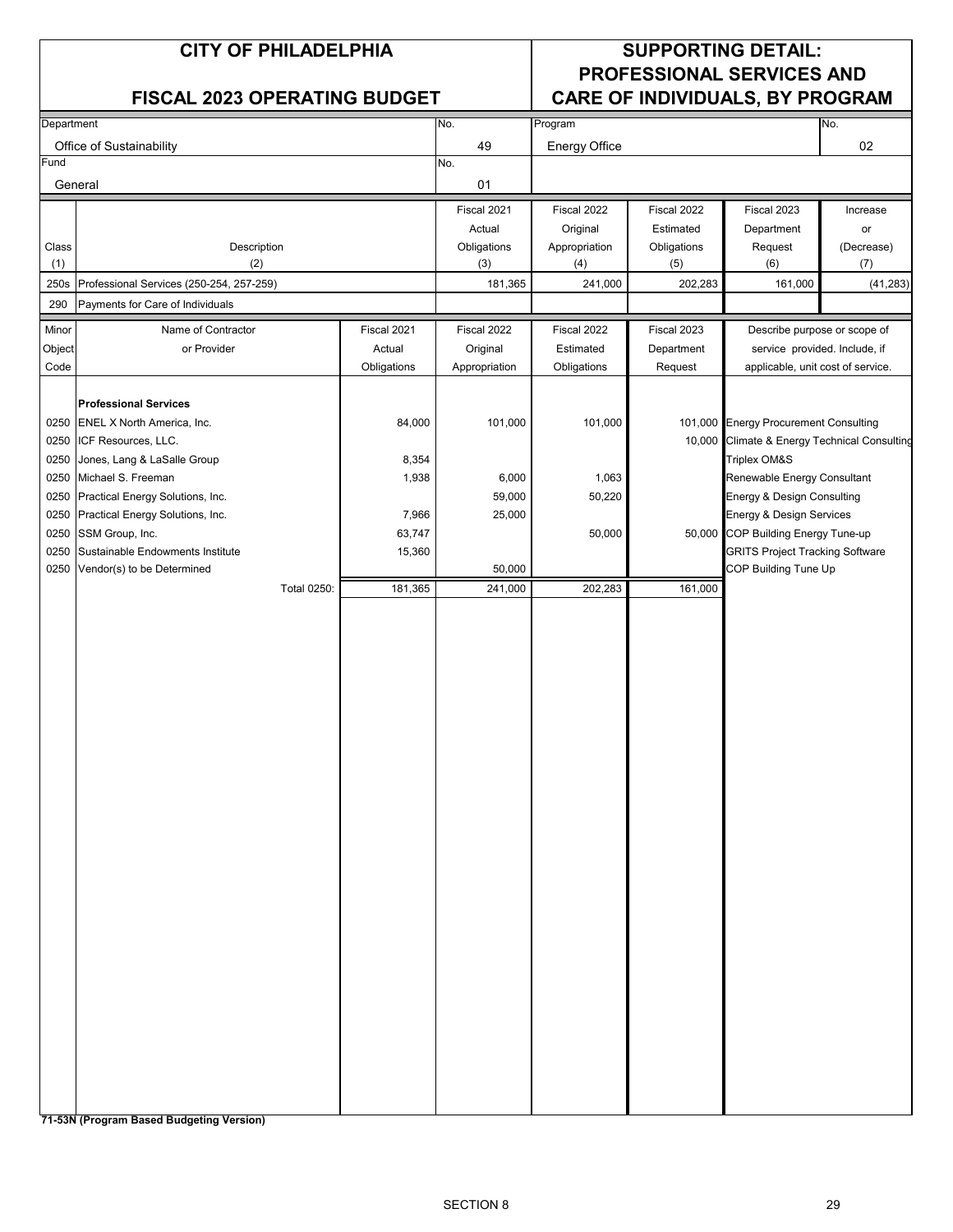# CITY OF PHILADELPHIA

## FISCAL 2023 OPERATING BUDGET

## SUPPORTING DETAIL: PROFESSIONAL SERVICES AND CARE OF INDIVIDUALS, BY PROGRAM

| Department | No. | Program | No. |
|---|---|---|---|
| Office of Sustainability | 49 | Energy Office | 02 |
| **Fund** | **No.** | | |
| General | 01 | | |

| Class (1) | Description (2) | Fiscal 2021 Actual Obligations (3) | Fiscal 2022 Original Appropriation (4) | Fiscal 2022 Estimated Obligations (5) | Fiscal 2023 Department Request (6) | Increase or (Decrease) (7) |
|---|---|---|---|---|---|---|
| 250s | Professional Services (250-254, 257-259) | 181,365 | 241,000 | 202,283 | 161,000 | (41,283) |
| 290 | Payments for Care of Individuals | | | | | |

| Minor Object Code | Name of Contractor or Provider | Fiscal 2021 Actual Obligations | Fiscal 2022 Original Appropriation | Fiscal 2022 Estimated Obligations | Fiscal 2023 Department Request | Describe purpose or scope of service provided. Include, if applicable, unit cost of service. |
|---|---|---|---|---|---|---|
| | **Professional Services** | | | | | |
| 0250 | ENEL X North America, Inc. | 84,000 | 101,000 | 101,000 | 101,000 | Energy Procurement Consulting |
| 0250 | ICF Resources, LLC. | | | | 10,000 | Climate & Energy Technical Consulting |
| 0250 | Jones, Lang & LaSalle Group | 8,354 | | | | Triplex OM&S |
| 0250 | Michael S. Freeman | 1,938 | 6,000 | 1,063 | | Renewable Energy Consultant |
| 0250 | Practical Energy Solutions, Inc. | | 59,000 | 50,220 | | Energy & Design Consulting |
| 0250 | Practical Energy Solutions, Inc. | 7,966 | 25,000 | | | Energy & Design Services |
| 0250 | SSM Group, Inc. | 63,747 | | 50,000 | 50,000 | COP Building Energy Tune-up |
| 0250 | Sustainable Endowments Institute | 15,360 | | | | GRITS Project Tracking Software |
| 0250 | Vendor(s) to be Determined | | 50,000 | | | COP Building Tune Up |
| | Total 0250: | 181,365 | 241,000 | 202,283 | 161,000 | |

**71-53N (Program Based Budgeting Version)**

SECTION 8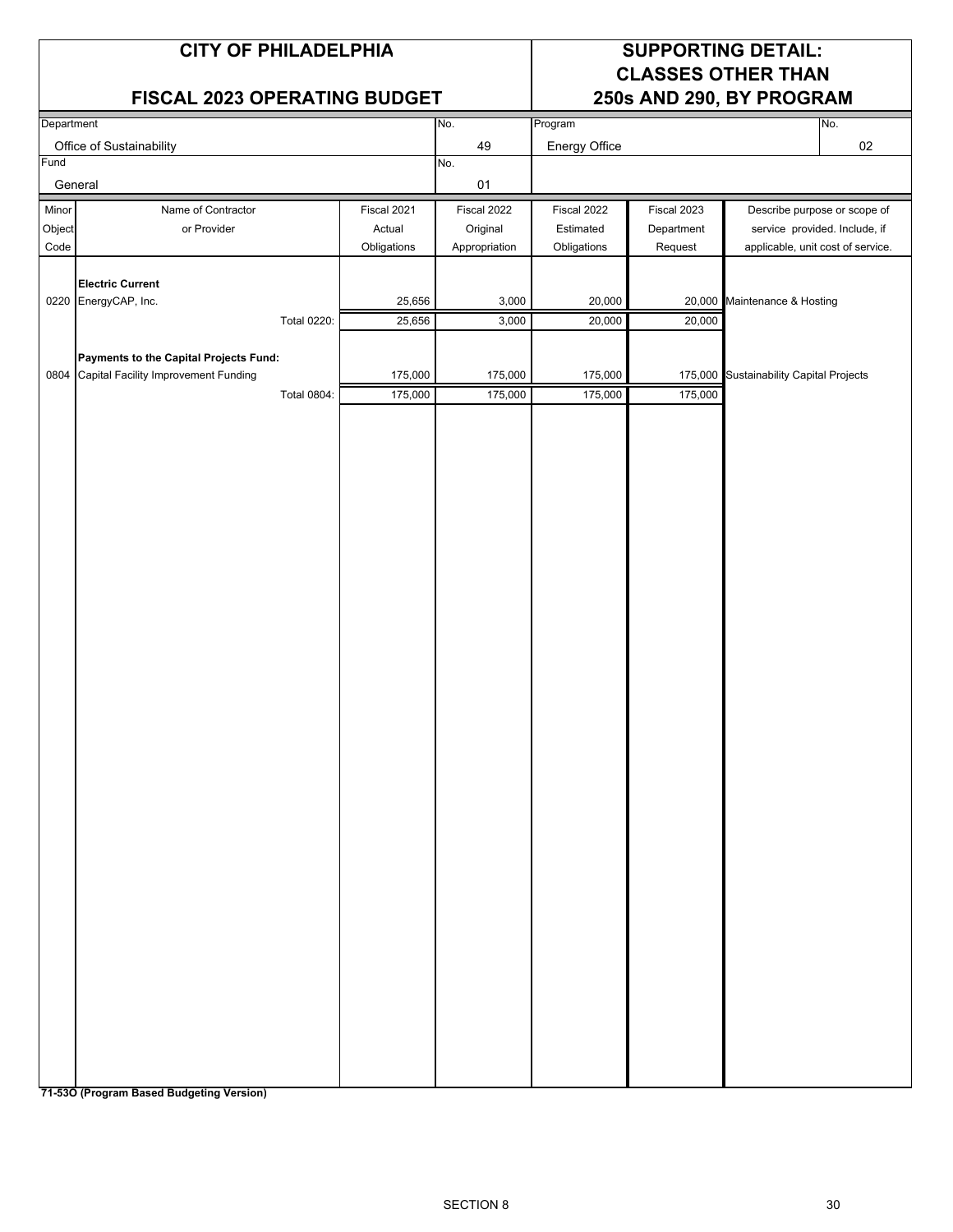# CITY OF PHILADELPHIA

## FISCAL 2023 OPERATING BUDGET

## SUPPORTING DETAIL: CLASSES OTHER THAN 250s AND 290, BY PROGRAM

| Department | No. | Program | No. |
|---|---|---|---|
| Office of Sustainability | 49 | Energy Office | 02 |
| **Fund** | **No.** | | |
| General | 01 | | |

| Minor Object Code | Name of Contractor or Provider | Fiscal 2021 Actual Obligations | Fiscal 2022 Original Appropriation | Fiscal 2022 Estimated Obligations | Fiscal 2023 Department Request | Describe purpose or scope of service provided. Include, if applicable, unit cost of service. |
|---|---|---|---|---|---|---|
| | **Electric Current** | | | | | |
| 0220 | EnergyCAP, Inc. | 25,656 | 3,000 | 20,000 | 20,000 | Maintenance & Hosting |
| | Total 0220: | 25,656 | 3,000 | 20,000 | 20,000 | |
| | **Payments to the Capital Projects Fund:** | | | | | |
| 0804 | Capital Facility Improvement Funding | 175,000 | 175,000 | 175,000 | 175,000 | Sustainability Capital Projects |
| | Total 0804: | 175,000 | 175,000 | 175,000 | 175,000 | |

**71-53O (Program Based Budgeting Version)**

SECTION 8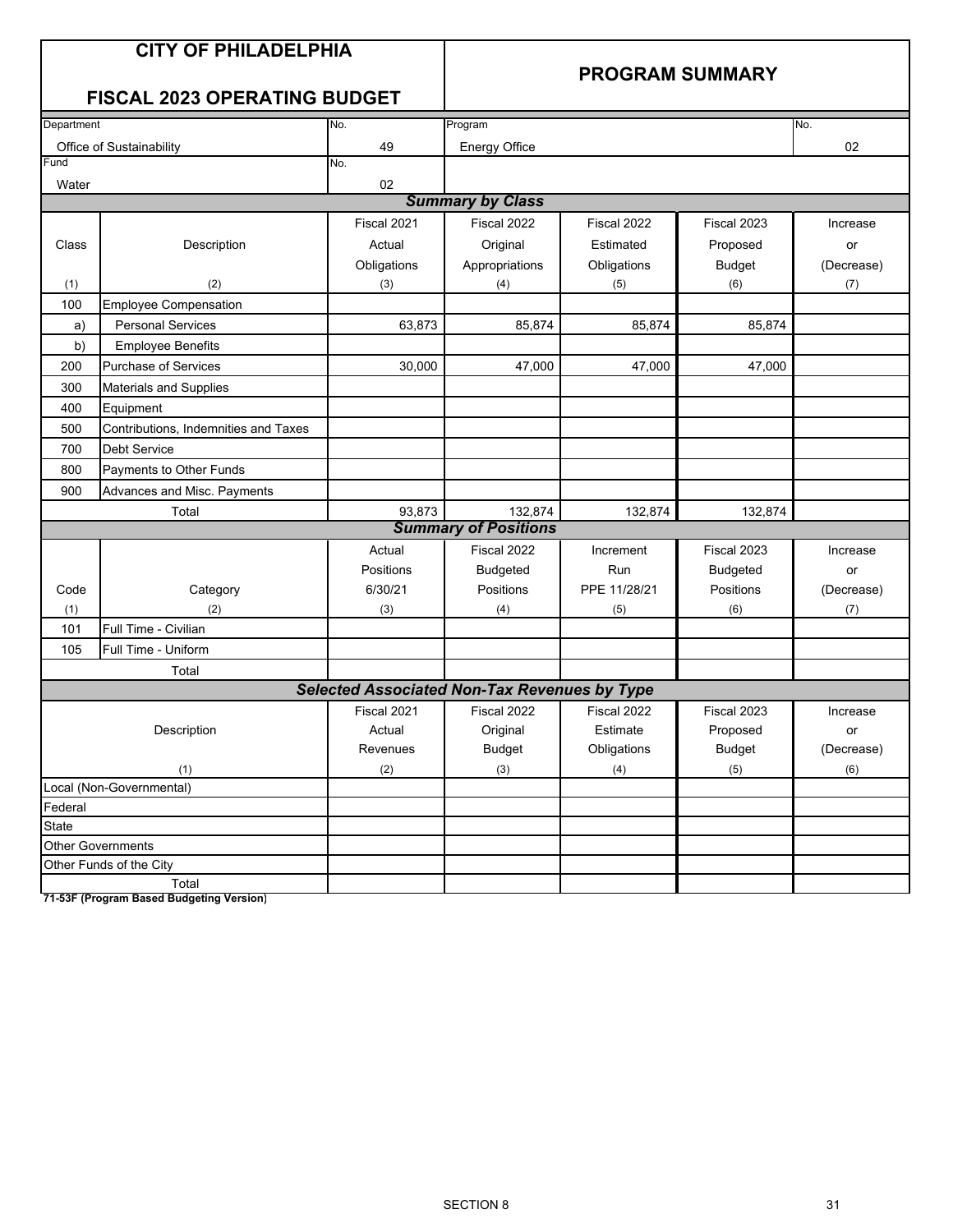# CITY OF PHILADELPHIA

## FISCAL 2023 OPERATING BUDGET

## PROGRAM SUMMARY

| Department | No. | Program | No. |
|---|---|---|---|
| Office of Sustainability | 49 | Energy Office | 02 |
| Fund | No. | | |
| Water | 02 | | |

### *Summary by Class*

| Class (1) | Description (2) | Fiscal 2021 Actual Obligations (3) | Fiscal 2022 Original Appropriations (4) | Fiscal 2022 Estimated Obligations (5) | Fiscal 2023 Proposed Budget (6) | Increase or (Decrease) (7) |
|---|---|---|---|---|---|---|
| 100 | Employee Compensation | | | | | |
| a) | Personal Services | 63,873 | 85,874 | 85,874 | 85,874 | |
| b) | Employee Benefits | | | | | |
| 200 | Purchase of Services | 30,000 | 47,000 | 47,000 | 47,000 | |
| 300 | Materials and Supplies | | | | | |
| 400 | Equipment | | | | | |
| 500 | Contributions, Indemnities and Taxes | | | | | |
| 700 | Debt Service | | | | | |
| 800 | Payments to Other Funds | | | | | |
| 900 | Advances and Misc. Payments | | | | | |
| | Total | 93,873 | 132,874 | 132,874 | 132,874 | |

### *Summary of Positions*

| Code (1) | Category (2) | Actual Positions 6/30/21 (3) | Fiscal 2022 Budgeted Positions (4) | Increment Run PPE 11/28/21 (5) | Fiscal 2023 Budgeted Positions (6) | Increase or (Decrease) (7) |
|---|---|---|---|---|---|---|
| 101 | Full Time - Civilian | | | | | |
| 105 | Full Time - Uniform | | | | | |
| | Total | | | | | |

### *Selected Associated Non-Tax Revenues by Type*

| Description (1) | Fiscal 2021 Actual Revenues (2) | Fiscal 2022 Original Budget (3) | Fiscal 2022 Estimate Obligations (4) | Fiscal 2023 Proposed Budget (5) | Increase or (Decrease) (6) |
|---|---|---|---|---|---|
| Local (Non-Governmental) | | | | | |
| Federal | | | | | |
| State | | | | | |
| Other Governments | | | | | |
| Other Funds of the City | | | | | |
| Total | | | | | |

**71-53F (Program Based Budgeting Version)**

SECTION 8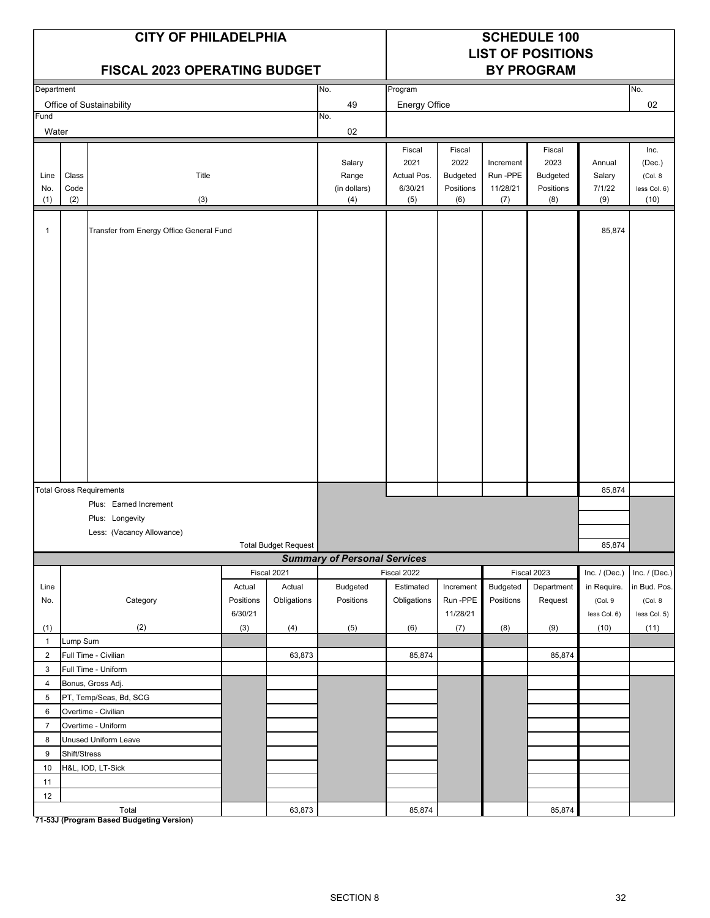# CITY OF PHILADELPHIA

## FISCAL 2023 OPERATING BUDGET

# SCHEDULE 100
## LIST OF POSITIONS
## BY PROGRAM

| Department | No. | Program | No. |
|---|---|---|---|
| Office of Sustainability | 49 | Energy Office | 02 |
| **Fund** | **No.** | | |
| Water | 02 | | |

| Line No. (1) | Class Code (2) | Title (3) | Salary Range (in dollars) (4) | Fiscal 2021 Actual Pos. 6/30/21 (5) | Fiscal 2022 Budgeted Positions (6) | Increment Run -PPE 11/28/21 (7) | Fiscal 2023 Budgeted Positions (8) | Annual Salary 7/1/22 (9) | Inc. (Dec.) (Col. 8 less Col. 6) (10) |
|---|---|---|---|---|---|---|---|---|---|
| 1 | | Transfer from Energy Office General Fund | | | | | | 85,874 | |
| | | Total Gross Requirements | | | | | | 85,874 | |
| | | Plus: Earned Increment | | | | | | | |
| | | Plus: Longevity | | | | | | | |
| | | Less: (Vacancy Allowance) | | | | | | | |
| | | Total Budget Request | | | | | | 85,874 | |

### *Summary of Personal Services*

| Line No. (1) | Category (2) | Fiscal 2021 Actual Positions 6/30/21 (3) | Fiscal 2021 Actual Obligations (4) | Fiscal 2022 Budgeted Positions (5) | Fiscal 2022 Estimated Obligations (6) | Fiscal 2022 Increment Run -PPE 11/28/21 (7) | Fiscal 2023 Budgeted Positions (8) | Fiscal 2023 Department Request (9) | Inc. / (Dec.) in Require. (Col. 9 less Col. 6) (10) | Inc. / (Dec.) in Bud. Pos. (Col. 8 less Col. 5) (11) |
|---|---|---|---|---|---|---|---|---|---|---|
| 1 | Lump Sum | | | | | | | | | |
| 2 | Full Time - Civilian | | 63,873 | | 85,874 | | | 85,874 | | |
| 3 | Full Time - Uniform | | | | | | | | | |
| 4 | Bonus, Gross Adj. | | | | | | | | | |
| 5 | PT, Temp/Seas, Bd, SCG | | | | | | | | | |
| 6 | Overtime - Civilian | | | | | | | | | |
| 7 | Overtime - Uniform | | | | | | | | | |
| 8 | Unused Uniform Leave | | | | | | | | | |
| 9 | Shift/Stress | | | | | | | | | |
| 10 | H&L, IOD, LT-Sick | | | | | | | | | |
| 11 | | | | | | | | | | |
| 12 | | | | | | | | | | |
| | Total | | 63,873 | | 85,874 | | | 85,874 | | |

**71-53J (Program Based Budgeting Version)**

SECTION 8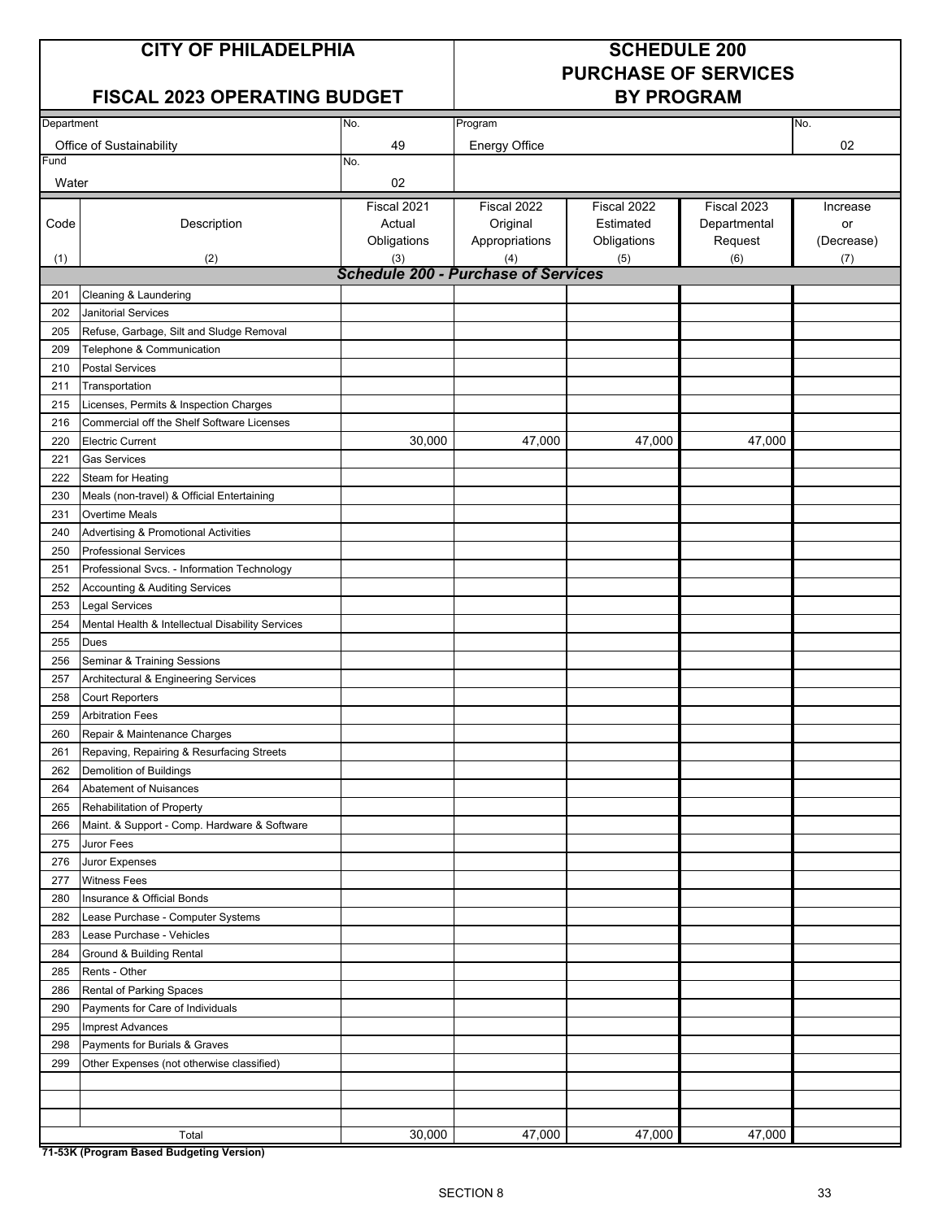# CITY OF PHILADELPHIA

## FISCAL 2023 OPERATING BUDGET

## SCHEDULE 200 PURCHASE OF SERVICES BY PROGRAM

| Department | No. | Program | No. |
|---|---|---|---|
| Office of Sustainability | 49 | Energy Office | 02 |
| **Fund** | **No.** | | |
| Water | 02 | | |

| Code (1) | Description (2) | Fiscal 2021 Actual Obligations (3) | Fiscal 2022 Original Appropriations (4) | Fiscal 2022 Estimated Obligations (5) | Fiscal 2023 Departmental Request (6) | Increase or (Decrease) (7) |
|---|---|---|---|---|---|---|
| | ***Schedule 200 - Purchase of Services*** | | | | | |
| 201 | Cleaning & Laundering | | | | | |
| 202 | Janitorial Services | | | | | |
| 205 | Refuse, Garbage, Silt and Sludge Removal | | | | | |
| 209 | Telephone & Communication | | | | | |
| 210 | Postal Services | | | | | |
| 211 | Transportation | | | | | |
| 215 | Licenses, Permits & Inspection Charges | | | | | |
| 216 | Commercial off the Shelf Software Licenses | | | | | |
| 220 | Electric Current | 30,000 | 47,000 | 47,000 | 47,000 | |
| 221 | Gas Services | | | | | |
| 222 | Steam for Heating | | | | | |
| 230 | Meals (non-travel) & Official Entertaining | | | | | |
| 231 | Overtime Meals | | | | | |
| 240 | Advertising & Promotional Activities | | | | | |
| 250 | Professional Services | | | | | |
| 251 | Professional Svcs. - Information Technology | | | | | |
| 252 | Accounting & Auditing Services | | | | | |
| 253 | Legal Services | | | | | |
| 254 | Mental Health & Intellectual Disability Services | | | | | |
| 255 | Dues | | | | | |
| 256 | Seminar & Training Sessions | | | | | |
| 257 | Architectural & Engineering Services | | | | | |
| 258 | Court Reporters | | | | | |
| 259 | Arbitration Fees | | | | | |
| 260 | Repair & Maintenance Charges | | | | | |
| 261 | Repaving, Repairing & Resurfacing Streets | | | | | |
| 262 | Demolition of Buildings | | | | | |
| 264 | Abatement of Nuisances | | | | | |
| 265 | Rehabilitation of Property | | | | | |
| 266 | Maint. & Support - Comp. Hardware & Software | | | | | |
| 275 | Juror Fees | | | | | |
| 276 | Juror Expenses | | | | | |
| 277 | Witness Fees | | | | | |
| 280 | Insurance & Official Bonds | | | | | |
| 282 | Lease Purchase - Computer Systems | | | | | |
| 283 | Lease Purchase - Vehicles | | | | | |
| 284 | Ground & Building Rental | | | | | |
| 285 | Rents - Other | | | | | |
| 286 | Rental of Parking Spaces | | | | | |
| 290 | Payments for Care of Individuals | | | | | |
| 295 | Imprest Advances | | | | | |
| 298 | Payments for Burials & Graves | | | | | |
| 299 | Other Expenses (not otherwise classified) | | | | | |
| | | | | | | |
| | | | | | | |
| | | | | | | |
| | Total | 30,000 | 47,000 | 47,000 | 47,000 | |

**71-53K (Program Based Budgeting Version)**

SECTION 8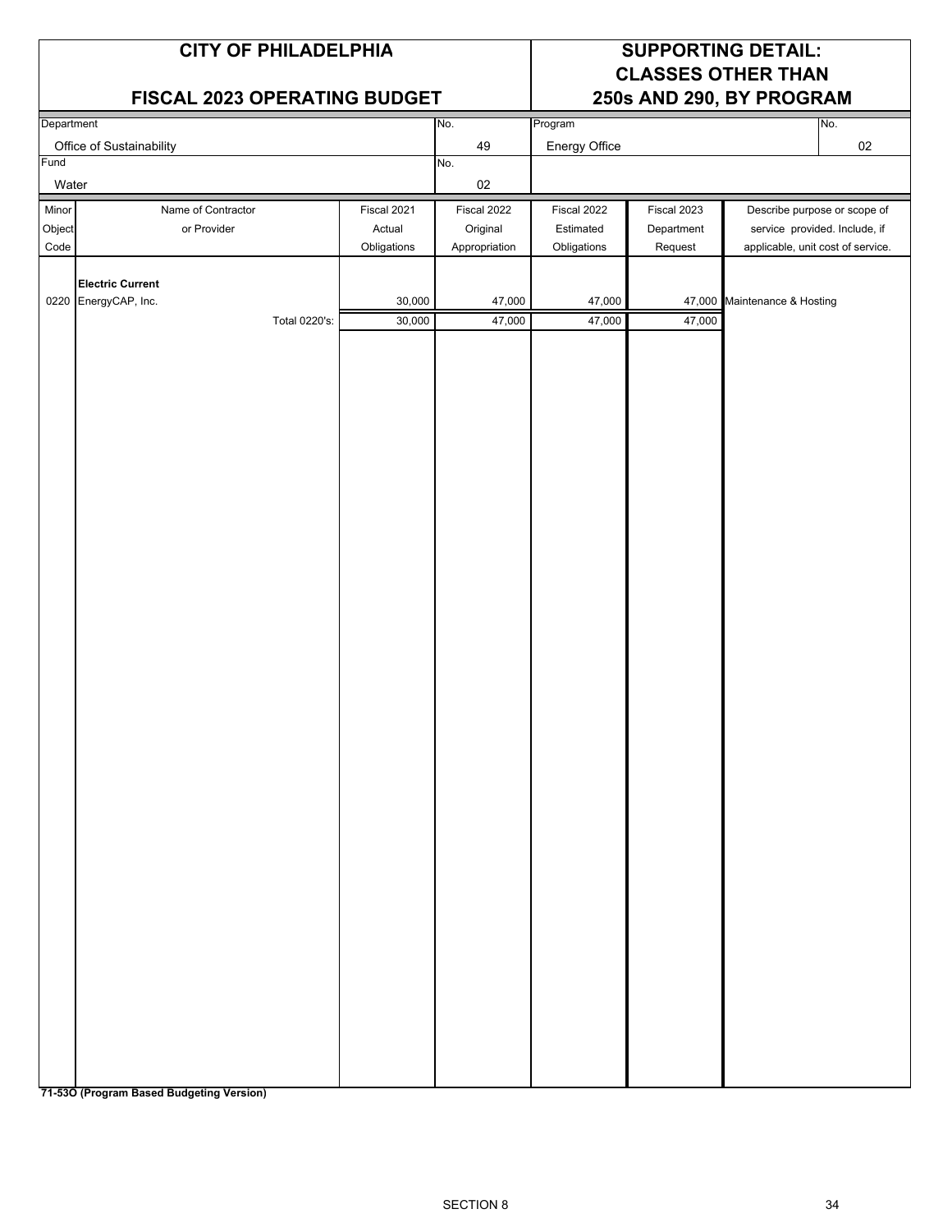# CITY OF PHILADELPHIA

## FISCAL 2023 OPERATING BUDGET

## SUPPORTING DETAIL: CLASSES OTHER THAN 250s AND 290, BY PROGRAM

| Department | No. | Program | No. |
|---|---|---|---|
| Office of Sustainability | 49 | Energy Office | 02 |
| **Fund** | **No.** | | |
| Water | 02 | | |

| Minor Object Code | Name of Contractor or Provider | Fiscal 2021 Actual Obligations | Fiscal 2022 Original Appropriation | Fiscal 2022 Estimated Obligations | Fiscal 2023 Department Request | Describe purpose or scope of service provided. Include, if applicable, unit cost of service. |
|---|---|---|---|---|---|---|
| | **Electric Current** | | | | | |
| 0220 | EnergyCAP, Inc. | 30,000 | 47,000 | 47,000 | 47,000 | Maintenance & Hosting |
| | Total 0220's: | 30,000 | 47,000 | 47,000 | 47,000 | |

**71-53O (Program Based Budgeting Version)**

SECTION 8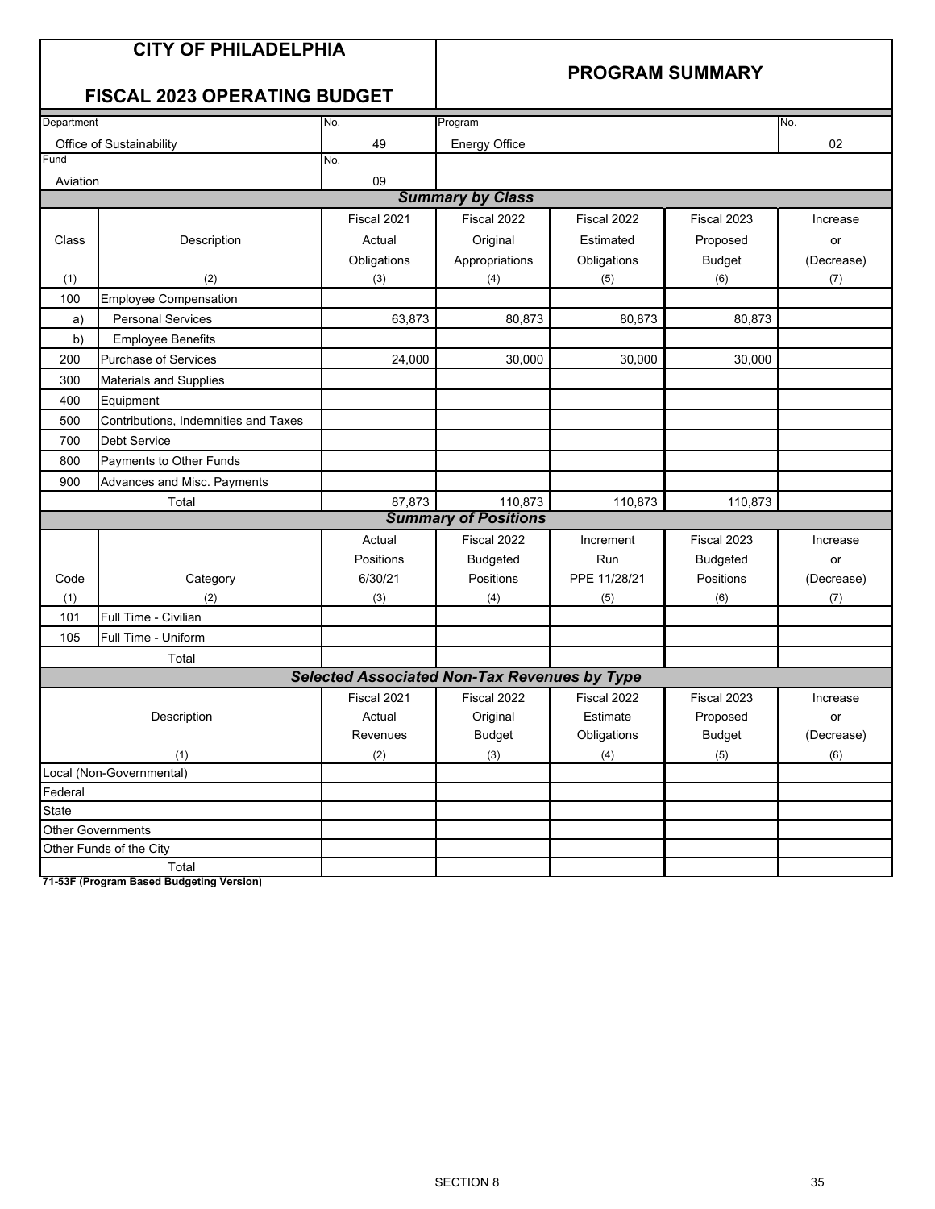# CITY OF PHILADELPHIA

## FISCAL 2023 OPERATING BUDGET

## PROGRAM SUMMARY

| Department | No. | Program | No. |
|---|---|---|---|
| Office of Sustainability | 49 | Energy Office | 02 |
| Fund | No. | | |
| Aviation | 09 | | |

### *Summary by Class*

| Class | Description | Fiscal 2021 Actual Obligations | Fiscal 2022 Original Appropriations | Fiscal 2022 Estimated Obligations | Fiscal 2023 Proposed Budget | Increase or (Decrease) |
|---|---|---|---|---|---|---|
| (1) | (2) | (3) | (4) | (5) | (6) | (7) |
| 100 | Employee Compensation | | | | | |
| a) | Personal Services | 63,873 | 80,873 | 80,873 | 80,873 | |
| b) | Employee Benefits | | | | | |
| 200 | Purchase of Services | 24,000 | 30,000 | 30,000 | 30,000 | |
| 300 | Materials and Supplies | | | | | |
| 400 | Equipment | | | | | |
| 500 | Contributions, Indemnities and Taxes | | | | | |
| 700 | Debt Service | | | | | |
| 800 | Payments to Other Funds | | | | | |
| 900 | Advances and Misc. Payments | | | | | |
| | Total | 87,873 | 110,873 | 110,873 | 110,873 | |

### *Summary of Positions*

| Code | Category | Actual Positions 6/30/21 | Fiscal 2022 Budgeted Positions | Increment Run PPE 11/28/21 | Fiscal 2023 Budgeted Positions | Increase or (Decrease) |
|---|---|---|---|---|---|---|
| (1) | (2) | (3) | (4) | (5) | (6) | (7) |
| 101 | Full Time - Civilian | | | | | |
| 105 | Full Time - Uniform | | | | | |
| | Total | | | | | |

### *Selected Associated Non-Tax Revenues by Type*

| Description | Fiscal 2021 Actual Revenues | Fiscal 2022 Original Budget | Fiscal 2022 Estimate Obligations | Fiscal 2023 Proposed Budget | Increase or (Decrease) |
|---|---|---|---|---|---|
| (1) | (2) | (3) | (4) | (5) | (6) |
| Local (Non-Governmental) | | | | | |
| Federal | | | | | |
| State | | | | | |
| Other Governments | | | | | |
| Other Funds of the City | | | | | |
| Total | | | | | |

**71-53F (Program Based Budgeting Version)**

SECTION 8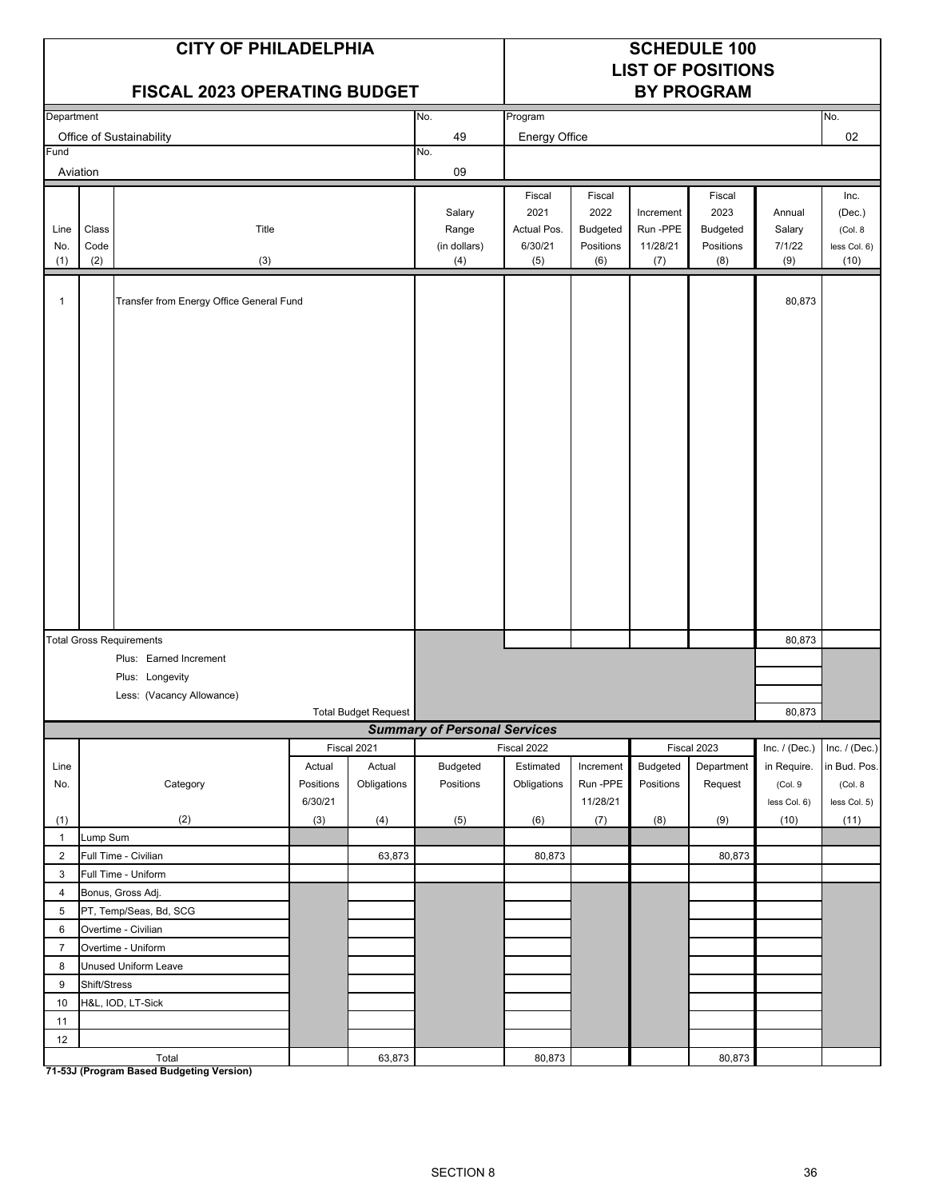# CITY OF PHILADELPHIA

## FISCAL 2023 OPERATING BUDGET

## SCHEDULE 100 LIST OF POSITIONS BY PROGRAM

| Department | No. | Program | No. |
|---|---|---|---|
| Office of Sustainability | 49 | Energy Office | 02 |
| **Fund** | **No.** | | |
| Aviation | 09 | | |

| Line No. (1) | Class Code (2) | Title (3) | Salary Range (in dollars) (4) | Fiscal 2021 Actual Pos. 6/30/21 (5) | Fiscal 2022 Budgeted Positions (6) | Increment Run -PPE 11/28/21 (7) | Fiscal 2023 Budgeted Positions (8) | Annual Salary 7/1/22 (9) | Inc. (Dec.) (Col. 8 less Col. 6) (10) |
|---|---|---|---|---|---|---|---|---|---|
| 1 | | Transfer from Energy Office General Fund | | | | | | 80,873 | |
| Total Gross Requirements | | | | | | | | 80,873 | |
| | | Plus: Earned Increment | | | | | | | |
| | | Plus: Longevity | | | | | | | |
| | | Less: (Vacancy Allowance) | | | | | | | |
| | | Total Budget Request | | | | | | 80,873 | |

### Summary of Personal Services

| Line No. (1) | Category (2) | Fiscal 2021 Actual Positions 6/30/21 (3) | Fiscal 2021 Actual Obligations (4) | Fiscal 2022 Budgeted Positions (5) | Fiscal 2022 Estimated Obligations (6) | Fiscal 2022 Increment Run -PPE 11/28/21 (7) | Fiscal 2023 Budgeted Positions (8) | Fiscal 2023 Department Request (9) | Inc. / (Dec.) in Require. (Col. 9 less Col. 6) (10) | Inc. / (Dec.) in Bud. Pos. (Col. 8 less Col. 5) (11) |
|---|---|---|---|---|---|---|---|---|---|---|
| 1 | Lump Sum | | | | | | | | | |
| 2 | Full Time - Civilian | | 63,873 | | 80,873 | | | 80,873 | | |
| 3 | Full Time - Uniform | | | | | | | | | |
| 4 | Bonus, Gross Adj. | | | | | | | | | |
| 5 | PT, Temp/Seas, Bd, SCG | | | | | | | | | |
| 6 | Overtime - Civilian | | | | | | | | | |
| 7 | Overtime - Uniform | | | | | | | | | |
| 8 | Unused Uniform Leave | | | | | | | | | |
| 9 | Shift/Stress | | | | | | | | | |
| 10 | H&L, IOD, LT-Sick | | | | | | | | | |
| 11 | | | | | | | | | | |
| 12 | | | | | | | | | | |
| | Total | | 63,873 | | 80,873 | | | 80,873 | | |

**71-53J (Program Based Budgeting Version)**

SECTION 8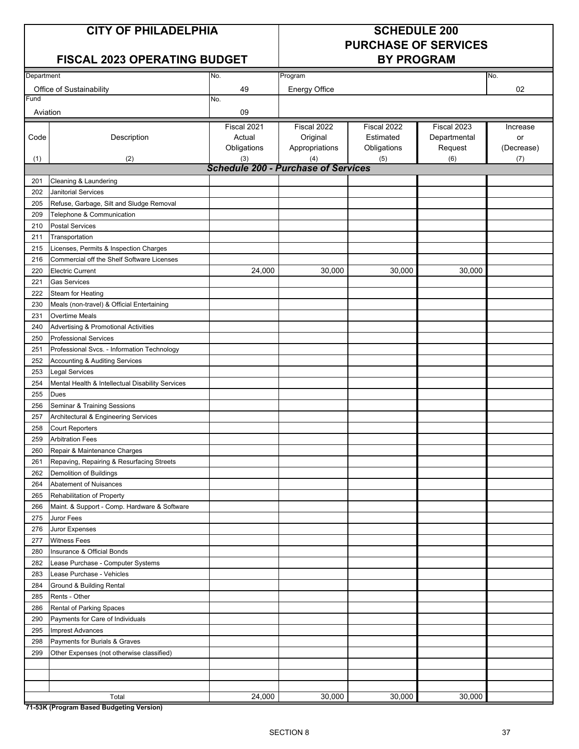| CITY OF PHILADELPHIA<br>FISCAL 2023 OPERATING BUDGET | | | SCHEDULE 200<br>PURCHASE OF SERVICES<br>BY PROGRAM | | | |
|---|---|---|---|---|---|---|
| Department: Office of Sustainability | | No. 49 | Program: Energy Office | | | No. 02 |
| Fund: Aviation | | No. 09 | | | | |
| Code<br>(1) | Description<br>(2) | Fiscal 2021 Actual Obligations<br>(3) | Fiscal 2022 Original Appropriations<br>(4) | Fiscal 2022 Estimated Obligations<br>(5) | Fiscal 2023 Departmental Request<br>(6) | Increase or (Decrease)<br>(7) |
| | ***Schedule 200 - Purchase of Services*** | | | | | |
| 201 | Cleaning & Laundering | | | | | |
| 202 | Janitorial Services | | | | | |
| 205 | Refuse, Garbage, Silt and Sludge Removal | | | | | |
| 209 | Telephone & Communication | | | | | |
| 210 | Postal Services | | | | | |
| 211 | Transportation | | | | | |
| 215 | Licenses, Permits & Inspection Charges | | | | | |
| 216 | Commercial off the Shelf Software Licenses | | | | | |
| 220 | Electric Current | 24,000 | 30,000 | 30,000 | 30,000 | |
| 221 | Gas Services | | | | | |
| 222 | Steam for Heating | | | | | |
| 230 | Meals (non-travel) & Official Entertaining | | | | | |
| 231 | Overtime Meals | | | | | |
| 240 | Advertising & Promotional Activities | | | | | |
| 250 | Professional Services | | | | | |
| 251 | Professional Svcs. - Information Technology | | | | | |
| 252 | Accounting & Auditing Services | | | | | |
| 253 | Legal Services | | | | | |
| 254 | Mental Health & Intellectual Disability Services | | | | | |
| 255 | Dues | | | | | |
| 256 | Seminar & Training Sessions | | | | | |
| 257 | Architectural & Engineering Services | | | | | |
| 258 | Court Reporters | | | | | |
| 259 | Arbitration Fees | | | | | |
| 260 | Repair & Maintenance Charges | | | | | |
| 261 | Repaving, Repairing & Resurfacing Streets | | | | | |
| 262 | Demolition of Buildings | | | | | |
| 264 | Abatement of Nuisances | | | | | |
| 265 | Rehabilitation of Property | | | | | |
| 266 | Maint. & Support - Comp. Hardware & Software | | | | | |
| 275 | Juror Fees | | | | | |
| 276 | Juror Expenses | | | | | |
| 277 | Witness Fees | | | | | |
| 280 | Insurance & Official Bonds | | | | | |
| 282 | Lease Purchase - Computer Systems | | | | | |
| 283 | Lease Purchase - Vehicles | | | | | |
| 284 | Ground & Building Rental | | | | | |
| 285 | Rents - Other | | | | | |
| 286 | Rental of Parking Spaces | | | | | |
| 290 | Payments for Care of Individuals | | | | | |
| 295 | Imprest Advances | | | | | |
| 298 | Payments for Burials & Graves | | | | | |
| 299 | Other Expenses (not otherwise classified) | | | | | |
| | | | | | | |
| | | | | | | |
| | | | | | | |
| | Total | 24,000 | 30,000 | 30,000 | 30,000 | |

**71-53K (Program Based Budgeting Version)**

SECTION 8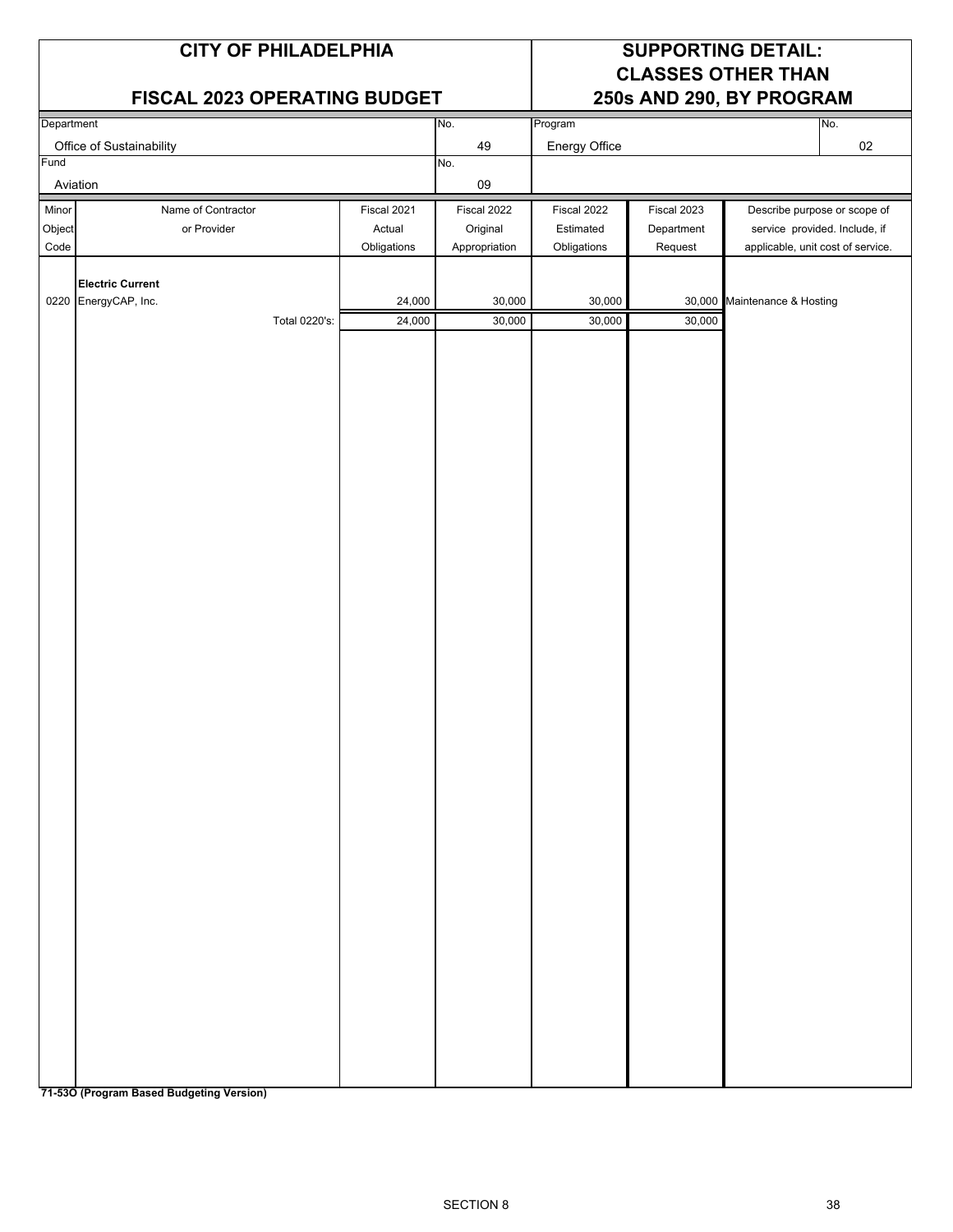# CITY OF PHILADELPHIA

## FISCAL 2023 OPERATING BUDGET

## SUPPORTING DETAIL: CLASSES OTHER THAN 250s AND 290, BY PROGRAM

| Department | No. | Program | No. |
|---|---|---|---|
| Office of Sustainability | 49 | Energy Office | 02 |
| Fund | No. | | |
| Aviation | 09 | | |

| Minor Object Code | Name of Contractor or Provider | Fiscal 2021 Actual Obligations | Fiscal 2022 Original Appropriation | Fiscal 2022 Estimated Obligations | Fiscal 2023 Department Request | Describe purpose or scope of service provided. Include, if applicable, unit cost of service. |
|---|---|---|---|---|---|---|
| | **Electric Current** | | | | | |
| 0220 | EnergyCAP, Inc. | 24,000 | 30,000 | 30,000 | 30,000 | Maintenance & Hosting |
| | Total 0220's: | 24,000 | 30,000 | 30,000 | 30,000 | |

**71-53O (Program Based Budgeting Version)**

SECTION 8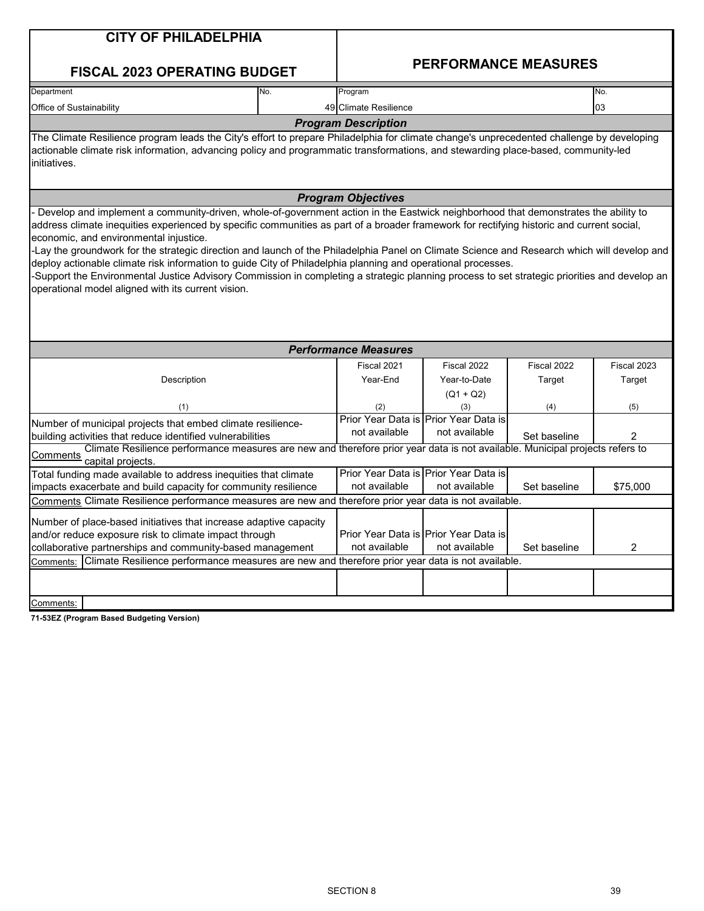# CITY OF PHILADELPHIA

## FISCAL 2023 OPERATING BUDGET

## PERFORMANCE MEASURES

| Department | No. | Program | No. |
|---|---|---|---|
| Office of Sustainability | 49 | Climate Resilience | 03 |

### *Program Description*

The Climate Resilience program leads the City's effort to prepare Philadelphia for climate change's unprecedented challenge by developing actionable climate risk information, advancing policy and programmatic transformations, and stewarding place-based, community-led initiatives.

### *Program Objectives*

- Develop and implement a community-driven, whole-of-government action in the Eastwick neighborhood that demonstrates the ability to address climate inequities experienced by specific communities as part of a broader framework for rectifying historic and current social, economic, and environmental injustice.
-Lay the groundwork for the strategic direction and launch of the Philadelphia Panel on Climate Science and Research which will develop and deploy actionable climate risk information to guide City of Philadelphia planning and operational processes.
-Support the Environmental Justice Advisory Commission in completing a strategic planning process to set strategic priorities and develop an operational model aligned with its current vision.

### *Performance Measures*

| Description | Fiscal 2021 Year-End | Fiscal 2022 Year-to-Date (Q1 + Q2) | Fiscal 2022 Target | Fiscal 2023 Target |
|---|---|---|---|---|
| (1) | (2) | (3) | (4) | (5) |
| Number of municipal projects that embed climate resilience-building activities that reduce identified vulnerabilities | Prior Year Data is not available | Prior Year Data is not available | Set baseline | 2 |
| Comments: Climate Resilience performance measures are new and therefore prior year data is not available. Municipal projects refers to capital projects. | | | | |
| Total funding made available to address inequities that climate impacts exacerbate and build capacity for community resilience | Prior Year Data is not available | Prior Year Data is not available | Set baseline | $75,000 |
| Comments: Climate Resilience performance measures are new and therefore prior year data is not available. | | | | |
| Number of place-based initiatives that increase adaptive capacity and/or reduce exposure risk to climate impact through collaborative partnerships and community-based management | Prior Year Data is not available | Prior Year Data is not available | Set baseline | 2 |
| Comments: Climate Resilience performance measures are new and therefore prior year data is not available. | | | | |
| | | | | |
| Comments: | | | | |

**71-53EZ (Program Based Budgeting Version)**

SECTION 8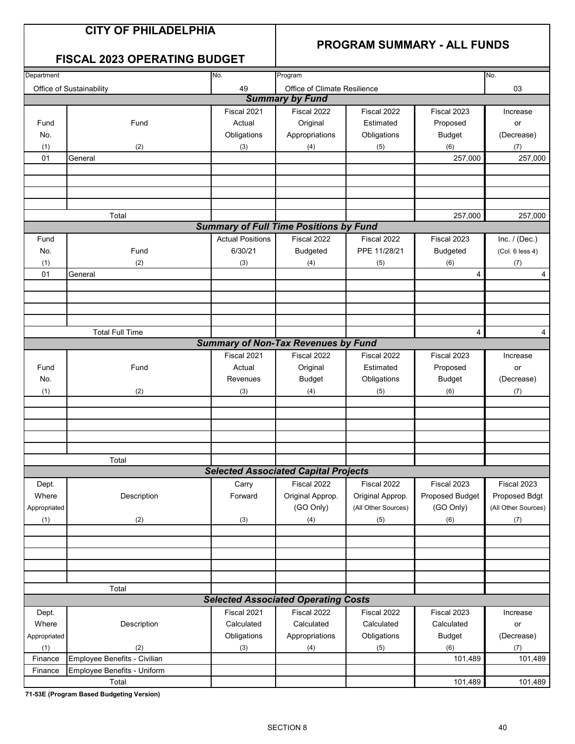# CITY OF PHILADELPHIA

## FISCAL 2023 OPERATING BUDGET

## PROGRAM SUMMARY - ALL FUNDS

| Department | No. | Program | No. |
|---|---|---|---|
| Office of Sustainability | 49 | Office of Climate Resilience | 03 |

### Summary by Fund

| Fund No. (1) | Fund (2) | Fiscal 2021 Actual Obligations (3) | Fiscal 2022 Original Appropriations (4) | Fiscal 2022 Estimated Obligations (5) | Fiscal 2023 Proposed Budget (6) | Increase or (Decrease) (7) |
|---|---|---|---|---|---|---|
| 01 | General | | | | 257,000 | 257,000 |
| | | | | | | |
| | | | | | | |
| | | | | | | |
| | | | | | | |
| | Total | | | | 257,000 | 257,000 |

### Summary of Full Time Positions by Fund

| Fund No. (1) | Fund (2) | Actual Positions 6/30/21 (3) | Fiscal 2022 Budgeted (4) | Fiscal 2022 PPE 11/28/21 (5) | Fiscal 2023 Budgeted (6) | Inc. / (Dec.) (Col. 6 less 4) (7) |
|---|---|---|---|---|---|---|
| 01 | General | | | | 4 | 4 |
| | | | | | | |
| | | | | | | |
| | | | | | | |
| | | | | | | |
| | Total Full Time | | | | 4 | 4 |

### Summary of Non-Tax Revenues by Fund

| Fund No. (1) | Fund (2) | Fiscal 2021 Actual Revenues (3) | Fiscal 2022 Original Budget (4) | Fiscal 2022 Estimated Obligations (5) | Fiscal 2023 Proposed Budget (6) | Increase or (Decrease) (7) |
|---|---|---|---|---|---|---|
| | | | | | | |
| | | | | | | |
| | | | | | | |
| | | | | | | |
| | | | | | | |
| | Total | | | | | |

### Selected Associated Capital Projects

| Dept. Where Appropriated (1) | Description (2) | Carry Forward (3) | Fiscal 2022 Original Approp. (GO Only) (4) | Fiscal 2022 Original Approp. (All Other Sources) (5) | Fiscal 2023 Proposed Budget (GO Only) (6) | Fiscal 2023 Proposed Bdgt (All Other Sources) (7) |
|---|---|---|---|---|---|---|
| | | | | | | |
| | | | | | | |
| | | | | | | |
| | | | | | | |
| | | | | | | |
| | Total | | | | | |

### Selected Associated Operating Costs

| Dept. Where Appropriated (1) | Description (2) | Fiscal 2021 Calculated Obligations (3) | Fiscal 2022 Calculated Appropriations (4) | Fiscal 2022 Calculated Obligations (5) | Fiscal 2023 Calculated Budget (6) | Increase or (Decrease) (7) |
|---|---|---|---|---|---|---|
| Finance | Employee Benefits - Civilian | | | | 101,489 | 101,489 |
| Finance | Employee Benefits - Uniform | | | | | |
| | Total | | | | 101,489 | 101,489 |

**71-53E (Program Based Budgeting Version)**

SECTION 8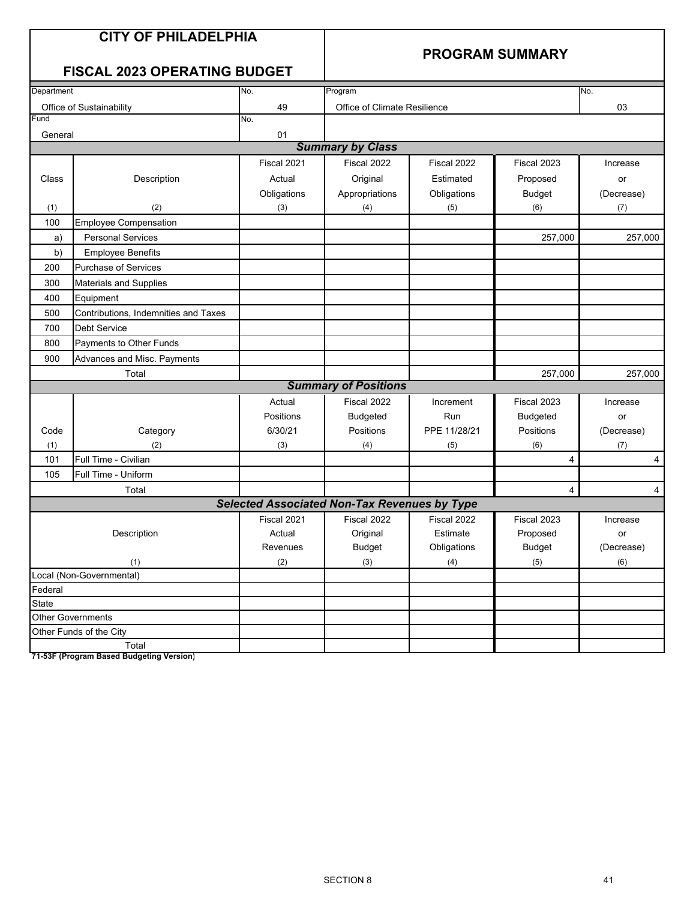# CITY OF PHILADELPHIA

## FISCAL 2023 OPERATING BUDGET

## PROGRAM SUMMARY

| Department | No. | Program | No. |
|---|---|---|---|
| Office of Sustainability | 49 | Office of Climate Resilience | 03 |
| **Fund** | **No.** | | |
| General | 01 | | |

### *Summary by Class*

| Class (1) | Description (2) | Fiscal 2021 Actual Obligations (3) | Fiscal 2022 Original Appropriations (4) | Fiscal 2022 Estimated Obligations (5) | Fiscal 2023 Proposed Budget (6) | Increase or (Decrease) (7) |
|---|---|---|---|---|---|---|
| 100 | Employee Compensation | | | | | |
| a) | Personal Services | | | | 257,000 | 257,000 |
| b) | Employee Benefits | | | | | |
| 200 | Purchase of Services | | | | | |
| 300 | Materials and Supplies | | | | | |
| 400 | Equipment | | | | | |
| 500 | Contributions, Indemnities and Taxes | | | | | |
| 700 | Debt Service | | | | | |
| 800 | Payments to Other Funds | | | | | |
| 900 | Advances and Misc. Payments | | | | | |
| | Total | | | | 257,000 | 257,000 |

### *Summary of Positions*

| Code (1) | Category (2) | Actual Positions 6/30/21 (3) | Fiscal 2022 Budgeted Positions (4) | Increment Run PPE 11/28/21 (5) | Fiscal 2023 Budgeted Positions (6) | Increase or (Decrease) (7) |
|---|---|---|---|---|---|---|
| 101 | Full Time - Civilian | | | | 4 | 4 |
| 105 | Full Time - Uniform | | | | | |
| | Total | | | | 4 | 4 |

### *Selected Associated Non-Tax Revenues by Type*

| Description (1) | Fiscal 2021 Actual Revenues (2) | Fiscal 2022 Original Budget (3) | Fiscal 2022 Estimate Obligations (4) | Fiscal 2023 Proposed Budget (5) | Increase or (Decrease) (6) |
|---|---|---|---|---|---|
| Local (Non-Governmental) | | | | | |
| Federal | | | | | |
| State | | | | | |
| Other Governments | | | | | |
| Other Funds of the City | | | | | |
| Total | | | | | |

**71-53F (Program Based Budgeting Version)**

SECTION 8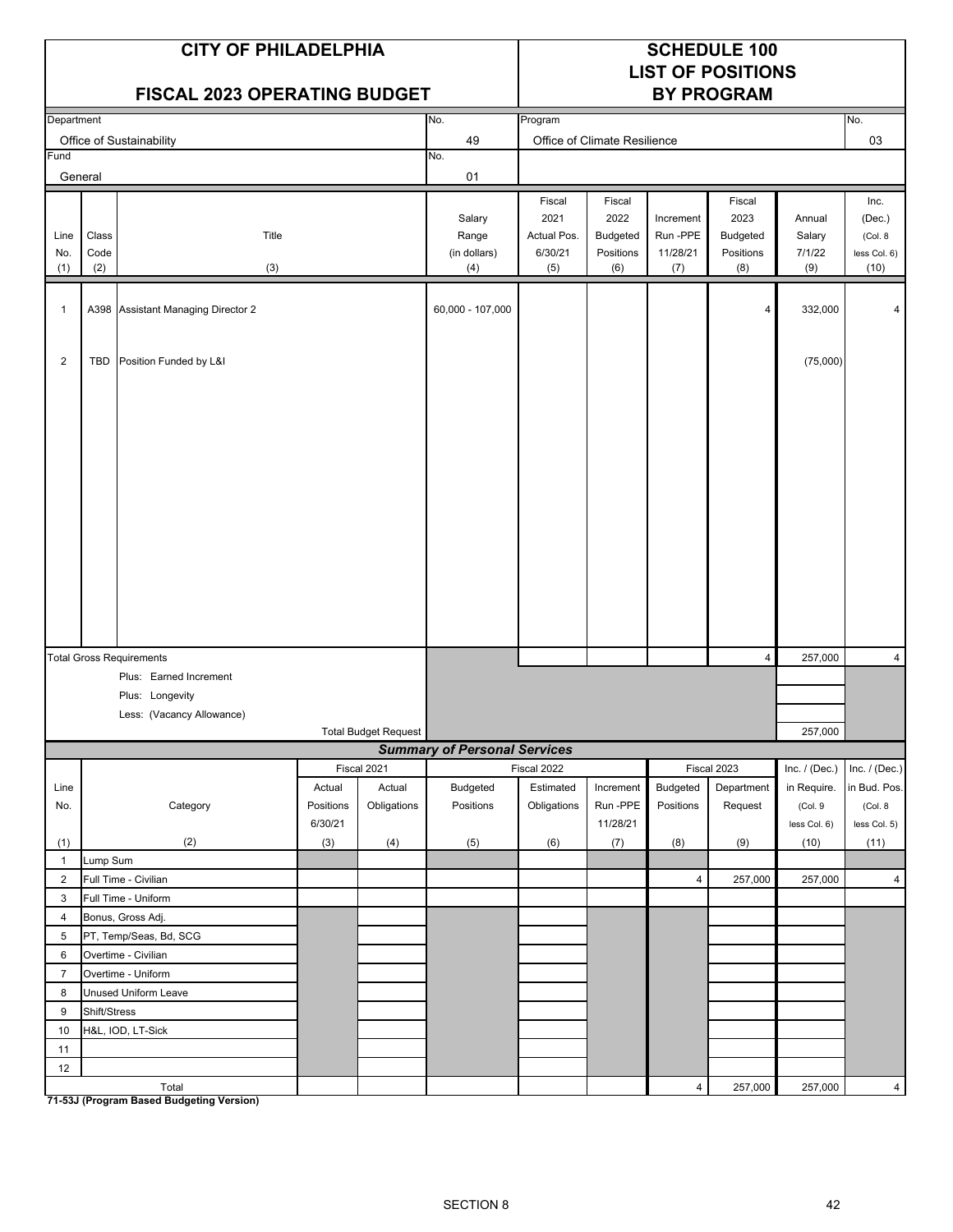# CITY OF PHILADELPHIA

## FISCAL 2023 OPERATING BUDGET

# SCHEDULE 100
# LIST OF POSITIONS
# BY PROGRAM

| Department | No. | Program | No. |
|---|---|---|---|
| Office of Sustainability | 49 | Office of Climate Resilience | 03 |
| **Fund** | **No.** | | |
| General | 01 | | |

| Line No. (1) | Class Code (2) | Title (3) | Salary Range (in dollars) (4) | Fiscal 2021 Actual Pos. 6/30/21 (5) | Fiscal 2022 Budgeted Positions (6) | Increment Run -PPE 11/28/21 (7) | Fiscal 2023 Budgeted Positions (8) | Annual Salary 7/1/22 (9) | Inc. (Dec.) (Col. 8 less Col. 6) (10) |
|---|---|---|---|---|---|---|---|---|---|
| 1 | A398 | Assistant Managing Director 2 | 60,000 - 107,000 | | | | 4 | 332,000 | 4 |
| 2 | TBD | Position Funded by L&I | | | | | | (75,000) | |
| | | Total Gross Requirements | | | | | 4 | 257,000 | 4 |
| | | Plus: Earned Increment | | | | | | | |
| | | Plus: Longevity | | | | | | | |
| | | Less: (Vacancy Allowance) | | | | | | | |
| | | Total Budget Request | | | | | | 257,000 | |

### *Summary of Personal Services*

| Line No. (1) | Category (2) | Fiscal 2021 Actual Positions 6/30/21 (3) | Fiscal 2021 Actual Obligations (4) | Fiscal 2022 Budgeted Positions (5) | Fiscal 2022 Estimated Obligations (6) | Fiscal 2022 Increment Run -PPE 11/28/21 (7) | Fiscal 2023 Budgeted Positions (8) | Fiscal 2023 Department Request (9) | Inc. / (Dec.) in Require. (Col. 9 less Col. 6) (10) | Inc. / (Dec.) in Bud. Pos. (Col. 8 less Col. 5) (11) |
|---|---|---|---|---|---|---|---|---|---|---|
| 1 | Lump Sum | | | | | | | | | |
| 2 | Full Time - Civilian | | | | | | 4 | 257,000 | 257,000 | 4 |
| 3 | Full Time - Uniform | | | | | | | | | |
| 4 | Bonus, Gross Adj. | | | | | | | | | |
| 5 | PT, Temp/Seas, Bd, SCG | | | | | | | | | |
| 6 | Overtime - Civilian | | | | | | | | | |
| 7 | Overtime - Uniform | | | | | | | | | |
| 8 | Unused Uniform Leave | | | | | | | | | |
| 9 | Shift/Stress | | | | | | | | | |
| 10 | H&L, IOD, LT-Sick | | | | | | | | | |
| 11 | | | | | | | | | | |
| 12 | | | | | | | | | | |
| | Total | | | | | | 4 | 257,000 | 257,000 | 4 |

**71-53J (Program Based Budgeting Version)**

SECTION 8